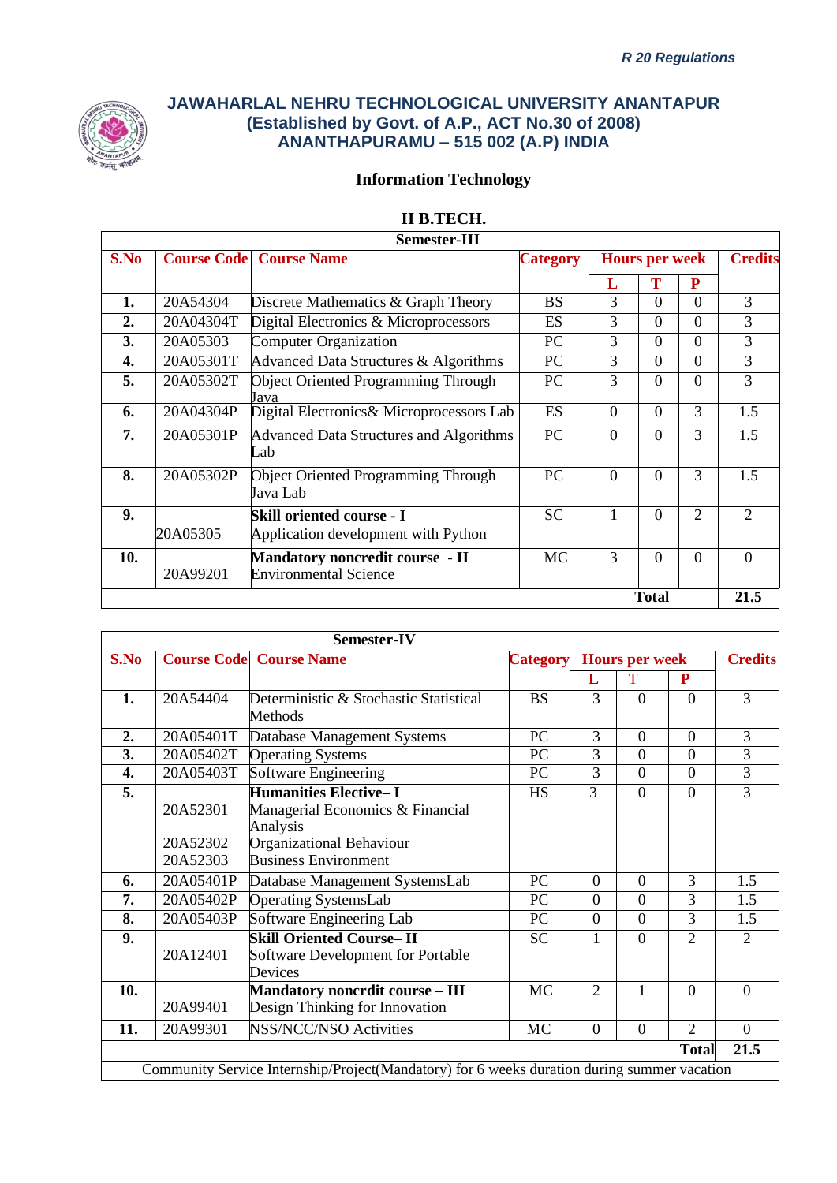R 20 Regulations

# JAWAHARLAL NEHRU TECHNOLOGICAL UNIVERSITY ANANTAPUR
## (Established by Govt. of A.P., ACT No.30 of 2008)
## ANANTHAPURAMU – 515 002 (A.P) INDIA

## Information Technology

### II B.TECH.

**Semester-III**

| S.No | Course Code | Course Name | Category | Hours per week | | | Credits |
|---|---|---|---|---|---|---|---|
| | | | | L | T | P | |
| 1. | 20A54304 | Discrete Mathematics & Graph Theory | BS | 3 | 0 | 0 | 3 |
| 2. | 20A04304T | Digital Electronics & Microprocessors | ES | 3 | 0 | 0 | 3 |
| 3. | 20A05303 | Computer Organization | PC | 3 | 0 | 0 | 3 |
| 4. | 20A05301T | Advanced Data Structures & Algorithms | PC | 3 | 0 | 0 | 3 |
| 5. | 20A05302T | Object Oriented Programming Through Java | PC | 3 | 0 | 0 | 3 |
| 6. | 20A04304P | Digital Electronics& Microprocessors Lab | ES | 0 | 0 | 3 | 1.5 |
| 7. | 20A05301P | Advanced Data Structures and Algorithms Lab | PC | 0 | 0 | 3 | 1.5 |
| 8. | 20A05302P | Object Oriented Programming Through Java Lab | PC | 0 | 0 | 3 | 1.5 |
| 9. | 20A05305 | **Skill oriented course - I** Application development with Python | SC | 1 | 0 | 2 | 2 |
| 10. | 20A99201 | **Mandatory noncredit course - II** Environmental Science | MC | 3 | 0 | 0 | 0 |
| | | | | | **Total** | | **21.5** |

**Semester-IV**

| S.No | Course Code | Course Name | Category | Hours per week | | | Credits |
|---|---|---|---|---|---|---|---|
| | | | | L | T | P | |
| 1. | 20A54404 | Deterministic & Stochastic Statistical Methods | BS | 3 | 0 | 0 | 3 |
| 2. | 20A05401T | Database Management Systems | PC | 3 | 0 | 0 | 3 |
| 3. | 20A05402T | Operating Systems | PC | 3 | 0 | 0 | 3 |
| 4. | 20A05403T | Software Engineering | PC | 3 | 0 | 0 | 3 |
| 5. | 20A52301<br>20A52302<br>20A52303 | **Humanities Elective– I**<br>Managerial Economics & Financial Analysis<br>Organizational Behaviour<br>Business Environment | HS | 3 | 0 | 0 | 3 |
| 6. | 20A05401P | Database Management SystemsLab | PC | 0 | 0 | 3 | 1.5 |
| 7. | 20A05402P | Operating SystemsLab | PC | 0 | 0 | 3 | 1.5 |
| 8. | 20A05403P | Software Engineering Lab | PC | 0 | 0 | 3 | 1.5 |
| 9. | 20A12401 | **Skill Oriented Course– II** Software Development for Portable Devices | SC | 1 | 0 | 2 | 2 |
| 10. | 20A99401 | **Mandatory noncrdit course – III** Design Thinking for Innovation | MC | 2 | 1 | 0 | 0 |
| 11. | 20A99301 | NSS/NCC/NSO Activities | MC | 0 | 0 | 2 | 0 |
| | | | | | | **Total** | **21.5** |
| Community Service Internship/Project(Mandatory) for 6 weeks duration during summer vacation | | | | | | | |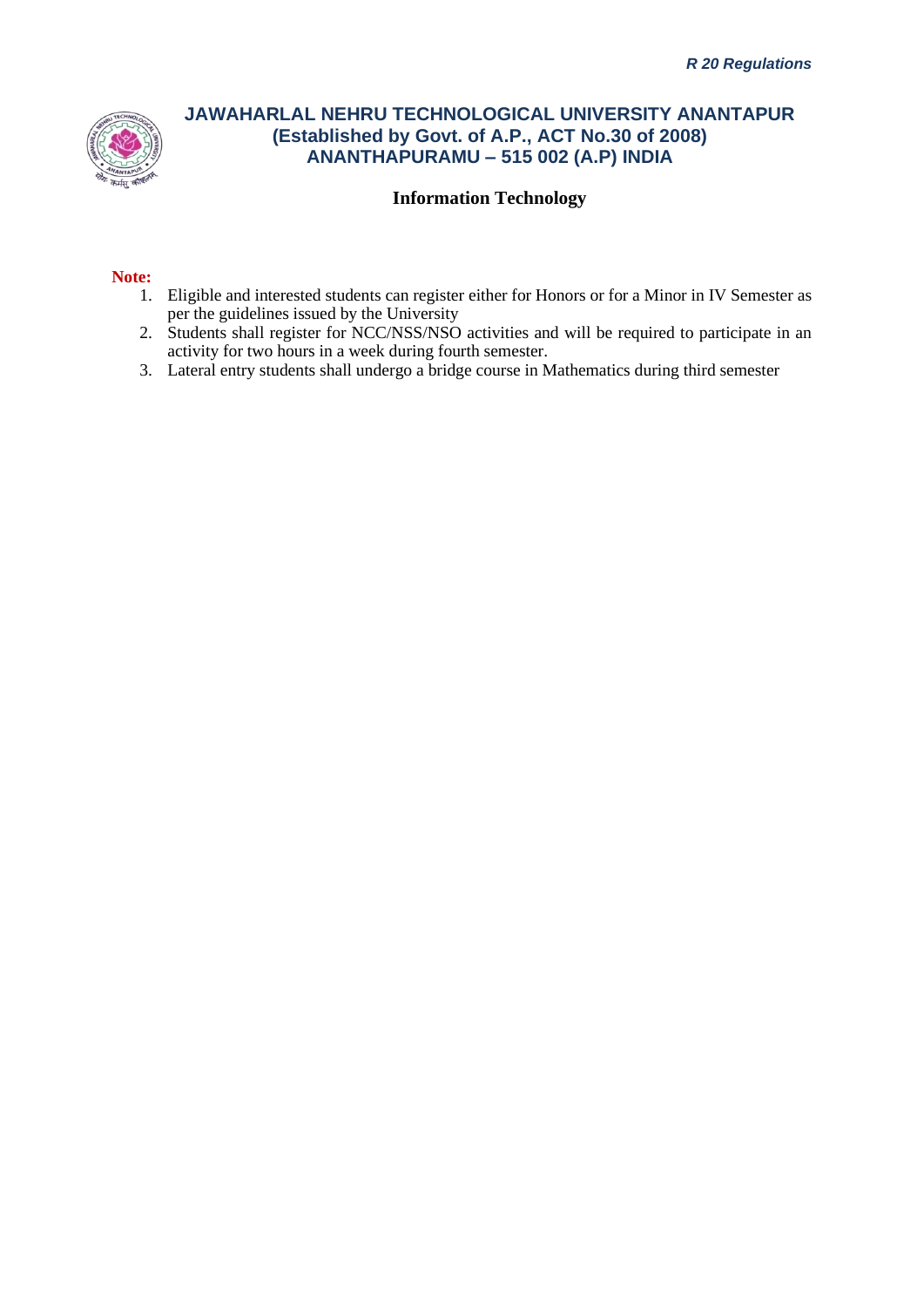# JAWAHARLAL NEHRU TECHNOLOGICAL UNIVERSITY ANANTAPUR
## (Established by Govt. of A.P., ACT No.30 of 2008)
## ANANTHAPURAMU – 515 002 (A.P) INDIA

### Information Technology

**Note:**

1. Eligible and interested students can register either for Honors or for a Minor in IV Semester as per the guidelines issued by the University
2. Students shall register for NCC/NSS/NSO activities and will be required to participate in an activity for two hours in a week during fourth semester.
3. Lateral entry students shall undergo a bridge course in Mathematics during third semester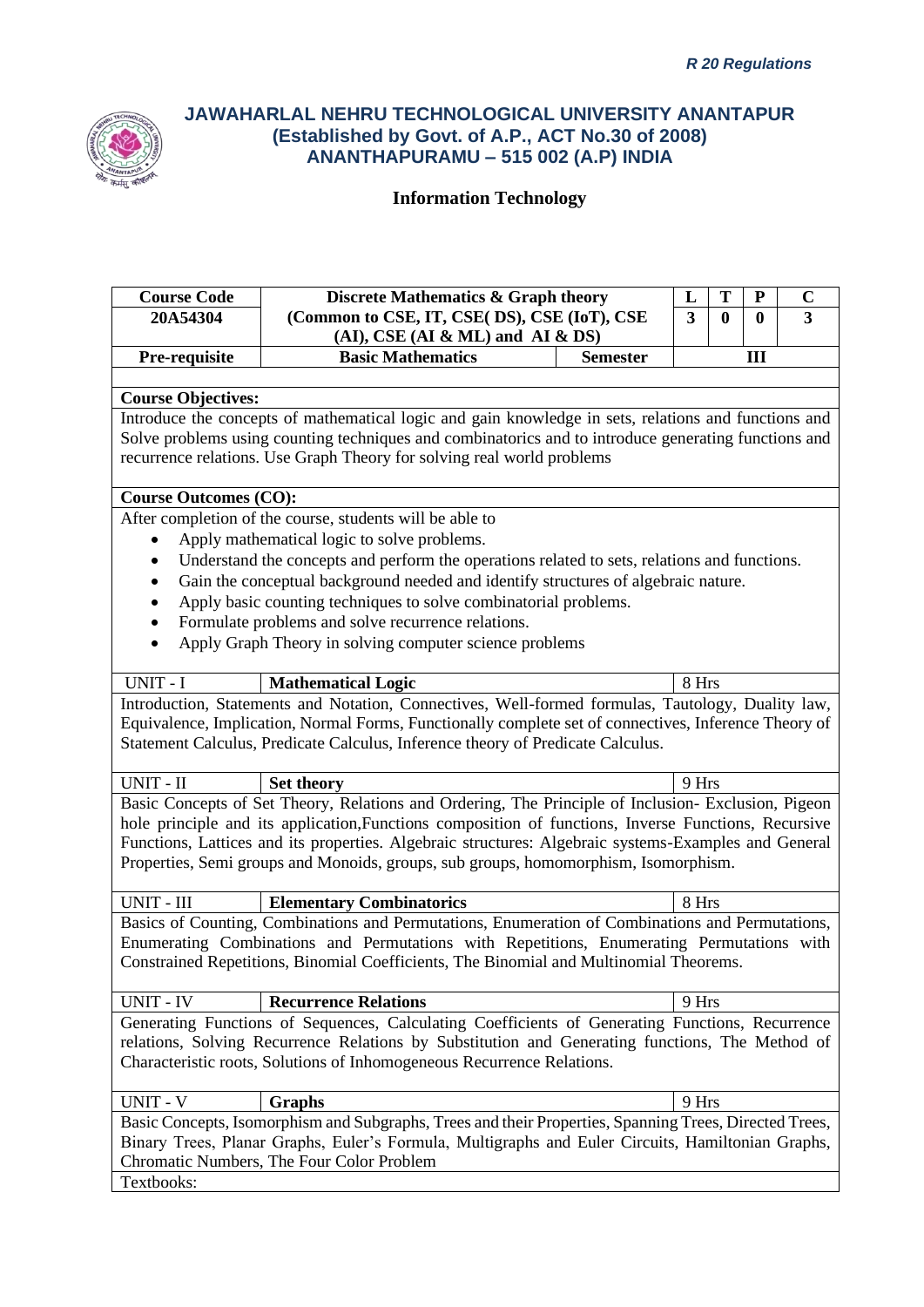*R 20 Regulations*

## JAWAHARLAL NEHRU TECHNOLOGICAL UNIVERSITY ANANTAPUR
## (Established by Govt. of A.P., ACT No.30 of 2008)
## ANANTHAPURAMU – 515 002 (A.P) INDIA

### Information Technology

| Course Code | Discrete Mathematics & Graph theory | | L | T | P | C |
|---|---|---|---|---|---|---|
| 20A54304 | (Common to CSE, IT, CSE( DS), CSE (IoT), CSE (AI), CSE (AI & ML) and AI & DS) | | 3 | 0 | 0 | 3 |
| Pre-requisite | Basic Mathematics | Semester | III | | | |

**Course Objectives:**

Introduce the concepts of mathematical logic and gain knowledge in sets, relations and functions and Solve problems using counting techniques and combinatorics and to introduce generating functions and recurrence relations. Use Graph Theory for solving real world problems

**Course Outcomes (CO):**

After completion of the course, students will be able to

- Apply mathematical logic to solve problems.
- Understand the concepts and perform the operations related to sets, relations and functions.
- Gain the conceptual background needed and identify structures of algebraic nature.
- Apply basic counting techniques to solve combinatorial problems.
- Formulate problems and solve recurrence relations.
- Apply Graph Theory in solving computer science problems

| UNIT - I | **Mathematical Logic** | 8 Hrs |
|---|---|---|

Introduction, Statements and Notation, Connectives, Well-formed formulas, Tautology, Duality law, Equivalence, Implication, Normal Forms, Functionally complete set of connectives, Inference Theory of Statement Calculus, Predicate Calculus, Inference theory of Predicate Calculus.

| UNIT - II | **Set theory** | 9 Hrs |
|---|---|---|

Basic Concepts of Set Theory, Relations and Ordering, The Principle of Inclusion- Exclusion, Pigeon hole principle and its application,Functions composition of functions, Inverse Functions, Recursive Functions, Lattices and its properties. Algebraic structures: Algebraic systems-Examples and General Properties, Semi groups and Monoids, groups, sub groups, homomorphism, Isomorphism.

| UNIT - III | **Elementary Combinatorics** | 8 Hrs |
|---|---|---|

Basics of Counting, Combinations and Permutations, Enumeration of Combinations and Permutations, Enumerating Combinations and Permutations with Repetitions, Enumerating Permutations with Constrained Repetitions, Binomial Coefficients, The Binomial and Multinomial Theorems.

| UNIT - IV | **Recurrence Relations** | 9 Hrs |
|---|---|---|

Generating Functions of Sequences, Calculating Coefficients of Generating Functions, Recurrence relations, Solving Recurrence Relations by Substitution and Generating functions, The Method of Characteristic roots, Solutions of Inhomogeneous Recurrence Relations.

| UNIT - V | **Graphs** | 9 Hrs |
|---|---|---|

Basic Concepts, Isomorphism and Subgraphs, Trees and their Properties, Spanning Trees, Directed Trees, Binary Trees, Planar Graphs, Euler's Formula, Multigraphs and Euler Circuits, Hamiltonian Graphs, Chromatic Numbers, The Four Color Problem

Textbooks: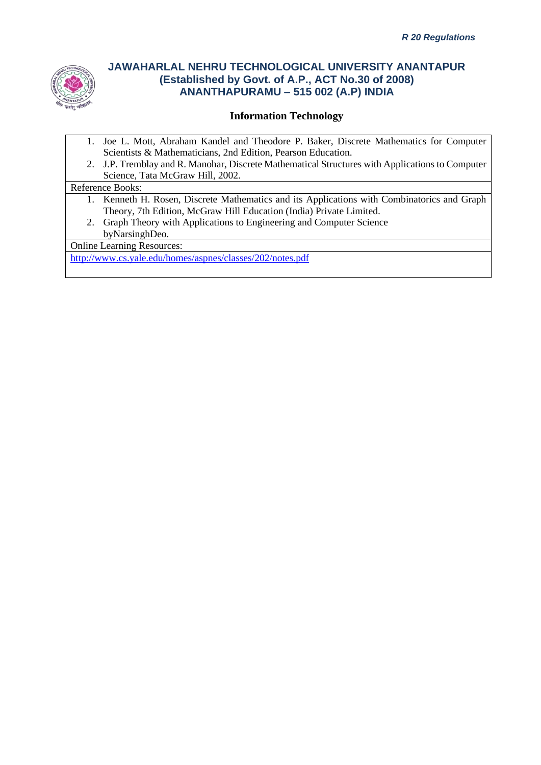1. Joe L. Mott, Abraham Kandel and Theodore P. Baker, Discrete Mathematics for Computer Scientists & Mathematicians, 2nd Edition, Pearson Education.
2. J.P. Tremblay and R. Manohar, Discrete Mathematical Structures with Applications to Computer Science, Tata McGraw Hill, 2002.

Reference Books:

1. Kenneth H. Rosen, Discrete Mathematics and its Applications with Combinatorics and Graph Theory, 7th Edition, McGraw Hill Education (India) Private Limited.
2. Graph Theory with Applications to Engineering and Computer Science byNarsinghDeo.

Online Learning Resources:

http://www.cs.yale.edu/homes/aspnes/classes/202/notes.pdf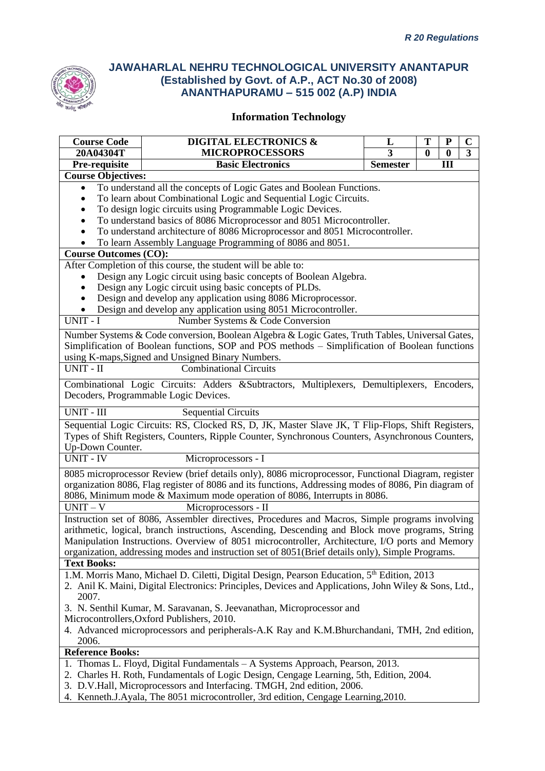*R 20 Regulations*

# JAWAHARLAL NEHRU TECHNOLOGICAL UNIVERSITY ANANTAPUR
## (Established by Govt. of A.P., ACT No.30 of 2008)
## ANANTHAPURAMU – 515 002 (A.P) INDIA

### Information Technology

| Course Code | DIGITAL ELECTRONICS & MICROPROCESSORS | L | T | P | C |
|---|---|---|---|---|---|
| 20A04304T | | 3 | 0 | 0 | 3 |
| Pre-requisite | Basic Electronics | Semester | III | | |

**Course Objectives:**

- To understand all the concepts of Logic Gates and Boolean Functions.
- To learn about Combinational Logic and Sequential Logic Circuits.
- To design logic circuits using Programmable Logic Devices.
- To understand basics of 8086 Microprocessor and 8051 Microcontroller.
- To understand architecture of 8086 Microprocessor and 8051 Microcontroller.
- To learn Assembly Language Programming of 8086 and 8051.

**Course Outcomes (CO):**

After Completion of this course, the student will be able to:

- Design any Logic circuit using basic concepts of Boolean Algebra.
- Design any Logic circuit using basic concepts of PLDs.
- Design and develop any application using 8086 Microprocessor.
- Design and develop any application using 8051 Microcontroller.

**UNIT - I** Number Systems & Code Conversion

Number Systems & Code conversion, Boolean Algebra & Logic Gates, Truth Tables, Universal Gates, Simplification of Boolean functions, SOP and POS methods – Simplification of Boolean functions using K-maps,Signed and Unsigned Binary Numbers.

**UNIT - II** Combinational Circuits

Combinational Logic Circuits: Adders &Subtractors, Multiplexers, Demultiplexers, Encoders, Decoders, Programmable Logic Devices.

**UNIT - III** Sequential Circuits

Sequential Logic Circuits: RS, Clocked RS, D, JK, Master Slave JK, T Flip-Flops, Shift Registers, Types of Shift Registers, Counters, Ripple Counter, Synchronous Counters, Asynchronous Counters, Up-Down Counter.

**UNIT - IV** Microprocessors - I

8085 microprocessor Review (brief details only), 8086 microprocessor, Functional Diagram, register organization 8086, Flag register of 8086 and its functions, Addressing modes of 8086, Pin diagram of 8086, Minimum mode & Maximum mode operation of 8086, Interrupts in 8086.

**UNIT – V** Microprocessors - II

Instruction set of 8086, Assembler directives, Procedures and Macros, Simple programs involving arithmetic, logical, branch instructions, Ascending, Descending and Block move programs, String Manipulation Instructions. Overview of 8051 microcontroller, Architecture, I/O ports and Memory organization, addressing modes and instruction set of 8051(Brief details only), Simple Programs.

**Text Books:**

1. M. Morris Mano, Michael D. Ciletti, Digital Design, Pearson Education, 5th Edition, 2013
2. Anil K. Maini, Digital Electronics: Principles, Devices and Applications, John Wiley & Sons, Ltd., 2007.
3. N. Senthil Kumar, M. Saravanan, S. Jeevanathan, Microprocessor and Microcontrollers,Oxford Publishers, 2010.
4. Advanced microprocessors and peripherals-A.K Ray and K.M.Bhurchandani, TMH, 2nd edition, 2006.

**Reference Books:**

1. Thomas L. Floyd, Digital Fundamentals – A Systems Approach, Pearson, 2013.
2. Charles H. Roth, Fundamentals of Logic Design, Cengage Learning, 5th, Edition, 2004.
3. D.V.Hall, Microprocessors and Interfacing. TMGH, 2nd edition, 2006.
4. Kenneth.J.Ayala, The 8051 microcontroller, 3rd edition, Cengage Learning,2010.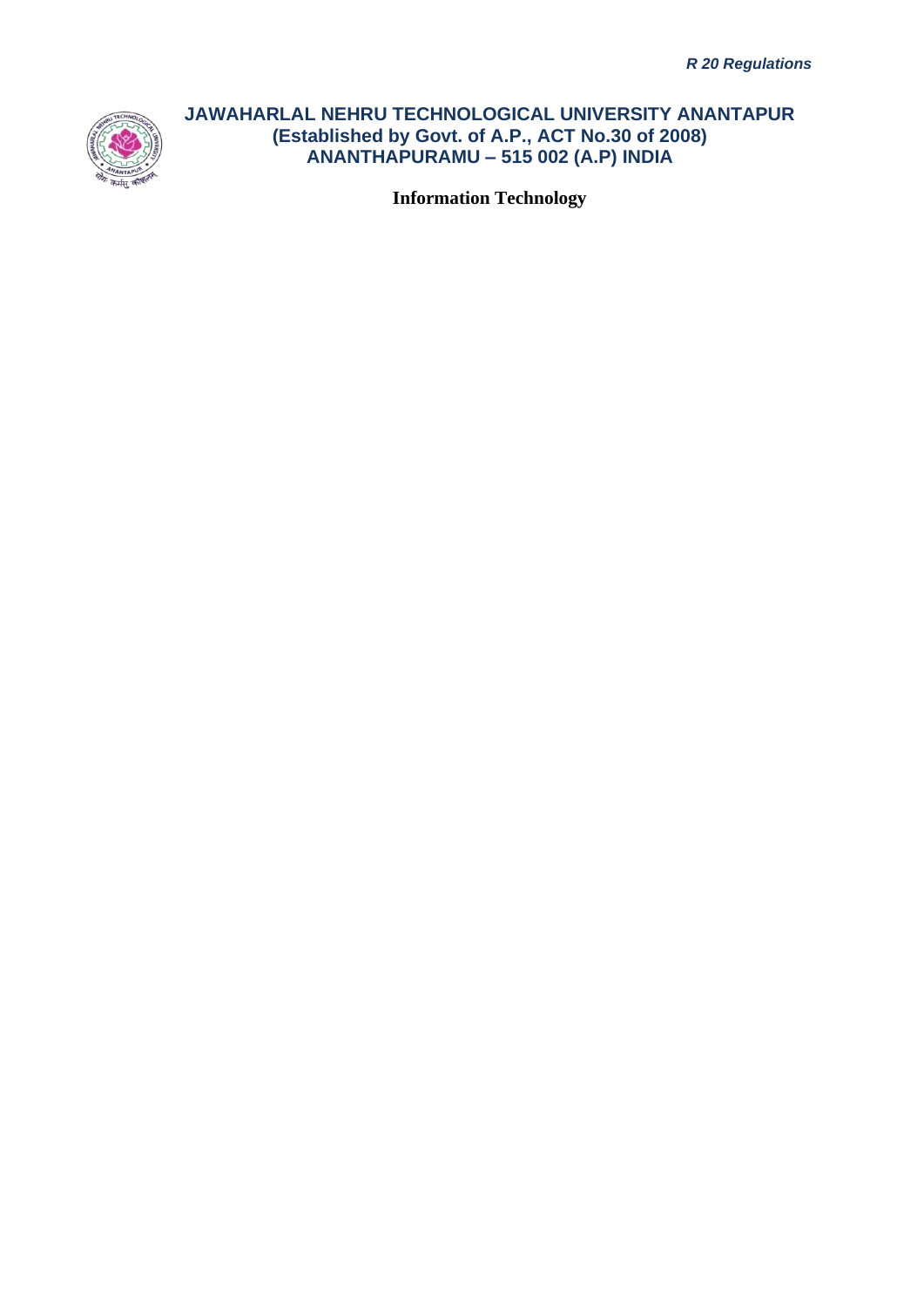# JAWAHARLAL NEHRU TECHNOLOGICAL UNIVERSITY ANANTAPUR
**(Established by Govt. of A.P., ACT No.30 of 2008)**
**ANANTHAPURAMU – 515 002 (A.P) INDIA**

**Information Technology**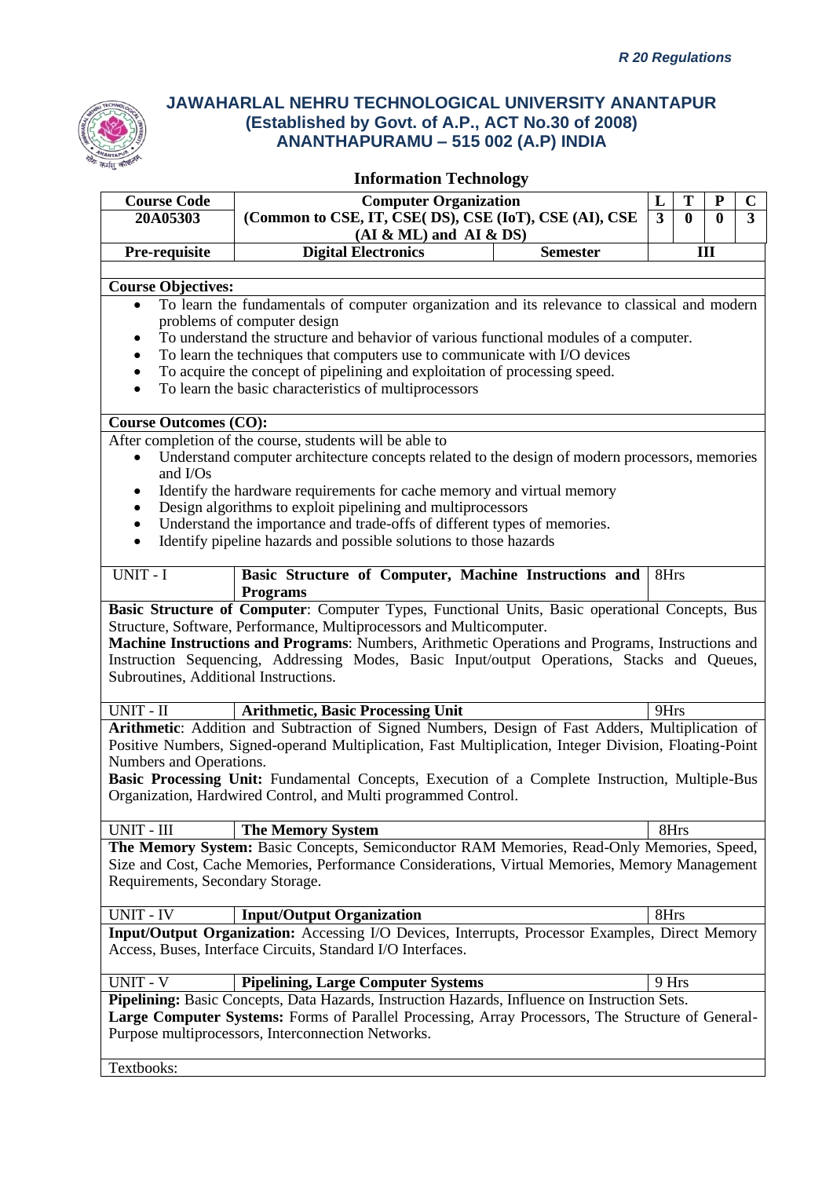*R 20 Regulations*

# JAWAHARLAL NEHRU TECHNOLOGICAL UNIVERSITY ANANTAPUR
## (Established by Govt. of A.P., ACT No.30 of 2008)
## ANANTHAPURAMU – 515 002 (A.P) INDIA

### Information Technology

| Course Code | Computer Organization (Common to CSE, IT, CSE( DS), CSE (IoT), CSE (AI), CSE (AI & ML) and AI & DS) | | L | T | P | C |
|---|---|---|---|---|---|---|
| 20A05303 | | | 3 | 0 | 0 | 3 |
| Pre-requisite | Digital Electronics | Semester | III | | | |

**Course Objectives:**

- To learn the fundamentals of computer organization and its relevance to classical and modern problems of computer design
- To understand the structure and behavior of various functional modules of a computer.
- To learn the techniques that computers use to communicate with I/O devices
- To acquire the concept of pipelining and exploitation of processing speed.
- To learn the basic characteristics of multiprocessors

**Course Outcomes (CO):**

After completion of the course, students will be able to

- Understand computer architecture concepts related to the design of modern processors, memories and I/Os
- Identify the hardware requirements for cache memory and virtual memory
- Design algorithms to exploit pipelining and multiprocessors
- Understand the importance and trade-offs of different types of memories.
- Identify pipeline hazards and possible solutions to those hazards

| UNIT - I | Basic Structure of Computer, Machine Instructions and Programs | 8Hrs |
|---|---|---|

**Basic Structure of Computer**: Computer Types, Functional Units, Basic operational Concepts, Bus Structure, Software, Performance, Multiprocessors and Multicomputer.
**Machine Instructions and Programs**: Numbers, Arithmetic Operations and Programs, Instructions and Instruction Sequencing, Addressing Modes, Basic Input/output Operations, Stacks and Queues, Subroutines, Additional Instructions.

| UNIT - II | Arithmetic, Basic Processing Unit | 9Hrs |
|---|---|---|

**Arithmetic**: Addition and Subtraction of Signed Numbers, Design of Fast Adders, Multiplication of Positive Numbers, Signed-operand Multiplication, Fast Multiplication, Integer Division, Floating-Point Numbers and Operations.
**Basic Processing Unit:** Fundamental Concepts, Execution of a Complete Instruction, Multiple-Bus Organization, Hardwired Control, and Multi programmed Control.

| UNIT - III | The Memory System | 8Hrs |
|---|---|---|

**The Memory System:** Basic Concepts, Semiconductor RAM Memories, Read-Only Memories, Speed, Size and Cost, Cache Memories, Performance Considerations, Virtual Memories, Memory Management Requirements, Secondary Storage.

| UNIT - IV | Input/Output Organization | 8Hrs |
|---|---|---|

**Input/Output Organization:** Accessing I/O Devices, Interrupts, Processor Examples, Direct Memory Access, Buses, Interface Circuits, Standard I/O Interfaces.

| UNIT - V | Pipelining, Large Computer Systems | 9 Hrs |
|---|---|---|

**Pipelining:** Basic Concepts, Data Hazards, Instruction Hazards, Influence on Instruction Sets.
**Large Computer Systems:** Forms of Parallel Processing, Array Processors, The Structure of General-Purpose multiprocessors, Interconnection Networks.

Textbooks: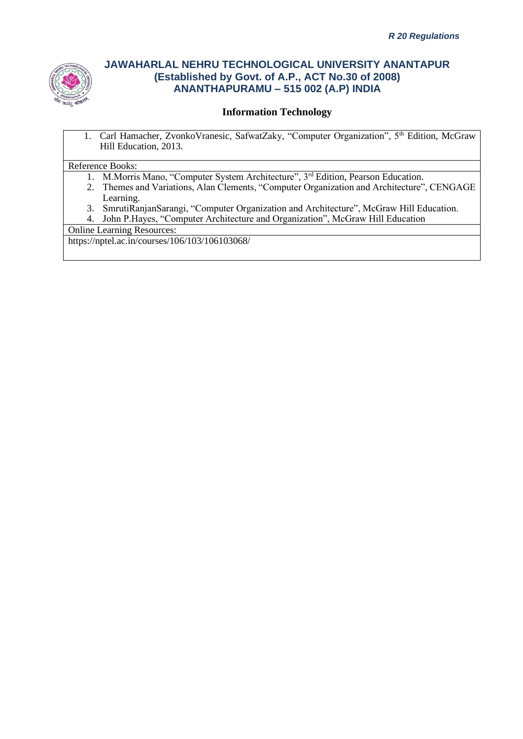# JAWAHARLAL NEHRU TECHNOLOGICAL UNIVERSITY ANANTAPUR
**(Established by Govt. of A.P., ACT No.30 of 2008)**
**ANANTHAPURAMU – 515 002 (A.P) INDIA**

## Information Technology

1. Carl Hamacher, ZvonkoVranesic, SafwatZaky, "Computer Organization", 5th Edition, McGraw Hill Education, 2013.

Reference Books:

1. M.Morris Mano, "Computer System Architecture", 3rd Edition, Pearson Education.
2. Themes and Variations, Alan Clements, "Computer Organization and Architecture", CENGAGE Learning.
3. SmrutiRanjanSarangi, "Computer Organization and Architecture", McGraw Hill Education.
4. John P.Hayes, "Computer Architecture and Organization", McGraw Hill Education

Online Learning Resources:

https://nptel.ac.in/courses/106/103/106103068/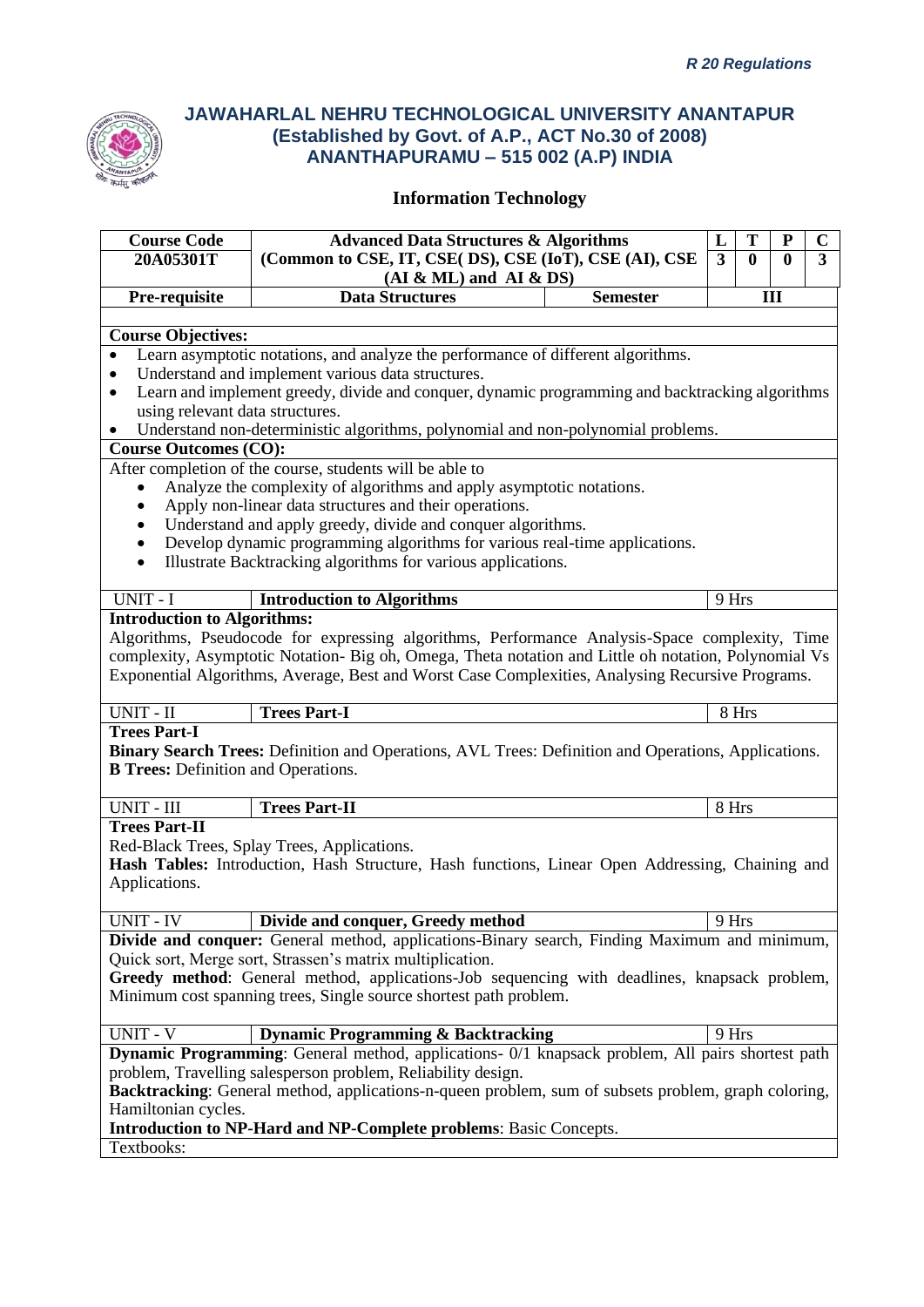*R 20 Regulations*

# JAWAHARLAL NEHRU TECHNOLOGICAL UNIVERSITY ANANTAPUR
## (Established by Govt. of A.P., ACT No.30 of 2008)
## ANANTHAPURAMU – 515 002 (A.P) INDIA

### Information Technology

| Course Code | Advanced Data Structures & Algorithms | | L | T | P | C |
|---|---|---|---|---|---|---|
| 20A05301T | (Common to CSE, IT, CSE( DS), CSE (IoT), CSE (AI), CSE (AI & ML) and AI & DS) | | 3 | 0 | 0 | 3 |
| Pre-requisite | Data Structures | Semester | III | | | |

**Course Objectives:**

- Learn asymptotic notations, and analyze the performance of different algorithms.
- Understand and implement various data structures.
- Learn and implement greedy, divide and conquer, dynamic programming and backtracking algorithms using relevant data structures.
- Understand non-deterministic algorithms, polynomial and non-polynomial problems.

**Course Outcomes (CO):**

After completion of the course, students will be able to

- Analyze the complexity of algorithms and apply asymptotic notations.
- Apply non-linear data structures and their operations.
- Understand and apply greedy, divide and conquer algorithms.
- Develop dynamic programming algorithms for various real-time applications.
- Illustrate Backtracking algorithms for various applications.

| UNIT - I | **Introduction to Algorithms** | 9 Hrs |
|---|---|---|

**Introduction to Algorithms:**

Algorithms, Pseudocode for expressing algorithms, Performance Analysis-Space complexity, Time complexity, Asymptotic Notation- Big oh, Omega, Theta notation and Little oh notation, Polynomial Vs Exponential Algorithms, Average, Best and Worst Case Complexities, Analysing Recursive Programs.

| UNIT - II | **Trees Part-I** | 8 Hrs |
|---|---|---|

**Trees Part-I**

**Binary Search Trees:** Definition and Operations, AVL Trees: Definition and Operations, Applications.
**B Trees:** Definition and Operations.

| UNIT - III | **Trees Part-II** | 8 Hrs |
|---|---|---|

**Trees Part-II**

Red-Black Trees, Splay Trees, Applications.
**Hash Tables:** Introduction, Hash Structure, Hash functions, Linear Open Addressing, Chaining and Applications.

| UNIT - IV | **Divide and conquer, Greedy method** | 9 Hrs |
|---|---|---|

**Divide and conquer:** General method, applications-Binary search, Finding Maximum and minimum, Quick sort, Merge sort, Strassen's matrix multiplication.
**Greedy method**: General method, applications-Job sequencing with deadlines, knapsack problem, Minimum cost spanning trees, Single source shortest path problem.

| UNIT - V | **Dynamic Programming & Backtracking** | 9 Hrs |
|---|---|---|

**Dynamic Programming**: General method, applications- 0/1 knapsack problem, All pairs shortest path problem, Travelling salesperson problem, Reliability design.
**Backtracking**: General method, applications-n-queen problem, sum of subsets problem, graph coloring, Hamiltonian cycles.
**Introduction to NP-Hard and NP-Complete problems**: Basic Concepts.

Textbooks: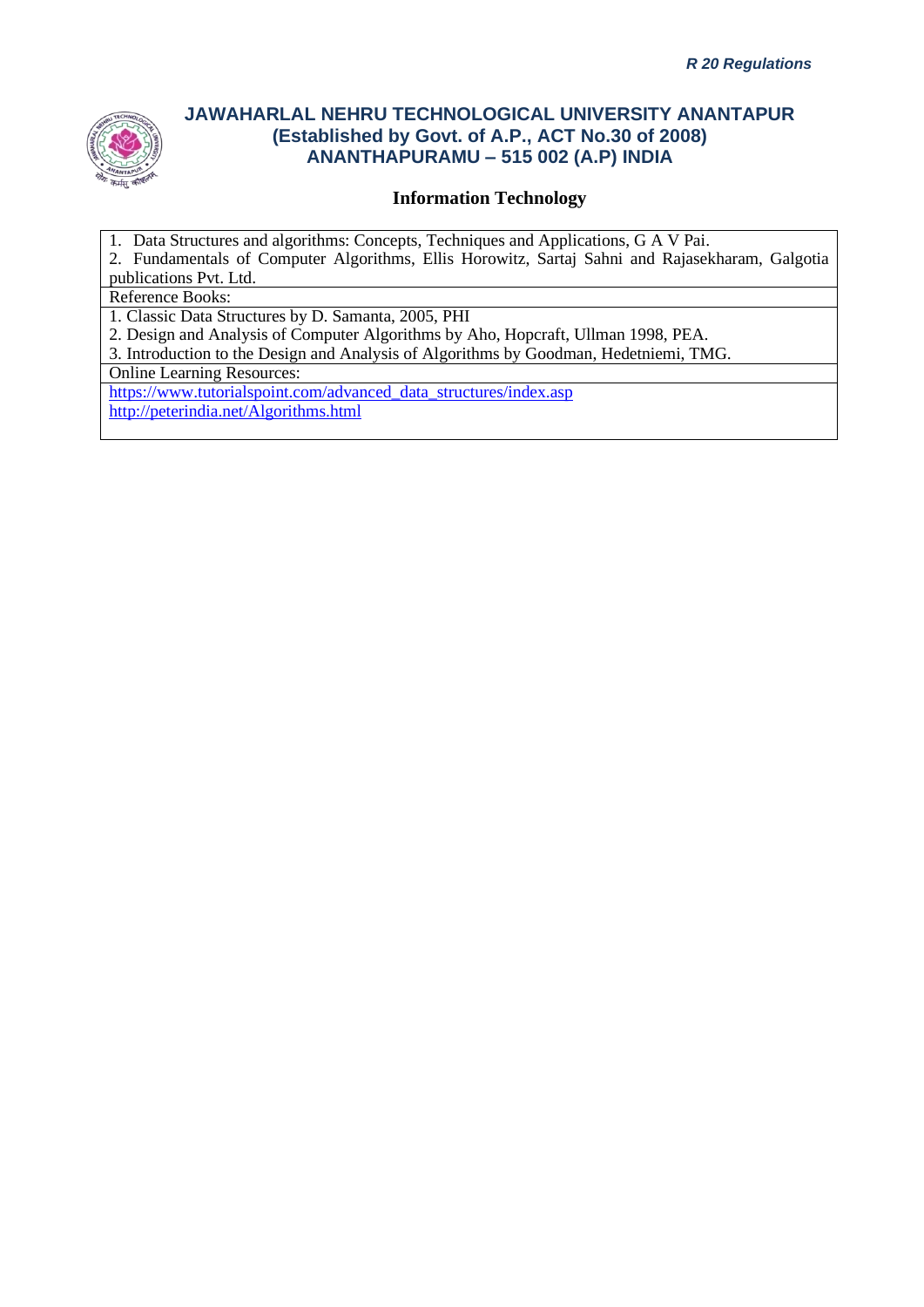1. Data Structures and algorithms: Concepts, Techniques and Applications, G A V Pai.
2. Fundamentals of Computer Algorithms, Ellis Horowitz, Sartaj Sahni and Rajasekharam, Galgotia publications Pvt. Ltd.

Reference Books:

1. Classic Data Structures by D. Samanta, 2005, PHI
2. Design and Analysis of Computer Algorithms by Aho, Hopcraft, Ullman 1998, PEA.
3. Introduction to the Design and Analysis of Algorithms by Goodman, Hedetniemi, TMG.

Online Learning Resources:

https://www.tutorialspoint.com/advanced_data_structures/index.asp
http://peterindia.net/Algorithms.html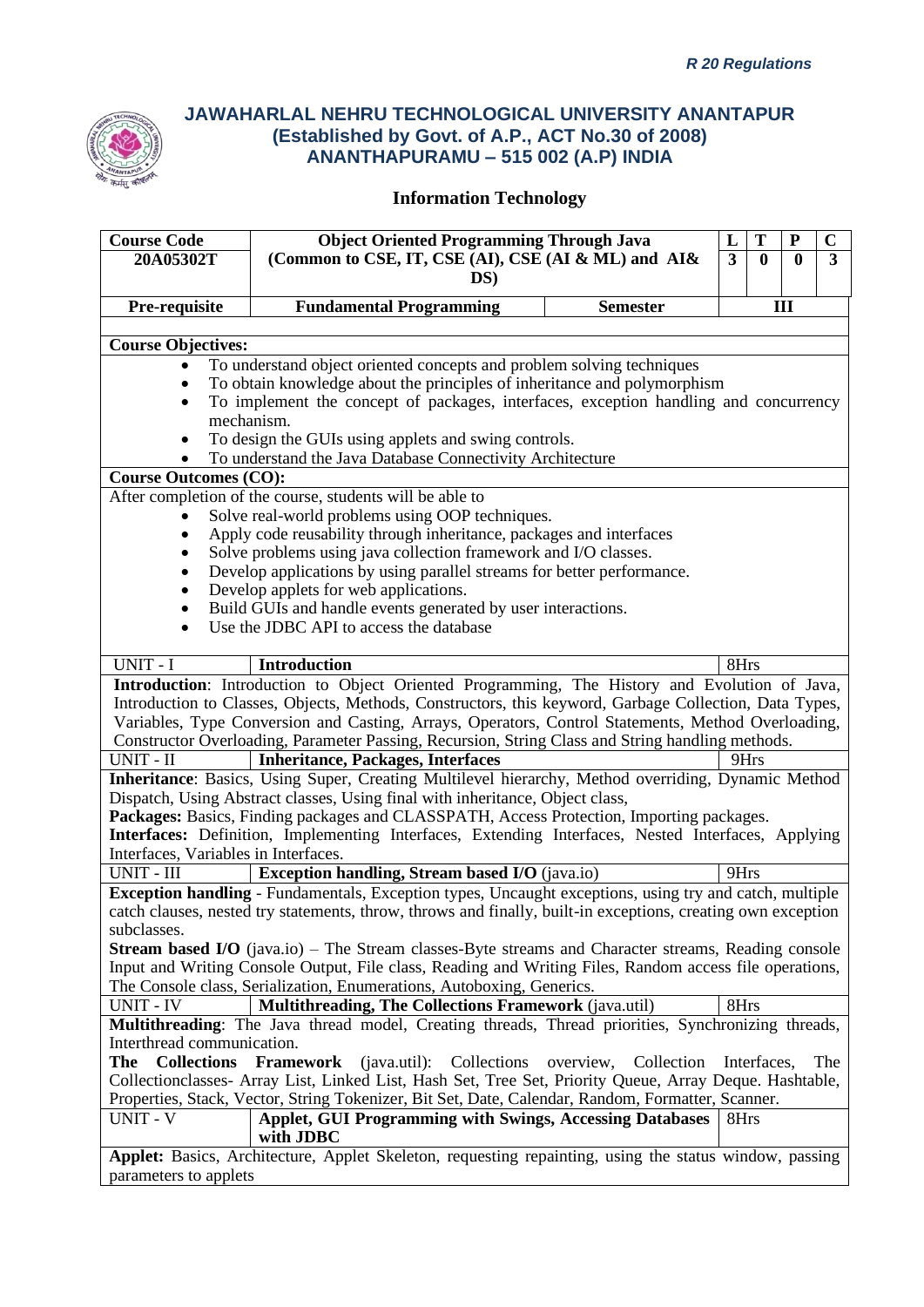*R 20 Regulations*

# JAWAHARLAL NEHRU TECHNOLOGICAL UNIVERSITY ANANTAPUR
## (Established by Govt. of A.P., ACT No.30 of 2008)
## ANANTHAPURAMU – 515 002 (A.P) INDIA

### Information Technology

| Course Code | Object Oriented Programming Through Java | | L | T | P | C |
|---|---|---|---|---|---|---|
| 20A05302T | (Common to CSE, IT, CSE (AI), CSE (AI & ML) and AI& DS) | | 3 | 0 | 0 | 3 |
| Pre-requisite | Fundamental Programming | Semester | III | | | |

**Course Objectives:**

- To understand object oriented concepts and problem solving techniques
- To obtain knowledge about the principles of inheritance and polymorphism
- To implement the concept of packages, interfaces, exception handling and concurrency mechanism.
- To design the GUIs using applets and swing controls.
- To understand the Java Database Connectivity Architecture

**Course Outcomes (CO):**

After completion of the course, students will be able to

- Solve real-world problems using OOP techniques.
- Apply code reusability through inheritance, packages and interfaces
- Solve problems using java collection framework and I/O classes.
- Develop applications by using parallel streams for better performance.
- Develop applets for web applications.
- Build GUIs and handle events generated by user interactions.
- Use the JDBC API to access the database

| UNIT - I | **Introduction** | 8Hrs |
|---|---|---|

**Introduction**: Introduction to Object Oriented Programming, The History and Evolution of Java, Introduction to Classes, Objects, Methods, Constructors, this keyword, Garbage Collection, Data Types, Variables, Type Conversion and Casting, Arrays, Operators, Control Statements, Method Overloading, Constructor Overloading, Parameter Passing, Recursion, String Class and String handling methods.

| UNIT - II | **Inheritance, Packages, Interfaces** | 9Hrs |
|---|---|---|

**Inheritance**: Basics, Using Super, Creating Multilevel hierarchy, Method overriding, Dynamic Method Dispatch, Using Abstract classes, Using final with inheritance, Object class,
**Packages:** Basics, Finding packages and CLASSPATH, Access Protection, Importing packages.
**Interfaces:** Definition, Implementing Interfaces, Extending Interfaces, Nested Interfaces, Applying Interfaces, Variables in Interfaces.

| UNIT - III | **Exception handling, Stream based I/O** (java.io) | 9Hrs |
|---|---|---|

**Exception handling** - Fundamentals, Exception types, Uncaught exceptions, using try and catch, multiple catch clauses, nested try statements, throw, throws and finally, built-in exceptions, creating own exception subclasses.
**Stream based I/O** (java.io) – The Stream classes-Byte streams and Character streams, Reading console Input and Writing Console Output, File class, Reading and Writing Files, Random access file operations, The Console class, Serialization, Enumerations, Autoboxing, Generics.

| UNIT - IV | **Multithreading, The Collections Framework** (java.util) | 8Hrs |
|---|---|---|

**Multithreading**: The Java thread model, Creating threads, Thread priorities, Synchronizing threads, Interthread communication.
**The Collections Framework** (java.util): Collections overview, Collection Interfaces, The Collectionclasses- Array List, Linked List, Hash Set, Tree Set, Priority Queue, Array Deque. Hashtable, Properties, Stack, Vector, String Tokenizer, Bit Set, Date, Calendar, Random, Formatter, Scanner.

| UNIT - V | **Applet, GUI Programming with Swings, Accessing Databases with JDBC** | 8Hrs |
|---|---|---|

**Applet:** Basics, Architecture, Applet Skeleton, requesting repainting, using the status window, passing parameters to applets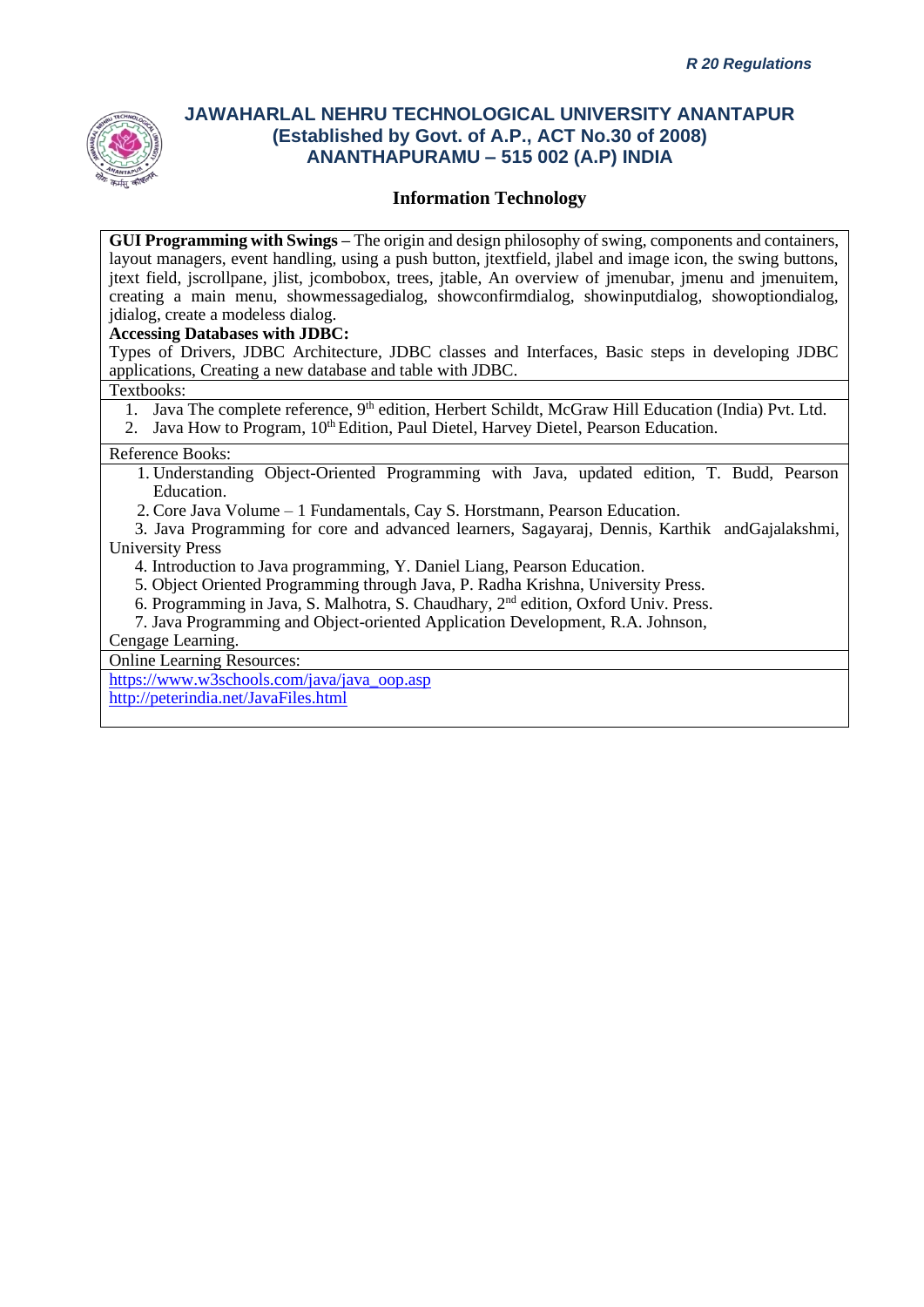GUI Programming with Swings – The origin and design philosophy of swing, components and containers, layout managers, event handling, using a push button, jtextfield, jlabel and image icon, the swing buttons, jtext field, jscrollpane, jlist, jcombobox, trees, jtable, An overview of jmenubar, jmenu and jmenuitem, creating a main menu, showmessagedialog, showconfirmdialog, showinputdialog, showoptiondialog, jdialog, create a modeless dialog.

**Accessing Databases with JDBC:**

Types of Drivers, JDBC Architecture, JDBC classes and Interfaces, Basic steps in developing JDBC applications, Creating a new database and table with JDBC.

Textbooks:

1. Java The complete reference, 9th edition, Herbert Schildt, McGraw Hill Education (India) Pvt. Ltd.
2. Java How to Program, 10th Edition, Paul Dietel, Harvey Dietel, Pearson Education.

Reference Books:

1. Understanding Object-Oriented Programming with Java, updated edition, T. Budd, Pearson Education.
2. Core Java Volume – 1 Fundamentals, Cay S. Horstmann, Pearson Education.
3. Java Programming for core and advanced learners, Sagayaraj, Dennis, Karthik andGajalakshmi, University Press
4. Introduction to Java programming, Y. Daniel Liang, Pearson Education.
5. Object Oriented Programming through Java, P. Radha Krishna, University Press.
6. Programming in Java, S. Malhotra, S. Chaudhary, 2nd edition, Oxford Univ. Press.
7. Java Programming and Object-oriented Application Development, R.A. Johnson, Cengage Learning.

Online Learning Resources:

https://www.w3schools.com/java/java_oop.asp

http://peterindia.net/JavaFiles.html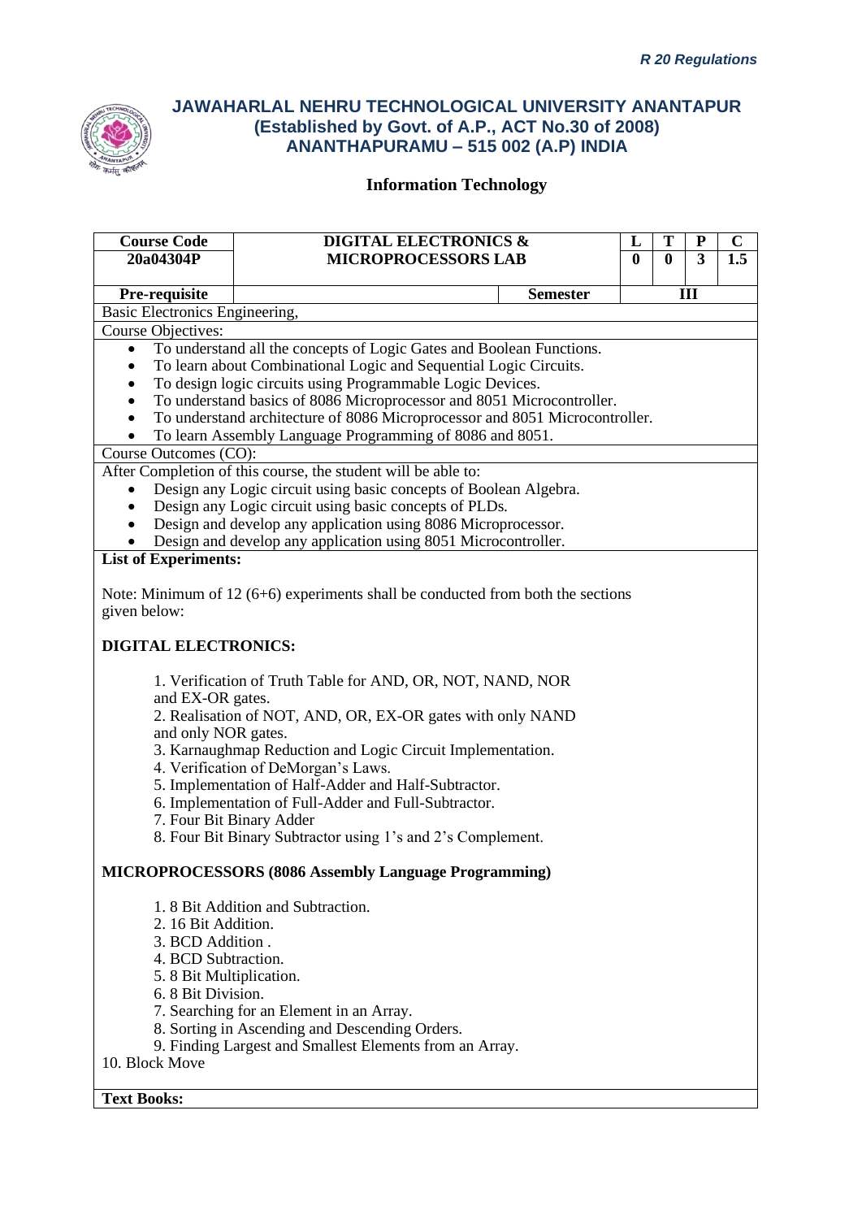*R 20 Regulations*

# JAWAHARLAL NEHRU TECHNOLOGICAL UNIVERSITY ANANTAPUR
## (Established by Govt. of A.P., ACT No.30 of 2008)
## ANANTHAPURAMU – 515 002 (A.P) INDIA

### Information Technology

| Course Code | DIGITAL ELECTRONICS & MICROPROCESSORS LAB | | L | T | P | C |
|---|---|---|---|---|---|---|
| 20a04304P | | | 0 | 0 | 3 | 1.5 |
| **Pre-requisite** | | **Semester** | **III** | | | |

Basic Electronics Engineering,

Course Objectives:

- To understand all the concepts of Logic Gates and Boolean Functions.
- To learn about Combinational Logic and Sequential Logic Circuits.
- To design logic circuits using Programmable Logic Devices.
- To understand basics of 8086 Microprocessor and 8051 Microcontroller.
- To understand architecture of 8086 Microprocessor and 8051 Microcontroller.
- To learn Assembly Language Programming of 8086 and 8051.

Course Outcomes (CO):

After Completion of this course, the student will be able to:

- Design any Logic circuit using basic concepts of Boolean Algebra.
- Design any Logic circuit using basic concepts of PLDs.
- Design and develop any application using 8086 Microprocessor.
- Design and develop any application using 8051 Microcontroller.

**List of Experiments:**

Note: Minimum of 12 (6+6) experiments shall be conducted from both the sections given below:

**DIGITAL ELECTRONICS:**

1. Verification of Truth Table for AND, OR, NOT, NAND, NOR and EX-OR gates.
2. Realisation of NOT, AND, OR, EX-OR gates with only NAND and only NOR gates.
3. Karnaughmap Reduction and Logic Circuit Implementation.
4. Verification of DeMorgan's Laws.
5. Implementation of Half-Adder and Half-Subtractor.
6. Implementation of Full-Adder and Full-Subtractor.
7. Four Bit Binary Adder
8. Four Bit Binary Subtractor using 1's and 2's Complement.

**MICROPROCESSORS (8086 Assembly Language Programming)**

1. 8 Bit Addition and Subtraction.
2. 16 Bit Addition.
3. BCD Addition .
4. BCD Subtraction.
5. 8 Bit Multiplication.
6. 8 Bit Division.
7. Searching for an Element in an Array.
8. Sorting in Ascending and Descending Orders.
9. Finding Largest and Smallest Elements from an Array.
10. Block Move

**Text Books:**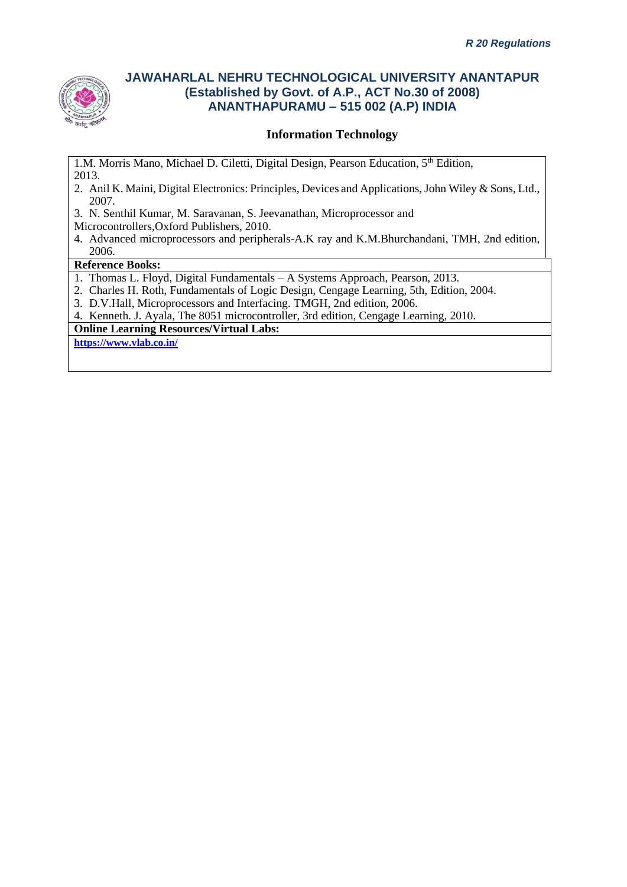1. M. Morris Mano, Michael D. Ciletti, Digital Design, Pearson Education, 5th Edition, 2013.
2. Anil K. Maini, Digital Electronics: Principles, Devices and Applications, John Wiley & Sons, Ltd., 2007.
3. N. Senthil Kumar, M. Saravanan, S. Jeevanathan, Microprocessor and Microcontrollers,Oxford Publishers, 2010.
4. Advanced microprocessors and peripherals-A.K ray and K.M.Bhurchandani, TMH, 2nd edition, 2006.

**Reference Books:**

1. Thomas L. Floyd, Digital Fundamentals – A Systems Approach, Pearson, 2013.
2. Charles H. Roth, Fundamentals of Logic Design, Cengage Learning, 5th, Edition, 2004.
3. D.V.Hall, Microprocessors and Interfacing. TMGH, 2nd edition, 2006.
4. Kenneth. J. Ayala, The 8051 microcontroller, 3rd edition, Cengage Learning, 2010.

**Online Learning Resources/Virtual Labs:**

**https://www.vlab.co.in/**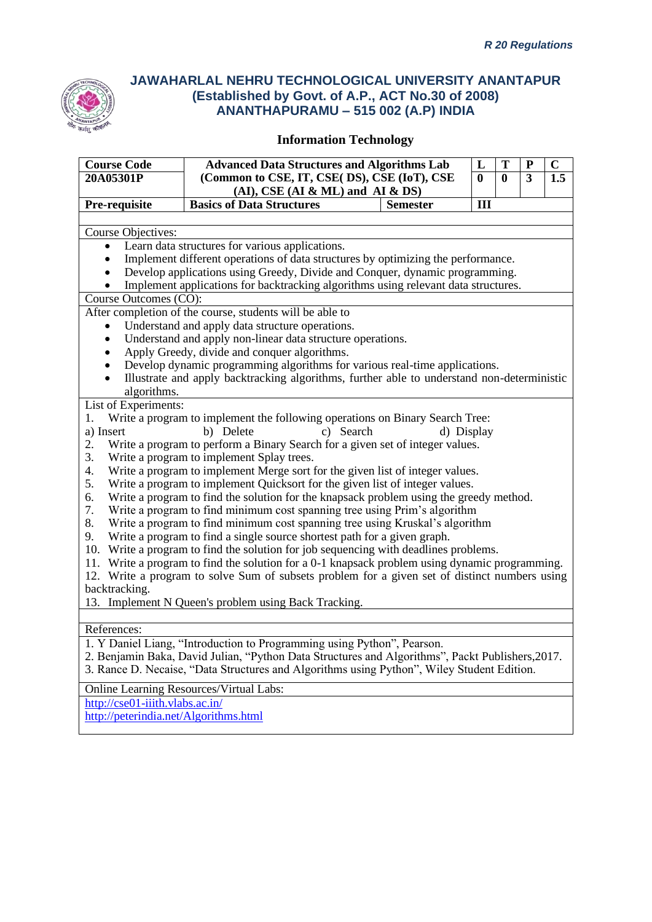*R 20 Regulations*

## JAWAHARLAL NEHRU TECHNOLOGICAL UNIVERSITY ANANTAPUR
### (Established by Govt. of A.P., ACT No.30 of 2008)
### ANANTHAPURAMU – 515 002 (A.P) INDIA

### Information Technology

| Course Code | Advanced Data Structures and Algorithms Lab | | L | T | P | C |
|---|---|---|---|---|---|---|
| 20A05301P | (Common to CSE, IT, CSE( DS), CSE (IoT), CSE (AI), CSE (AI & ML) and AI & DS) | | 0 | 0 | 3 | 1.5 |
| Pre-requisite | Basics of Data Structures | Semester | III | | | |

**Course Objectives:**

- Learn data structures for various applications.
- Implement different operations of data structures by optimizing the performance.
- Develop applications using Greedy, Divide and Conquer, dynamic programming.
- Implement applications for backtracking algorithms using relevant data structures.

**Course Outcomes (CO):**

After completion of the course, students will be able to

- Understand and apply data structure operations.
- Understand and apply non-linear data structure operations.
- Apply Greedy, divide and conquer algorithms.
- Develop dynamic programming algorithms for various real-time applications.
- Illustrate and apply backtracking algorithms, further able to understand non-deterministic algorithms.

**List of Experiments:**

1. Write a program to implement the following operations on Binary Search Tree:
   a) Insert b) Delete c) Search d) Display
2. Write a program to perform a Binary Search for a given set of integer values.
3. Write a program to implement Splay trees.
4. Write a program to implement Merge sort for the given list of integer values.
5. Write a program to implement Quicksort for the given list of integer values.
6. Write a program to find the solution for the knapsack problem using the greedy method.
7. Write a program to find minimum cost spanning tree using Prim's algorithm
8. Write a program to find minimum cost spanning tree using Kruskal's algorithm
9. Write a program to find a single source shortest path for a given graph.
10. Write a program to find the solution for job sequencing with deadlines problems.
11. Write a program to find the solution for a 0-1 knapsack problem using dynamic programming.
12. Write a program to solve Sum of subsets problem for a given set of distinct numbers using backtracking.
13. Implement N Queen's problem using Back Tracking.

**References:**

1. Y Daniel Liang, "Introduction to Programming using Python", Pearson.
2. Benjamin Baka, David Julian, "Python Data Structures and Algorithms", Packt Publishers,2017.
3. Rance D. Necaise, "Data Structures and Algorithms using Python", Wiley Student Edition.

**Online Learning Resources/Virtual Labs:**

http://cse01-iiith.vlabs.ac.in/
http://peterindia.net/Algorithms.html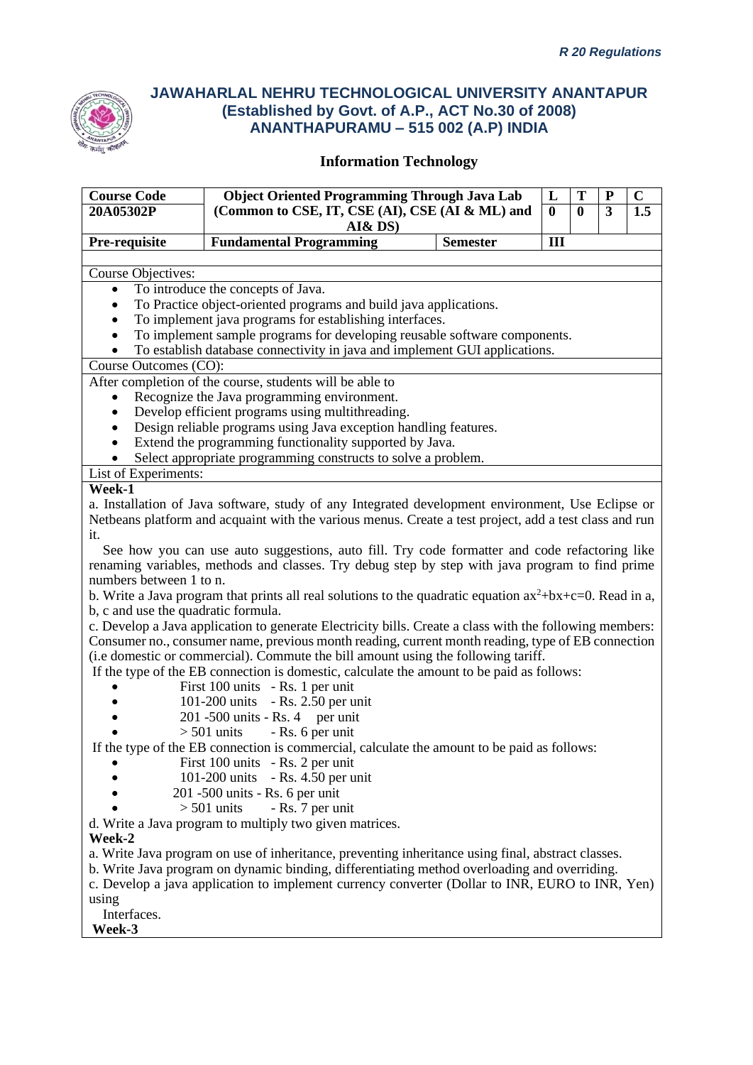*R 20 Regulations*

# JAWAHARLAL NEHRU TECHNOLOGICAL UNIVERSITY ANANTAPUR
## (Established by Govt. of A.P., ACT No.30 of 2008)
## ANANTHAPURAMU – 515 002 (A.P) INDIA

### Information Technology

| Course Code | Object Oriented Programming Through Java Lab | | L | T | P | C |
|---|---|---|---|---|---|---|
| 20A05302P | (Common to CSE, IT, CSE (AI), CSE (AI & ML) and AI& DS) | | 0 | 0 | 3 | 1.5 |
| Pre-requisite | Fundamental Programming | Semester | III | | | |

**Course Objectives:**

- To introduce the concepts of Java.
- To Practice object-oriented programs and build java applications.
- To implement java programs for establishing interfaces.
- To implement sample programs for developing reusable software components.
- To establish database connectivity in java and implement GUI applications.

**Course Outcomes (CO):**

After completion of the course, students will be able to

- Recognize the Java programming environment.
- Develop efficient programs using multithreading.
- Design reliable programs using Java exception handling features.
- Extend the programming functionality supported by Java.
- Select appropriate programming constructs to solve a problem.

**List of Experiments:**

**Week-1**

a. Installation of Java software, study of any Integrated development environment, Use Eclipse or Netbeans platform and acquaint with the various menus. Create a test project, add a test class and run it.

See how you can use auto suggestions, auto fill. Try code formatter and code refactoring like renaming variables, methods and classes. Try debug step by step with java program to find prime numbers between 1 to n.

b. Write a Java program that prints all real solutions to the quadratic equation $ax^2+bx+c=0$. Read in a, b, c and use the quadratic formula.

c. Develop a Java application to generate Electricity bills. Create a class with the following members: Consumer no., consumer name, previous month reading, current month reading, type of EB connection (i.e domestic or commercial). Commute the bill amount using the following tariff.

If the type of the EB connection is domestic, calculate the amount to be paid as follows:

- First 100 units - Rs. 1 per unit
- 101-200 units - Rs. 2.50 per unit
- 201 -500 units - Rs. 4 per unit
- > 501 units - Rs. 6 per unit

If the type of the EB connection is commercial, calculate the amount to be paid as follows:

- First 100 units - Rs. 2 per unit
- 101-200 units - Rs. 4.50 per unit
- 201 -500 units - Rs. 6 per unit
- > 501 units - Rs. 7 per unit

d. Write a Java program to multiply two given matrices.

**Week-2**

a. Write Java program on use of inheritance, preventing inheritance using final, abstract classes.

b. Write Java program on dynamic binding, differentiating method overloading and overriding.

c. Develop a java application to implement currency converter (Dollar to INR, EURO to INR, Yen) using Interfaces.

**Week-3**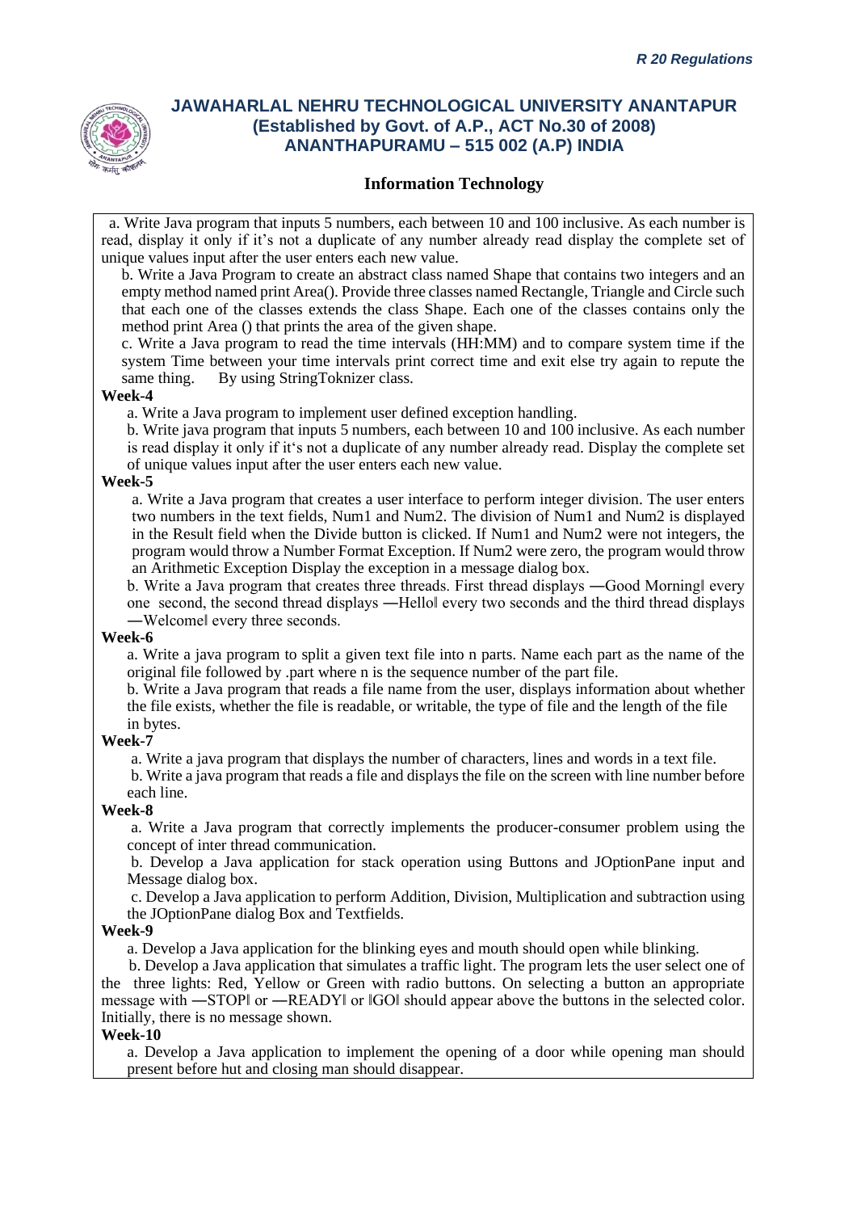**JAWAHARLAL NEHRU TECHNOLOGICAL UNIVERSITY ANANTAPUR**
**(Established by Govt. of A.P., ACT No.30 of 2008)**
**ANANTHAPURAMU – 515 002 (A.P) INDIA**

**Information Technology**

a. Write Java program that inputs 5 numbers, each between 10 and 100 inclusive. As each number is read, display it only if it's not a duplicate of any number already read display the complete set of unique values input after the user enters each new value.

b. Write a Java Program to create an abstract class named Shape that contains two integers and an empty method named print Area(). Provide three classes named Rectangle, Triangle and Circle such that each one of the classes extends the class Shape. Each one of the classes contains only the method print Area () that prints the area of the given shape.

c. Write a Java program to read the time intervals (HH:MM) and to compare system time if the system Time between your time intervals print correct time and exit else try again to repute the same thing. By using StringToknizer class.

**Week-4**

a. Write a Java program to implement user defined exception handling.

b. Write java program that inputs 5 numbers, each between 10 and 100 inclusive. As each number is read display it only if it's not a duplicate of any number already read. Display the complete set of unique values input after the user enters each new value.

**Week-5**

a. Write a Java program that creates a user interface to perform integer division. The user enters two numbers in the text fields, Num1 and Num2. The division of Num1 and Num2 is displayed in the Result field when the Divide button is clicked. If Num1 and Num2 were not integers, the program would throw a Number Format Exception. If Num2 were zero, the program would throw an Arithmetic Exception Display the exception in a message dialog box.

b. Write a Java program that creates three threads. First thread displays ―Good Morning‖ every one second, the second thread displays ―Hello‖ every two seconds and the third thread displays ―Welcome‖ every three seconds.

**Week-6**

a. Write a java program to split a given text file into n parts. Name each part as the name of the original file followed by .part where n is the sequence number of the part file.

b. Write a Java program that reads a file name from the user, displays information about whether the file exists, whether the file is readable, or writable, the type of file and the length of the file in bytes.

**Week-7**

a. Write a java program that displays the number of characters, lines and words in a text file.

b. Write a java program that reads a file and displays the file on the screen with line number before each line.

**Week-8**

a. Write a Java program that correctly implements the producer-consumer problem using the concept of inter thread communication.

b. Develop a Java application for stack operation using Buttons and JOptionPane input and Message dialog box.

c. Develop a Java application to perform Addition, Division, Multiplication and subtraction using the JOptionPane dialog Box and Textfields.

**Week-9**

a. Develop a Java application for the blinking eyes and mouth should open while blinking.

b. Develop a Java application that simulates a traffic light. The program lets the user select one of the three lights: Red, Yellow or Green with radio buttons. On selecting a button an appropriate message with ―STOP‖ or ―READY‖ or ‖GO‖ should appear above the buttons in the selected color. Initially, there is no message shown.

**Week-10**

a. Develop a Java application to implement the opening of a door while opening man should present before hut and closing man should disappear.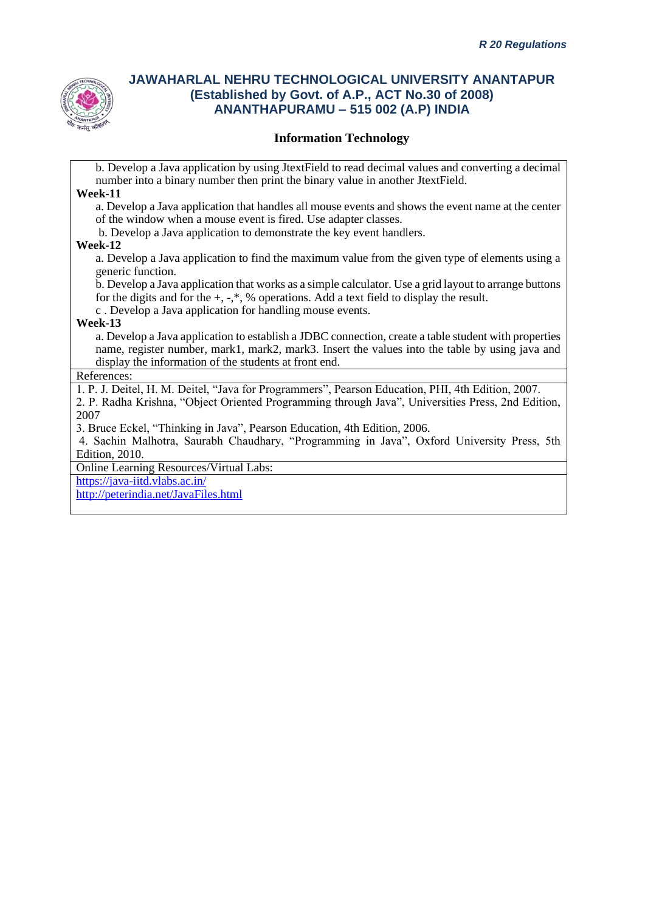**JAWAHARLAL NEHRU TECHNOLOGICAL UNIVERSITY ANANTAPUR**
**(Established by Govt. of A.P., ACT No.30 of 2008)**
**ANANTHAPURAMU – 515 002 (A.P) INDIA**

**Information Technology**

b. Develop a Java application by using JtextField to read decimal values and converting a decimal number into a binary number then print the binary value in another JtextField.

**Week-11**

a. Develop a Java application that handles all mouse events and shows the event name at the center of the window when a mouse event is fired. Use adapter classes.

b. Develop a Java application to demonstrate the key event handlers.

**Week-12**

a. Develop a Java application to find the maximum value from the given type of elements using a generic function.

b. Develop a Java application that works as a simple calculator. Use a grid layout to arrange buttons for the digits and for the +, -,*, % operations. Add a text field to display the result.

c . Develop a Java application for handling mouse events.

**Week-13**

a. Develop a Java application to establish a JDBC connection, create a table student with properties name, register number, mark1, mark2, mark3. Insert the values into the table by using java and display the information of the students at front end.

References:

1. P. J. Deitel, H. M. Deitel, "Java for Programmers", Pearson Education, PHI, 4th Edition, 2007.
2. P. Radha Krishna, "Object Oriented Programming through Java", Universities Press, 2nd Edition, 2007
3. Bruce Eckel, "Thinking in Java", Pearson Education, 4th Edition, 2006.
4. Sachin Malhotra, Saurabh Chaudhary, "Programming in Java", Oxford University Press, 5th Edition, 2010.

Online Learning Resources/Virtual Labs:

https://java-iitd.vlabs.ac.in/

http://peterindia.net/JavaFiles.html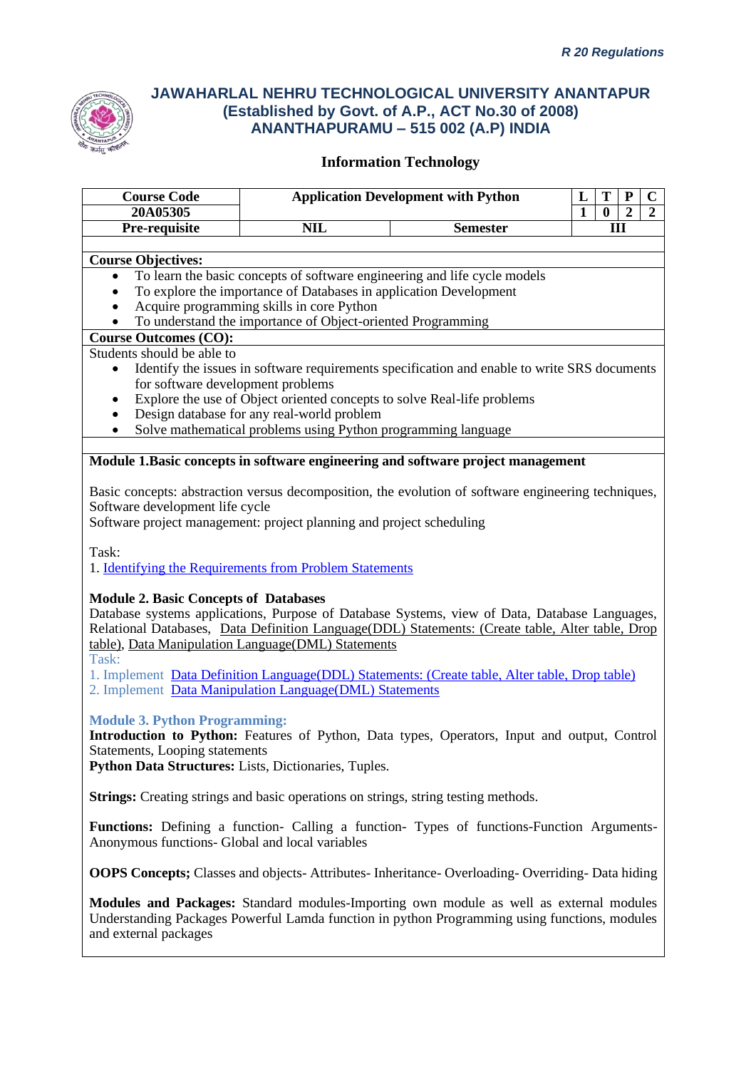*R 20 Regulations*

# JAWAHARLAL NEHRU TECHNOLOGICAL UNIVERSITY ANANTAPUR
## (Established by Govt. of A.P., ACT No.30 of 2008)
## ANANTHAPURAMU – 515 002 (A.P) INDIA

### Information Technology

| Course Code | Application Development with Python | | L | T | P | C |
|---|---|---|---|---|---|---|
| 20A05305 | | | 1 | 0 | 2 | 2 |
| Pre-requisite | NIL | Semester | III | | | |

**Course Objectives:**

- To learn the basic concepts of software engineering and life cycle models
- To explore the importance of Databases in application Development
- Acquire programming skills in core Python
- To understand the importance of Object-oriented Programming

**Course Outcomes (CO):**

Students should be able to

- Identify the issues in software requirements specification and enable to write SRS documents for software development problems
- Explore the use of Object oriented concepts to solve Real-life problems
- Design database for any real-world problem
- Solve mathematical problems using Python programming language

**Module 1.Basic concepts in software engineering and software project management**

Basic concepts: abstraction versus decomposition, the evolution of software engineering techniques, Software development life cycle
Software project management: project planning and project scheduling

Task:
1. Identifying the Requirements from Problem Statements

**Module 2. Basic Concepts of Databases**
Database systems applications, Purpose of Database Systems, view of Data, Database Languages, Relational Databases, Data Definition Language(DDL) Statements: (Create table, Alter table, Drop table), Data Manipulation Language(DML) Statements
Task:
1. Implement Data Definition Language(DDL) Statements: (Create table, Alter table, Drop table)
2. Implement Data Manipulation Language(DML) Statements

**Module 3. Python Programming:**
**Introduction to Python:** Features of Python, Data types, Operators, Input and output, Control Statements, Looping statements
**Python Data Structures:** Lists, Dictionaries, Tuples.

**Strings:** Creating strings and basic operations on strings, string testing methods.

**Functions:** Defining a function- Calling a function- Types of functions-Function Arguments-Anonymous functions- Global and local variables

**OOPS Concepts;** Classes and objects- Attributes- Inheritance- Overloading- Overriding- Data hiding

**Modules and Packages:** Standard modules-Importing own module as well as external modules Understanding Packages Powerful Lamda function in python Programming using functions, modules and external packages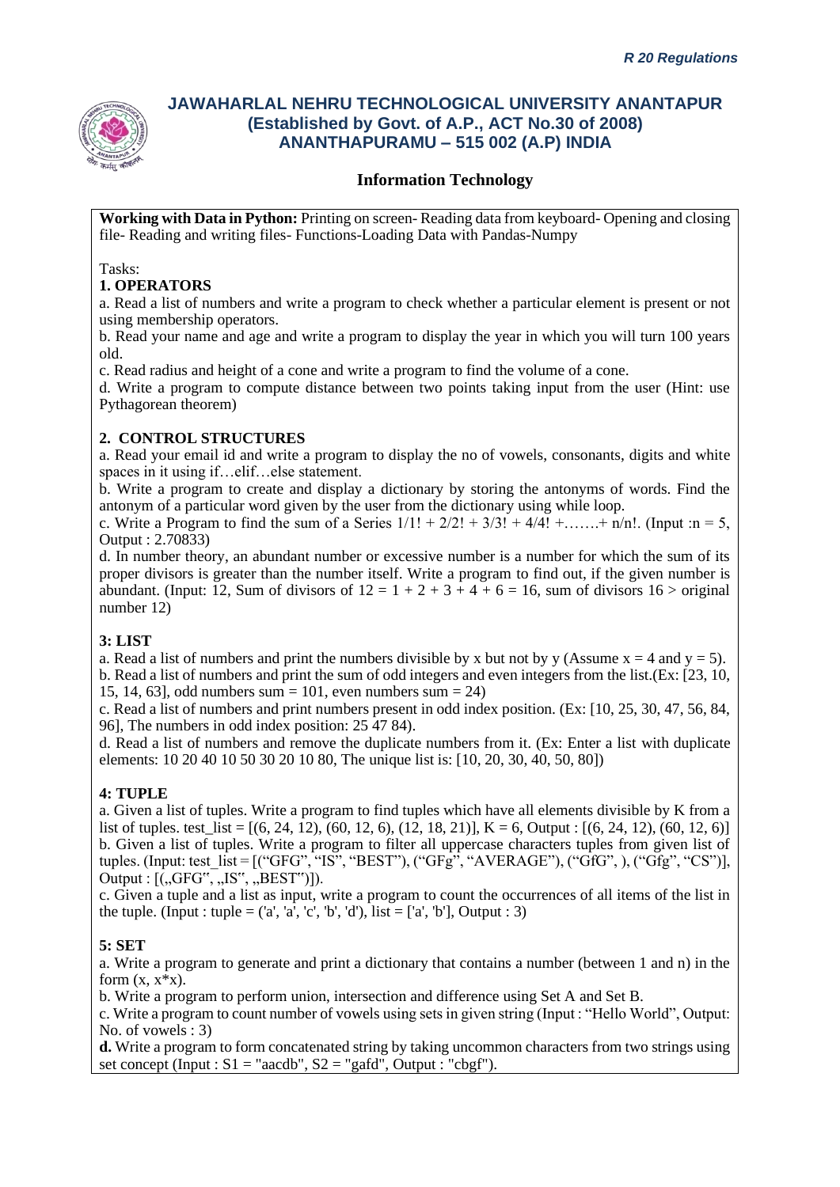**Working with Data in Python:** Printing on screen- Reading data from keyboard- Opening and closing file- Reading and writing files- Functions-Loading Data with Pandas-Numpy

Tasks:

**1. OPERATORS**

a. Read a list of numbers and write a program to check whether a particular element is present or not using membership operators.

b. Read your name and age and write a program to display the year in which you will turn 100 years old.

c. Read radius and height of a cone and write a program to find the volume of a cone.

d. Write a program to compute distance between two points taking input from the user (Hint: use Pythagorean theorem)

**2. CONTROL STRUCTURES**

a. Read your email id and write a program to display the no of vowels, consonants, digits and white spaces in it using if…elif…else statement.

b. Write a program to create and display a dictionary by storing the antonyms of words. Find the antonym of a particular word given by the user from the dictionary using while loop.

c. Write a Program to find the sum of a Series 1/1! + 2/2! + 3/3! + 4/4! +…….+ n/n!. (Input :n = 5, Output : 2.70833)

d. In number theory, an abundant number or excessive number is a number for which the sum of its proper divisors is greater than the number itself. Write a program to find out, if the given number is abundant. (Input: 12, Sum of divisors of 12 = 1 + 2 + 3 + 4 + 6 = 16, sum of divisors 16 > original number 12)

**3: LIST**

a. Read a list of numbers and print the numbers divisible by x but not by y (Assume x = 4 and y = 5).

b. Read a list of numbers and print the sum of odd integers and even integers from the list.(Ex: [23, 10, 15, 14, 63], odd numbers sum = 101, even numbers sum = 24)

c. Read a list of numbers and print numbers present in odd index position. (Ex: [10, 25, 30, 47, 56, 84, 96], The numbers in odd index position: 25 47 84).

d. Read a list of numbers and remove the duplicate numbers from it. (Ex: Enter a list with duplicate elements: 10 20 40 10 50 30 20 10 80, The unique list is: [10, 20, 30, 40, 50, 80])

**4: TUPLE**

a. Given a list of tuples. Write a program to find tuples which have all elements divisible by K from a list of tuples. test_list = [(6, 24, 12), (60, 12, 6), (12, 18, 21)], K = 6, Output : [(6, 24, 12), (60, 12, 6)]

b. Given a list of tuples. Write a program to filter all uppercase characters tuples from given list of tuples. (Input: test_list = [("GFG", "IS", "BEST"), ("GFg", "AVERAGE"), ("GfG", ), ("Gfg", "CS")], Output : [(„GFG", „IS", „BEST")]).

c. Given a tuple and a list as input, write a program to count the occurrences of all items of the list in the tuple. (Input : tuple = ('a', 'a', 'c', 'b', 'd'), list = ['a', 'b'], Output : 3)

**5: SET**

a. Write a program to generate and print a dictionary that contains a number (between 1 and n) in the form (x, x*x).

b. Write a program to perform union, intersection and difference using Set A and Set B.

c. Write a program to count number of vowels using sets in given string (Input : "Hello World", Output: No. of vowels : 3)

**d.** Write a program to form concatenated string by taking uncommon characters from two strings using set concept (Input : S1 = "aacdb", S2 = "gafd", Output : "cbgf").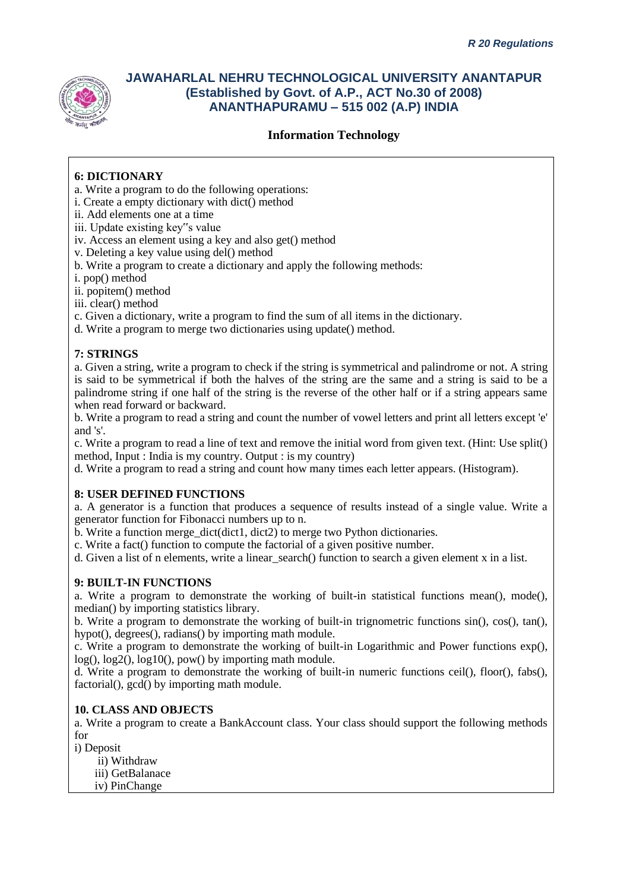## 6: DICTIONARY

a. Write a program to do the following operations:
i. Create a empty dictionary with dict() method
ii. Add elements one at a time
iii. Update existing key"s value
iv. Access an element using a key and also get() method
v. Deleting a key value using del() method
b. Write a program to create a dictionary and apply the following methods:
i. pop() method
ii. popitem() method
iii. clear() method
c. Given a dictionary, write a program to find the sum of all items in the dictionary.
d. Write a program to merge two dictionaries using update() method.

## 7: STRINGS

a. Given a string, write a program to check if the string is symmetrical and palindrome or not. A string is said to be symmetrical if both the halves of the string are the same and a string is said to be a palindrome string if one half of the string is the reverse of the other half or if a string appears same when read forward or backward.
b. Write a program to read a string and count the number of vowel letters and print all letters except 'e' and 's'.
c. Write a program to read a line of text and remove the initial word from given text. (Hint: Use split() method, Input : India is my country. Output : is my country)
d. Write a program to read a string and count how many times each letter appears. (Histogram).

## 8: USER DEFINED FUNCTIONS

a. A generator is a function that produces a sequence of results instead of a single value. Write a generator function for Fibonacci numbers up to n.
b. Write a function merge_dict(dict1, dict2) to merge two Python dictionaries.
c. Write a fact() function to compute the factorial of a given positive number.
d. Given a list of n elements, write a linear_search() function to search a given element x in a list.

## 9: BUILT-IN FUNCTIONS

a. Write a program to demonstrate the working of built-in statistical functions mean(), mode(), median() by importing statistics library.
b. Write a program to demonstrate the working of built-in trignometric functions sin(), cos(), tan(), hypot(), degrees(), radians() by importing math module.
c. Write a program to demonstrate the working of built-in Logarithmic and Power functions exp(), log(), log2(), log10(), pow() by importing math module.
d. Write a program to demonstrate the working of built-in numeric functions ceil(), floor(), fabs(), factorial(), gcd() by importing math module.

## 10. CLASS AND OBJECTS

a. Write a program to create a BankAccount class. Your class should support the following methods for
i) Deposit
ii) Withdraw
iii) GetBalanace
iv) PinChange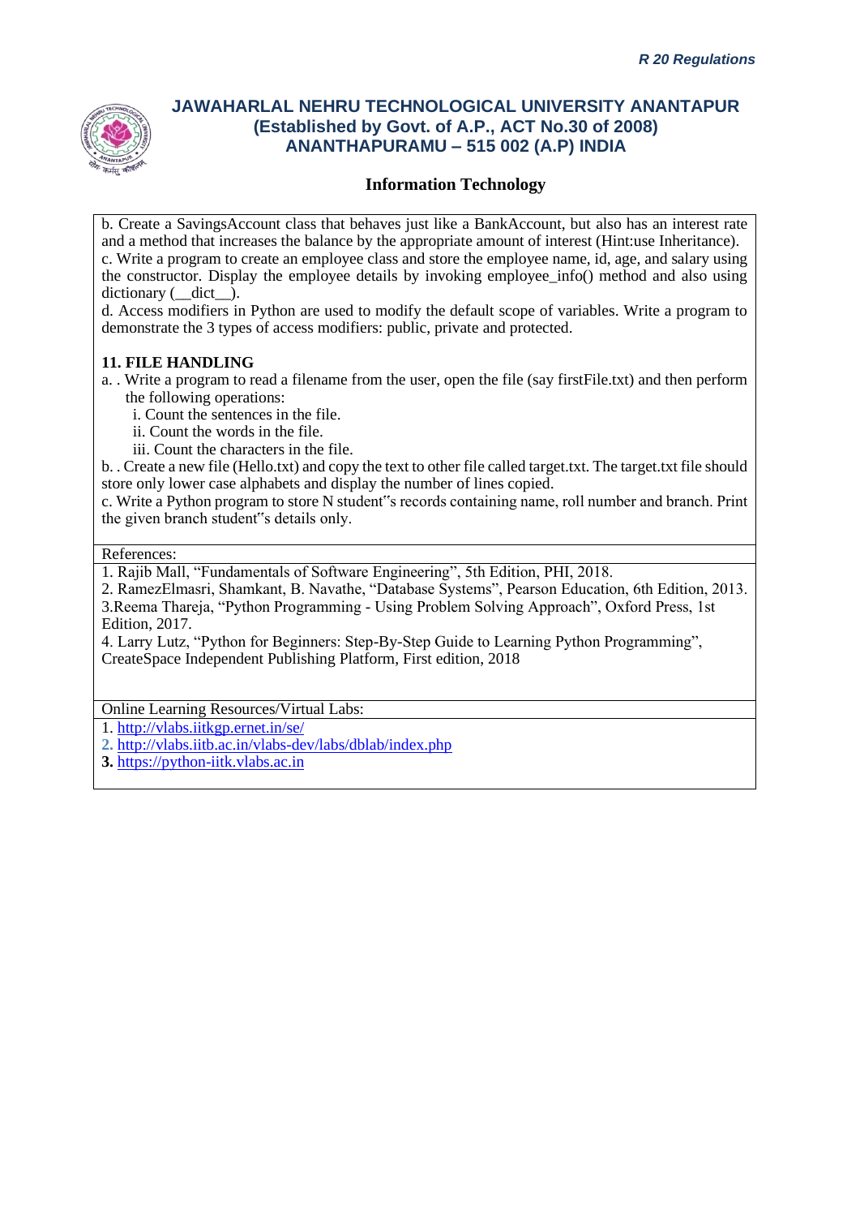b. Create a SavingsAccount class that behaves just like a BankAccount, but also has an interest rate and a method that increases the balance by the appropriate amount of interest (Hint:use Inheritance).
c. Write a program to create an employee class and store the employee name, id, age, and salary using the constructor. Display the employee details by invoking employee_info() method and also using dictionary (__dict__).
d. Access modifiers in Python are used to modify the default scope of variables. Write a program to demonstrate the 3 types of access modifiers: public, private and protected.

**11. FILE HANDLING**

a. . Write a program to read a filename from the user, open the file (say firstFile.txt) and then perform the following operations:
  i. Count the sentences in the file.
  ii. Count the words in the file.
  iii. Count the characters in the file.

b. . Create a new file (Hello.txt) and copy the text to other file called target.txt. The target.txt file should store only lower case alphabets and display the number of lines copied.
c. Write a Python program to store N student"s records containing name, roll number and branch. Print the given branch student"s details only.

References:

1. Rajib Mall, "Fundamentals of Software Engineering", 5th Edition, PHI, 2018.
2. RamezElmasri, Shamkant, B. Navathe, "Database Systems", Pearson Education, 6th Edition, 2013.
3.Reema Thareja, "Python Programming - Using Problem Solving Approach", Oxford Press, 1st Edition, 2017.
4. Larry Lutz, "Python for Beginners: Step-By-Step Guide to Learning Python Programming", CreateSpace Independent Publishing Platform, First edition, 2018

Online Learning Resources/Virtual Labs:

1. http://vlabs.iitkgp.ernet.in/se/
2. http://vlabs.iitb.ac.in/vlabs-dev/labs/dblab/index.php
3. https://python-iitk.vlabs.ac.in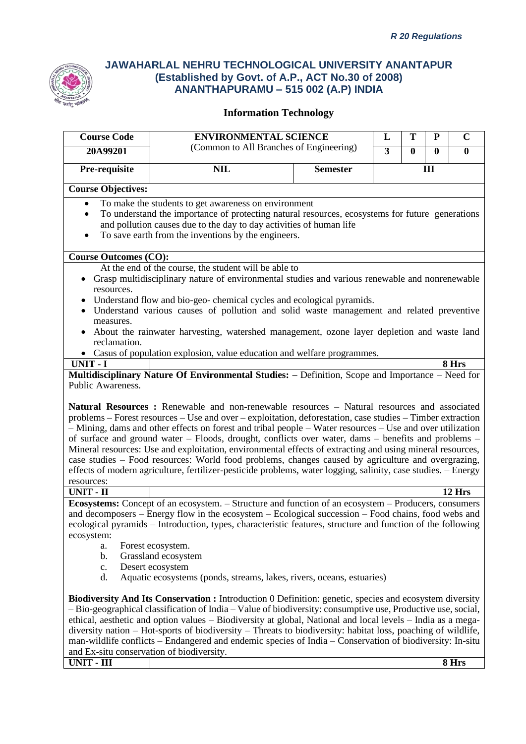*R 20 Regulations*

## JAWAHARLAL NEHRU TECHNOLOGICAL UNIVERSITY ANANTAPUR
## (Established by Govt. of A.P., ACT No.30 of 2008)
## ANANTHAPURAMU – 515 002 (A.P) INDIA

### Information Technology

| Course Code | ENVIRONMENTAL SCIENCE | | L | T | P | C |
|---|---|---|---|---|---|---|
| 20A99201 | (Common to All Branches of Engineering) | | 3 | 0 | 0 | 0 |
| Pre-requisite | NIL | Semester | III | | | |

**Course Objectives:**

- To make the students to get awareness on environment
- To understand the importance of protecting natural resources, ecosystems for future generations and pollution causes due to the day to day activities of human life
- To save earth from the inventions by the engineers.

**Course Outcomes (CO):**

At the end of the course, the student will be able to

- Grasp multidisciplinary nature of environmental studies and various renewable and nonrenewable resources.
- Understand flow and bio-geo- chemical cycles and ecological pyramids.
- Understand various causes of pollution and solid waste management and related preventive measures.
- About the rainwater harvesting, watershed management, ozone layer depletion and waste land reclamation.
- Casus of population explosion, value education and welfare programmes.

**UNIT - I** **8 Hrs**

**Multidisciplinary Nature Of Environmental Studies: –** Definition, Scope and Importance – Need for Public Awareness.

**Natural Resources :** Renewable and non-renewable resources – Natural resources and associated problems – Forest resources – Use and over – exploitation, deforestation, case studies – Timber extraction – Mining, dams and other effects on forest and tribal people – Water resources – Use and over utilization of surface and ground water – Floods, drought, conflicts over water, dams – benefits and problems – Mineral resources: Use and exploitation, environmental effects of extracting and using mineral resources, case studies – Food resources: World food problems, changes caused by agriculture and overgrazing, effects of modern agriculture, fertilizer-pesticide problems, water logging, salinity, case studies. – Energy resources:

**UNIT - II** **12 Hrs**

**Ecosystems:** Concept of an ecosystem. – Structure and function of an ecosystem – Producers, consumers and decomposers – Energy flow in the ecosystem – Ecological succession – Food chains, food webs and ecological pyramids – Introduction, types, characteristic features, structure and function of the following ecosystem:

a. Forest ecosystem.
b. Grassland ecosystem
c. Desert ecosystem
d. Aquatic ecosystems (ponds, streams, lakes, rivers, oceans, estuaries)

**Biodiversity And Its Conservation :** Introduction 0 Definition: genetic, species and ecosystem diversity – Bio-geographical classification of India – Value of biodiversity: consumptive use, Productive use, social, ethical, aesthetic and option values – Biodiversity at global, National and local levels – India as a mega-diversity nation – Hot-sports of biodiversity – Threats to biodiversity: habitat loss, poaching of wildlife, man-wildlife conflicts – Endangered and endemic species of India – Conservation of biodiversity: In-situ and Ex-situ conservation of biodiversity.

**UNIT - III** **8 Hrs**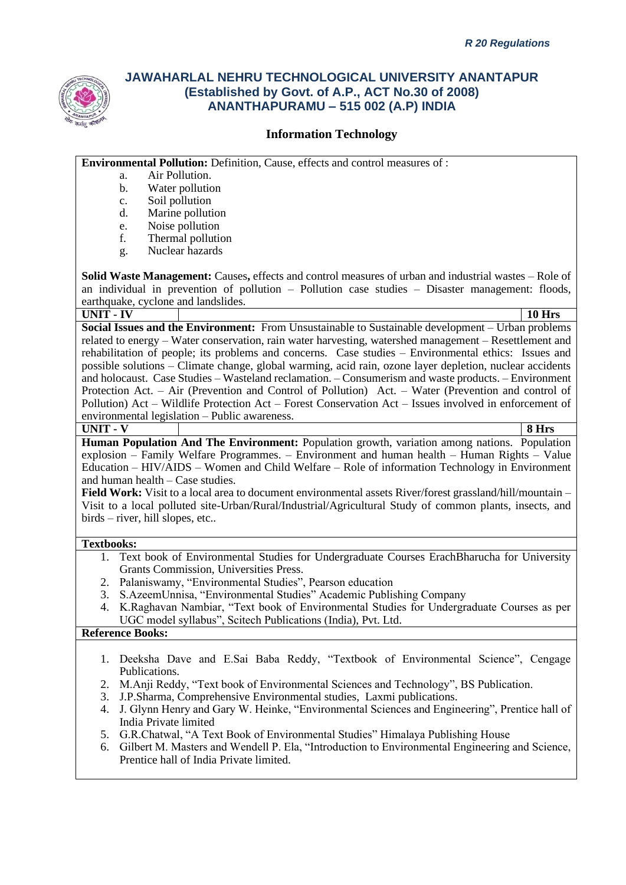**Environmental Pollution:** Definition, Cause, effects and control measures of :

a. Air Pollution.
b. Water pollution
c. Soil pollution
d. Marine pollution
e. Noise pollution
f. Thermal pollution
g. Nuclear hazards

**Solid Waste Management:** Causes**,** effects and control measures of urban and industrial wastes – Role of an individual in prevention of pollution – Pollution case studies – Disaster management: floods, earthquake, cyclone and landslides.

| UNIT - IV | | 10 Hrs |
|---|---|---|

**Social Issues and the Environment:** From Unsustainable to Sustainable development – Urban problems related to energy – Water conservation, rain water harvesting, watershed management – Resettlement and rehabilitation of people; its problems and concerns. Case studies – Environmental ethics: Issues and possible solutions – Climate change, global warming, acid rain, ozone layer depletion, nuclear accidents and holocaust. Case Studies – Wasteland reclamation. – Consumerism and waste products. – Environment Protection Act. – Air (Prevention and Control of Pollution) Act. – Water (Prevention and control of Pollution) Act – Wildlife Protection Act – Forest Conservation Act – Issues involved in enforcement of environmental legislation – Public awareness.

| UNIT - V | | 8 Hrs |
|---|---|---|

**Human Population And The Environment:** Population growth, variation among nations. Population explosion – Family Welfare Programmes. – Environment and human health – Human Rights – Value Education – HIV/AIDS – Women and Child Welfare – Role of information Technology in Environment and human health – Case studies.

**Field Work:** Visit to a local area to document environmental assets River/forest grassland/hill/mountain – Visit to a local polluted site-Urban/Rural/Industrial/Agricultural Study of common plants, insects, and birds – river, hill slopes, etc..

**Textbooks:**

1. Text book of Environmental Studies for Undergraduate Courses ErachBharucha for University Grants Commission, Universities Press.
2. Palaniswamy, "Environmental Studies", Pearson education
3. S.AzeemUnnisa, "Environmental Studies" Academic Publishing Company
4. K.Raghavan Nambiar, "Text book of Environmental Studies for Undergraduate Courses as per UGC model syllabus", Scitech Publications (India), Pvt. Ltd.

**Reference Books:**

1. Deeksha Dave and E.Sai Baba Reddy, "Textbook of Environmental Science", Cengage Publications.
2. M.Anji Reddy, "Text book of Environmental Sciences and Technology", BS Publication.
3. J.P.Sharma, Comprehensive Environmental studies, Laxmi publications.
4. J. Glynn Henry and Gary W. Heinke, "Environmental Sciences and Engineering", Prentice hall of India Private limited
5. G.R.Chatwal, "A Text Book of Environmental Studies" Himalaya Publishing House
6. Gilbert M. Masters and Wendell P. Ela, "Introduction to Environmental Engineering and Science, Prentice hall of India Private limited.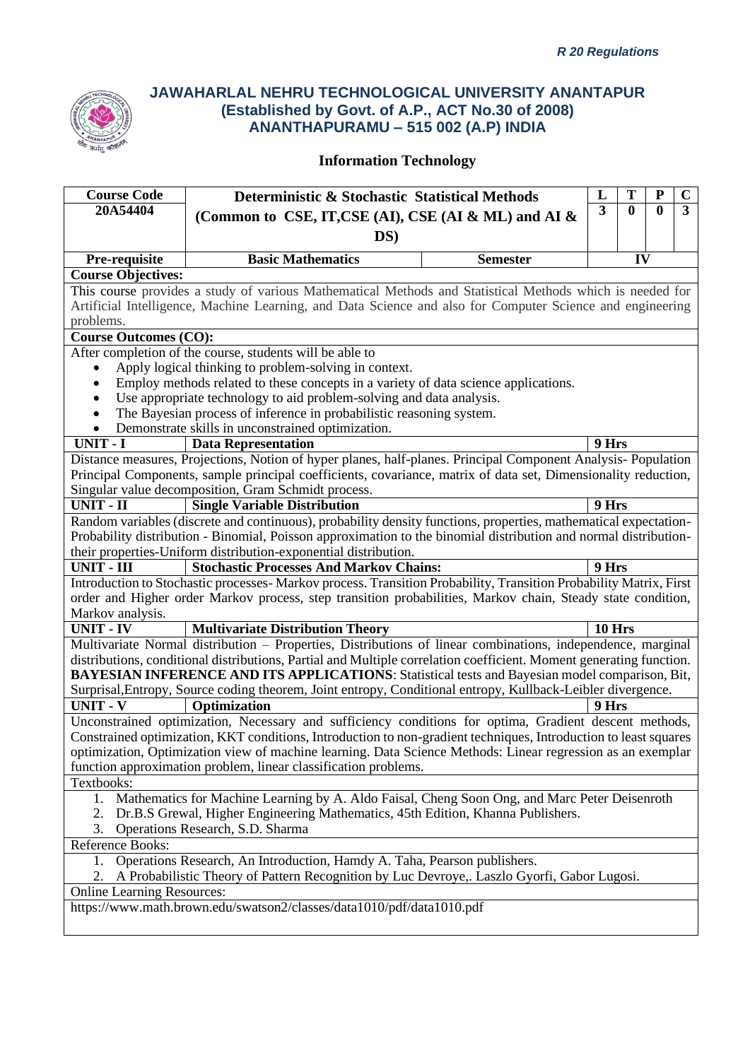# JAWAHARLAL NEHRU TECHNOLOGICAL UNIVERSITY ANANTAPUR
## (Established by Govt. of A.P., ACT No.30 of 2008)
## ANANTHAPURAMU – 515 002 (A.P) INDIA

### Information Technology

| Course Code | Deterministic & Stochastic Statistical Methods (Common to CSE, IT,CSE (AI), CSE (AI & ML) and AI & DS) | | L | T | P | C |
|---|---|---|---|---|---|---|
| 20A54404 | | | 3 | 0 | 0 | 3 |
| Pre-requisite | Basic Mathematics | Semester | IV | | | |

**Course Objectives:**

This course provides a study of various Mathematical Methods and Statistical Methods which is needed for Artificial Intelligence, Machine Learning, and Data Science and also for Computer Science and engineering problems.

**Course Outcomes (CO):**

After completion of the course, students will be able to

- Apply logical thinking to problem-solving in context.
- Employ methods related to these concepts in a variety of data science applications.
- Use appropriate technology to aid problem-solving and data analysis.
- The Bayesian process of inference in probabilistic reasoning system.
- Demonstrate skills in unconstrained optimization.

| UNIT - I | Data Representation | 9 Hrs |
|---|---|---|

Distance measures, Projections, Notion of hyper planes, half-planes. Principal Component Analysis- Population Principal Components, sample principal coefficients, covariance, matrix of data set, Dimensionality reduction, Singular value decomposition, Gram Schmidt process.

| UNIT - II | Single Variable Distribution | 9 Hrs |
|---|---|---|

Random variables (discrete and continuous), probability density functions, properties, mathematical expectation-Probability distribution - Binomial, Poisson approximation to the binomial distribution and normal distribution-their properties-Uniform distribution-exponential distribution.

| UNIT - III | Stochastic Processes And Markov Chains: | 9 Hrs |
|---|---|---|

Introduction to Stochastic processes- Markov process. Transition Probability, Transition Probability Matrix, First order and Higher order Markov process, step transition probabilities, Markov chain, Steady state condition, Markov analysis.

| UNIT - IV | Multivariate Distribution Theory | 10 Hrs |
|---|---|---|

Multivariate Normal distribution – Properties, Distributions of linear combinations, independence, marginal distributions, conditional distributions, Partial and Multiple correlation coefficient. Moment generating function.
**BAYESIAN INFERENCE AND ITS APPLICATIONS**: Statistical tests and Bayesian model comparison, Bit, Surprisal,Entropy, Source coding theorem, Joint entropy, Conditional entropy, Kullback-Leibler divergence.

| UNIT - V | Optimization | 9 Hrs |
|---|---|---|

Unconstrained optimization, Necessary and sufficiency conditions for optima, Gradient descent methods, Constrained optimization, KKT conditions, Introduction to non-gradient techniques, Introduction to least squares optimization, Optimization view of machine learning. Data Science Methods: Linear regression as an exemplar function approximation problem, linear classification problems.

Textbooks:

1. Mathematics for Machine Learning by A. Aldo Faisal, Cheng Soon Ong, and Marc Peter Deisenroth
2. Dr.B.S Grewal, Higher Engineering Mathematics, 45th Edition, Khanna Publishers.
3. Operations Research, S.D. Sharma

Reference Books:

1. Operations Research, An Introduction, Hamdy A. Taha, Pearson publishers.
2. A Probabilistic Theory of Pattern Recognition by Luc Devroye,. Laszlo Gyorfi, Gabor Lugosi.

Online Learning Resources:

https://www.math.brown.edu/swatson2/classes/data1010/pdf/data1010.pdf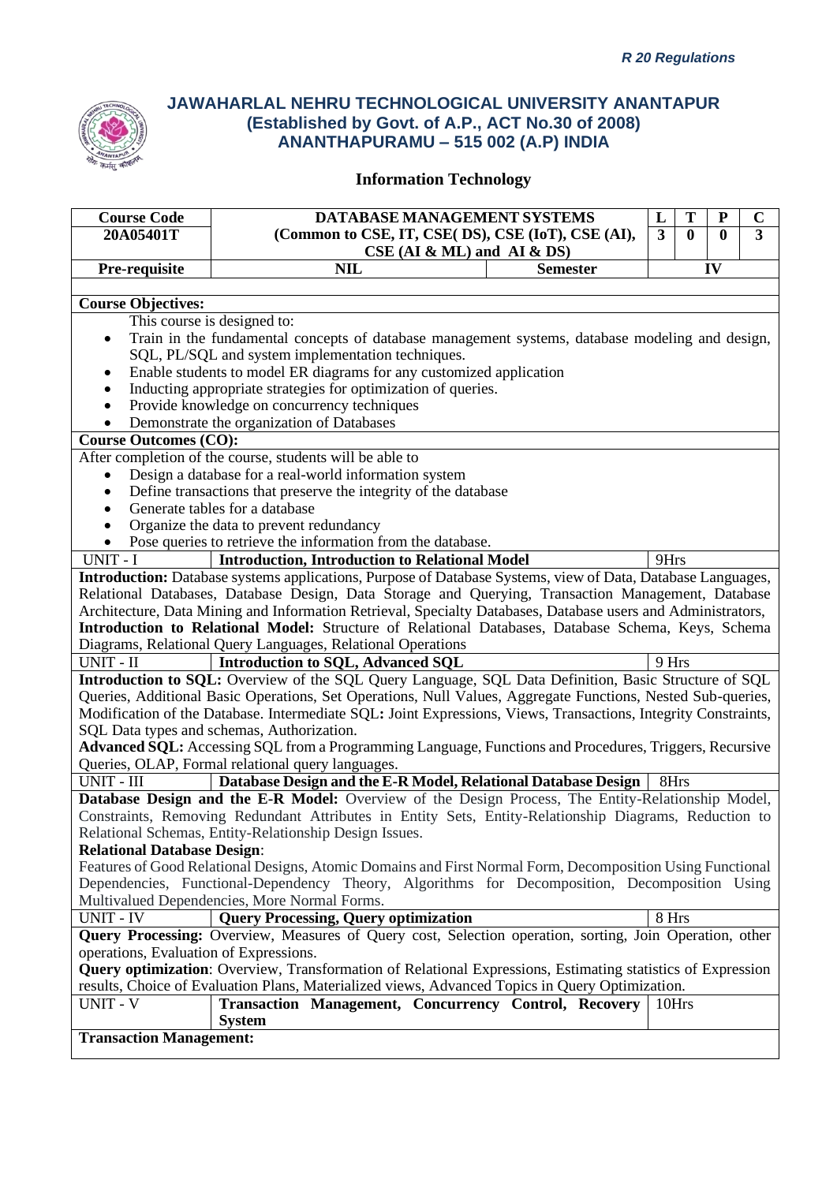*R 20 Regulations*

## JAWAHARLAL NEHRU TECHNOLOGICAL UNIVERSITY ANANTAPUR
## (Established by Govt. of A.P., ACT No.30 of 2008)
## ANANTHAPURAMU – 515 002 (A.P) INDIA

### Information Technology

| Course Code | DATABASE MANAGEMENT SYSTEMS | | L | T | P | C |
|---|---|---|---|---|---|---|
| 20A05401T | (Common to CSE, IT, CSE( DS), CSE (IoT), CSE (AI), CSE (AI & ML) and AI & DS) | | 3 | 0 | 0 | 3 |
| Pre-requisite | NIL | Semester | IV | | | |

**Course Objectives:**

This course is designed to:

- Train in the fundamental concepts of database management systems, database modeling and design, SQL, PL/SQL and system implementation techniques.
- Enable students to model ER diagrams for any customized application
- Inducting appropriate strategies for optimization of queries.
- Provide knowledge on concurrency techniques
- Demonstrate the organization of Databases

**Course Outcomes (CO):**

After completion of the course, students will be able to

- Design a database for a real-world information system
- Define transactions that preserve the integrity of the database
- Generate tables for a database
- Organize the data to prevent redundancy
- Pose queries to retrieve the information from the database.

| UNIT - I | Introduction, Introduction to Relational Model | 9Hrs |
|---|---|---|

**Introduction:** Database systems applications, Purpose of Database Systems, view of Data, Database Languages, Relational Databases, Database Design, Data Storage and Querying, Transaction Management, Database Architecture, Data Mining and Information Retrieval, Specialty Databases, Database users and Administrators,
**Introduction to Relational Model:** Structure of Relational Databases, Database Schema, Keys, Schema Diagrams, Relational Query Languages, Relational Operations

| UNIT - II | Introduction to SQL, Advanced SQL | 9 Hrs |
|---|---|---|

**Introduction to SQL:** Overview of the SQL Query Language, SQL Data Definition, Basic Structure of SQL Queries, Additional Basic Operations, Set Operations, Null Values, Aggregate Functions, Nested Sub-queries, Modification of the Database. Intermediate SQL**:** Joint Expressions, Views, Transactions, Integrity Constraints, SQL Data types and schemas, Authorization.
**Advanced SQL:** Accessing SQL from a Programming Language, Functions and Procedures, Triggers, Recursive Queries, OLAP, Formal relational query languages.

| UNIT - III | Database Design and the E-R Model, Relational Database Design | 8Hrs |
|---|---|---|

**Database Design and the E-R Model:** Overview of the Design Process, The Entity-Relationship Model, Constraints, Removing Redundant Attributes in Entity Sets, Entity-Relationship Diagrams, Reduction to Relational Schemas, Entity-Relationship Design Issues.
**Relational Database Design**:
Features of Good Relational Designs, Atomic Domains and First Normal Form, Decomposition Using Functional Dependencies, Functional-Dependency Theory, Algorithms for Decomposition, Decomposition Using Multivalued Dependencies, More Normal Forms.

| UNIT - IV | Query Processing, Query optimization | 8 Hrs |
|---|---|---|

**Query Processing:** Overview, Measures of Query cost, Selection operation, sorting, Join Operation, other operations, Evaluation of Expressions.
**Query optimization**: Overview, Transformation of Relational Expressions, Estimating statistics of Expression results, Choice of Evaluation Plans, Materialized views, Advanced Topics in Query Optimization.

| UNIT - V | Transaction Management, Concurrency Control, Recovery System | 10Hrs |
|---|---|---|

**Transaction Management:**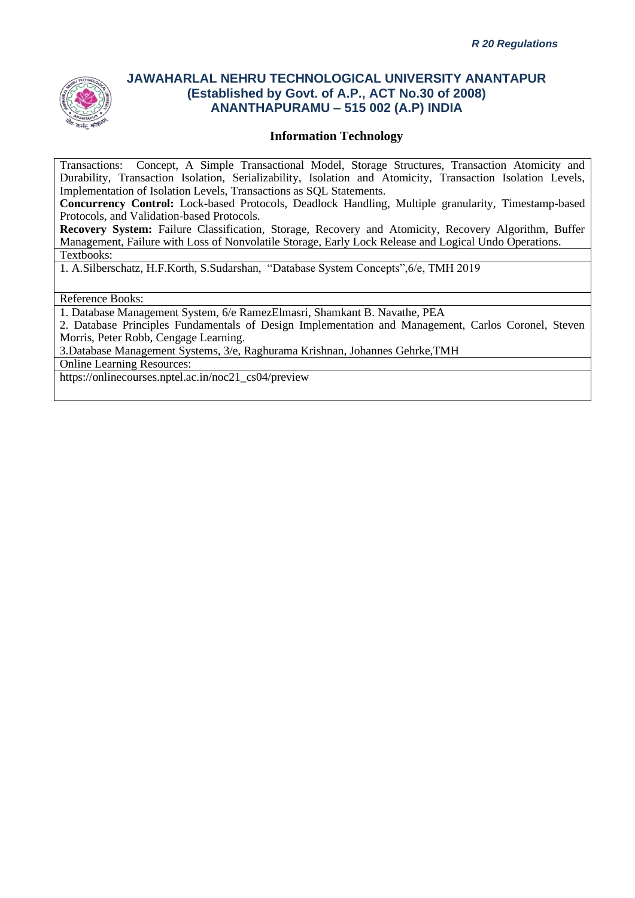## Information Technology

Transactions: Concept, A Simple Transactional Model, Storage Structures, Transaction Atomicity and Durability, Transaction Isolation, Serializability, Isolation and Atomicity, Transaction Isolation Levels, Implementation of Isolation Levels, Transactions as SQL Statements.

**Concurrency Control:** Lock-based Protocols, Deadlock Handling, Multiple granularity, Timestamp-based Protocols, and Validation-based Protocols.

**Recovery System:** Failure Classification, Storage, Recovery and Atomicity, Recovery Algorithm, Buffer Management, Failure with Loss of Nonvolatile Storage, Early Lock Release and Logical Undo Operations.

Textbooks:

1. A.Silberschatz, H.F.Korth, S.Sudarshan, "Database System Concepts",6/e, TMH 2019

Reference Books:

1. Database Management System, 6/e RamezElmasri, Shamkant B. Navathe, PEA
2. Database Principles Fundamentals of Design Implementation and Management, Carlos Coronel, Steven Morris, Peter Robb, Cengage Learning.
3. Database Management Systems, 3/e, Raghurama Krishnan, Johannes Gehrke,TMH

Online Learning Resources:

https://onlinecourses.nptel.ac.in/noc21_cs04/preview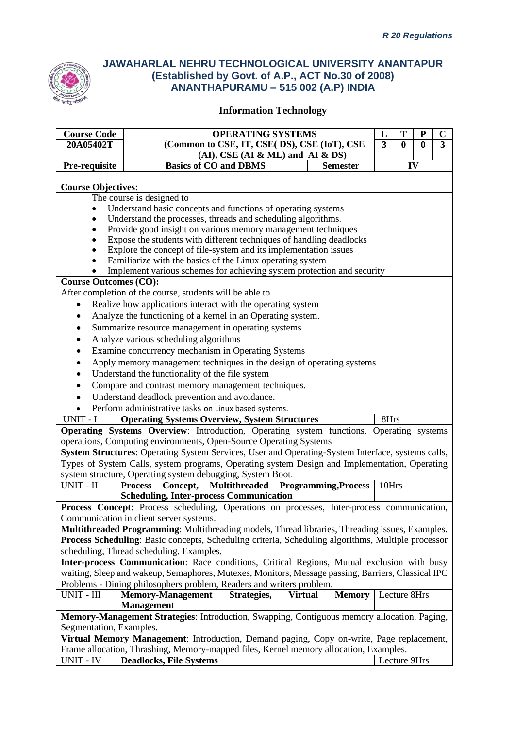*R 20 Regulations*

# JAWAHARLAL NEHRU TECHNOLOGICAL UNIVERSITY ANANTAPUR
## (Established by Govt. of A.P., ACT No.30 of 2008)
## ANANTHAPURAMU – 515 002 (A.P) INDIA

### Information Technology

| Course Code | OPERATING SYSTEMS | | L | T | P | C |
|---|---|---|---|---|---|---|
| 20A05402T | (Common to CSE, IT, CSE( DS), CSE (IoT), CSE (AI), CSE (AI & ML) and AI & DS) | | 3 | 0 | 0 | 3 |
| Pre-requisite | Basics of CO and DBMS | Semester | IV | | | |

**Course Objectives:**

The course is designed to

- Understand basic concepts and functions of operating systems
- Understand the processes, threads and scheduling algorithms.
- Provide good insight on various memory management techniques
- Expose the students with different techniques of handling deadlocks
- Explore the concept of file-system and its implementation issues
- Familiarize with the basics of the Linux operating system
- Implement various schemes for achieving system protection and security

**Course Outcomes (CO):**

After completion of the course, students will be able to

- Realize how applications interact with the operating system
- Analyze the functioning of a kernel in an Operating system.
- Summarize resource management in operating systems
- Analyze various scheduling algorithms
- Examine concurrency mechanism in Operating Systems
- Apply memory management techniques in the design of operating systems
- Understand the functionality of the file system
- Compare and contrast memory management techniques.
- Understand deadlock prevention and avoidance.
- Perform administrative tasks on Linux based systems.

| UNIT - I | **Operating Systems Overview, System Structures** | 8Hrs |
|---|---|---|

**Operating Systems Overview**: Introduction, Operating system functions, Operating systems operations, Computing environments, Open-Source Operating Systems

**System Structures**: Operating System Services, User and Operating-System Interface, systems calls, Types of System Calls, system programs, Operating system Design and Implementation, Operating system structure, Operating system debugging, System Boot.

| UNIT - II | **Process Concept, Multithreaded Programming,Process Scheduling, Inter-process Communication** | 10Hrs |
|---|---|---|

**Process Concept**: Process scheduling, Operations on processes, Inter-process communication, Communication in client server systems.

**Multithreaded Programming**: Multithreading models, Thread libraries, Threading issues, Examples.

**Process Scheduling**: Basic concepts, Scheduling criteria, Scheduling algorithms, Multiple processor scheduling, Thread scheduling, Examples.

**Inter-process Communication**: Race conditions, Critical Regions, Mutual exclusion with busy waiting, Sleep and wakeup, Semaphores, Mutexes, Monitors, Message passing, Barriers, Classical IPC Problems - Dining philosophers problem, Readers and writers problem.

| UNIT - III | **Memory-Management Strategies, Virtual Memory Management** | Lecture 8Hrs |
|---|---|---|

**Memory-Management Strategies**: Introduction, Swapping, Contiguous memory allocation, Paging, Segmentation, Examples.

**Virtual Memory Management**: Introduction, Demand paging, Copy on-write, Page replacement, Frame allocation, Thrashing, Memory-mapped files, Kernel memory allocation, Examples.

| UNIT - IV | **Deadlocks, File Systems** | Lecture 9Hrs |
|---|---|---|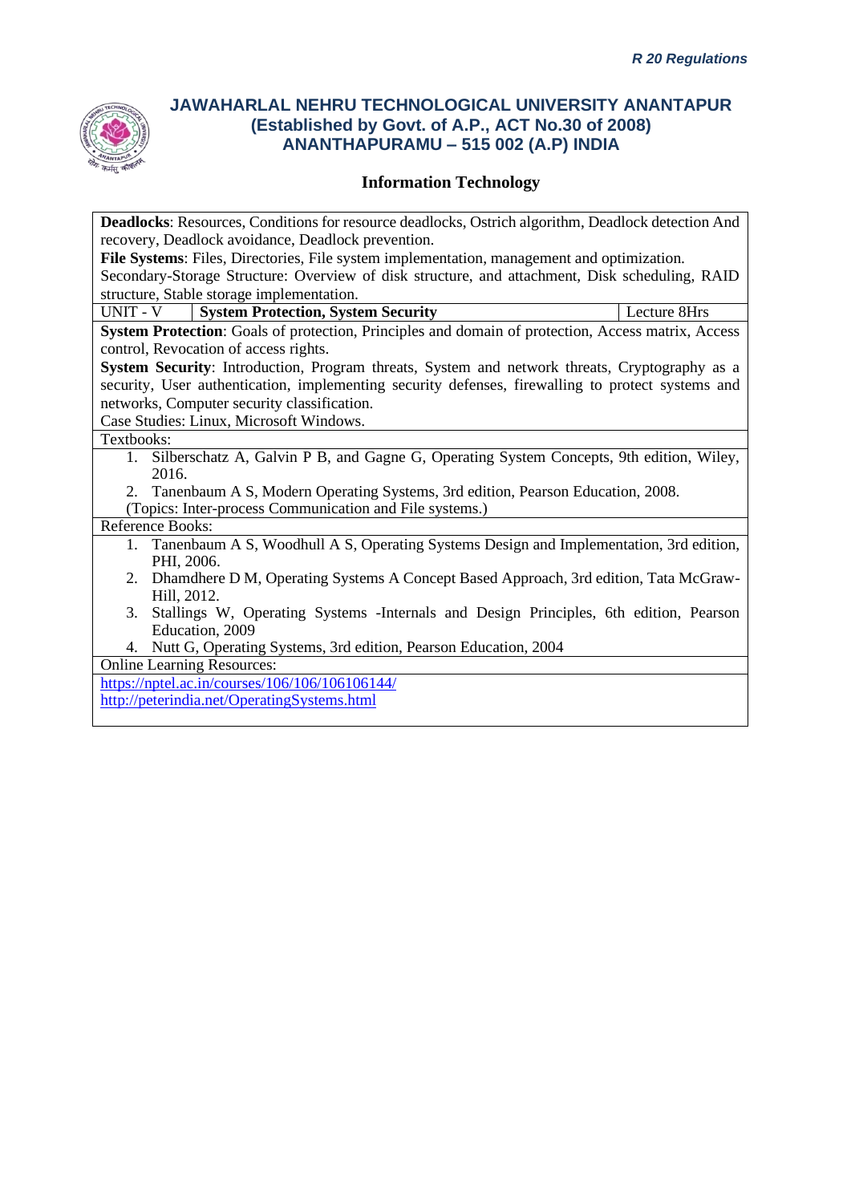## Information Technology

**Deadlocks**: Resources, Conditions for resource deadlocks, Ostrich algorithm, Deadlock detection And recovery, Deadlock avoidance, Deadlock prevention.

**File Systems**: Files, Directories, File system implementation, management and optimization.

Secondary-Storage Structure: Overview of disk structure, and attachment, Disk scheduling, RAID structure, Stable storage implementation.

| UNIT - V | **System Protection, System Security** | Lecture 8Hrs |
|---|---|---|

**System Protection**: Goals of protection, Principles and domain of protection, Access matrix, Access control, Revocation of access rights.

**System Security**: Introduction, Program threats, System and network threats, Cryptography as a security, User authentication, implementing security defenses, firewalling to protect systems and networks, Computer security classification.

Case Studies: Linux, Microsoft Windows.

Textbooks:

1. Silberschatz A, Galvin P B, and Gagne G, Operating System Concepts, 9th edition, Wiley, 2016.
2. Tanenbaum A S, Modern Operating Systems, 3rd edition, Pearson Education, 2008.

(Topics: Inter-process Communication and File systems.)

Reference Books:

1. Tanenbaum A S, Woodhull A S, Operating Systems Design and Implementation, 3rd edition, PHI, 2006.
2. Dhamdhere D M, Operating Systems A Concept Based Approach, 3rd edition, Tata McGraw-Hill, 2012.
3. Stallings W, Operating Systems -Internals and Design Principles, 6th edition, Pearson Education, 2009
4. Nutt G, Operating Systems, 3rd edition, Pearson Education, 2004

Online Learning Resources:

https://nptel.ac.in/courses/106/106/106106144/

http://peterindia.net/OperatingSystems.html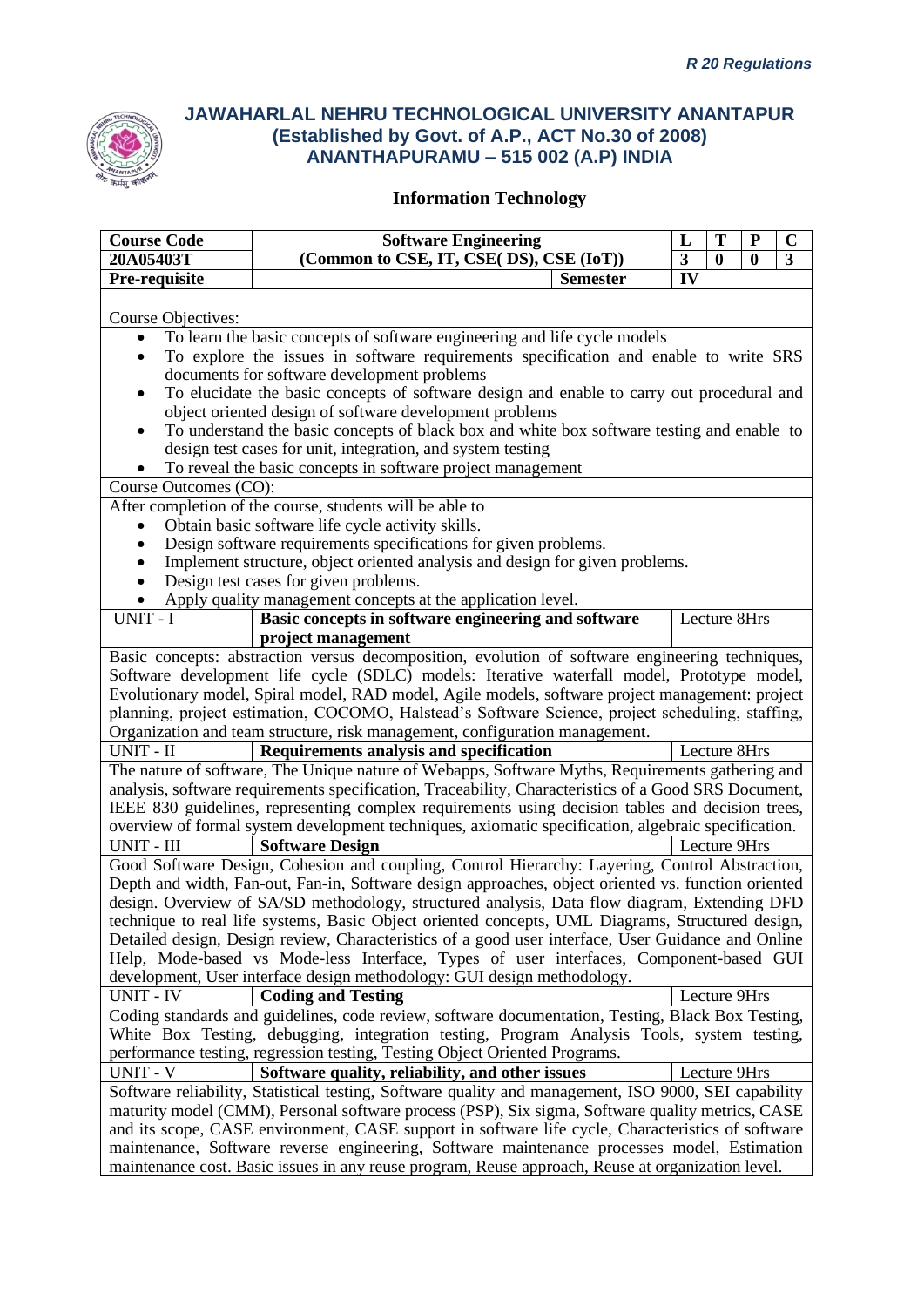*R 20 Regulations*

## JAWAHARLAL NEHRU TECHNOLOGICAL UNIVERSITY ANANTAPUR
## (Established by Govt. of A.P., ACT No.30 of 2008)
## ANANTHAPURAMU – 515 002 (A.P) INDIA

### Information Technology

| Course Code | Software Engineering | | L | T | P | C |
|---|---|---|---|---|---|---|
| 20A05403T | (Common to CSE, IT, CSE( DS), CSE (IoT)) | | 3 | 0 | 0 | 3 |
| Pre-requisite | | Semester | IV | | | |

Course Objectives:

- To learn the basic concepts of software engineering and life cycle models
- To explore the issues in software requirements specification and enable to write SRS documents for software development problems
- To elucidate the basic concepts of software design and enable to carry out procedural and object oriented design of software development problems
- To understand the basic concepts of black box and white box software testing and enable to design test cases for unit, integration, and system testing
- To reveal the basic concepts in software project management

Course Outcomes (CO):

After completion of the course, students will be able to

- Obtain basic software life cycle activity skills.
- Design software requirements specifications for given problems.
- Implement structure, object oriented analysis and design for given problems.
- Design test cases for given problems.
- Apply quality management concepts at the application level.

| UNIT - I | **Basic concepts in software engineering and software project management** | Lecture 8Hrs |
|---|---|---|

Basic concepts: abstraction versus decomposition, evolution of software engineering techniques, Software development life cycle (SDLC) models: Iterative waterfall model, Prototype model, Evolutionary model, Spiral model, RAD model, Agile models, software project management: project planning, project estimation, COCOMO, Halstead's Software Science, project scheduling, staffing, Organization and team structure, risk management, configuration management.

| UNIT - II | **Requirements analysis and specification** | Lecture 8Hrs |
|---|---|---|

The nature of software, The Unique nature of Webapps, Software Myths, Requirements gathering and analysis, software requirements specification, Traceability, Characteristics of a Good SRS Document, IEEE 830 guidelines, representing complex requirements using decision tables and decision trees, overview of formal system development techniques, axiomatic specification, algebraic specification.

| UNIT - III | **Software Design** | Lecture 9Hrs |
|---|---|---|

Good Software Design, Cohesion and coupling, Control Hierarchy: Layering, Control Abstraction, Depth and width, Fan-out, Fan-in, Software design approaches, object oriented vs. function oriented design. Overview of SA/SD methodology, structured analysis, Data flow diagram, Extending DFD technique to real life systems, Basic Object oriented concepts, UML Diagrams, Structured design, Detailed design, Design review, Characteristics of a good user interface, User Guidance and Online Help, Mode-based vs Mode-less Interface, Types of user interfaces, Component-based GUI development, User interface design methodology: GUI design methodology.

| UNIT - IV | **Coding and Testing** | Lecture 9Hrs |
|---|---|---|

Coding standards and guidelines, code review, software documentation, Testing, Black Box Testing, White Box Testing, debugging, integration testing, Program Analysis Tools, system testing, performance testing, regression testing, Testing Object Oriented Programs.

| UNIT - V | **Software quality, reliability, and other issues** | Lecture 9Hrs |
|---|---|---|

Software reliability, Statistical testing, Software quality and management, ISO 9000, SEI capability maturity model (CMM), Personal software process (PSP), Six sigma, Software quality metrics, CASE and its scope, CASE environment, CASE support in software life cycle, Characteristics of software maintenance, Software reverse engineering, Software maintenance processes model, Estimation maintenance cost. Basic issues in any reuse program, Reuse approach, Reuse at organization level.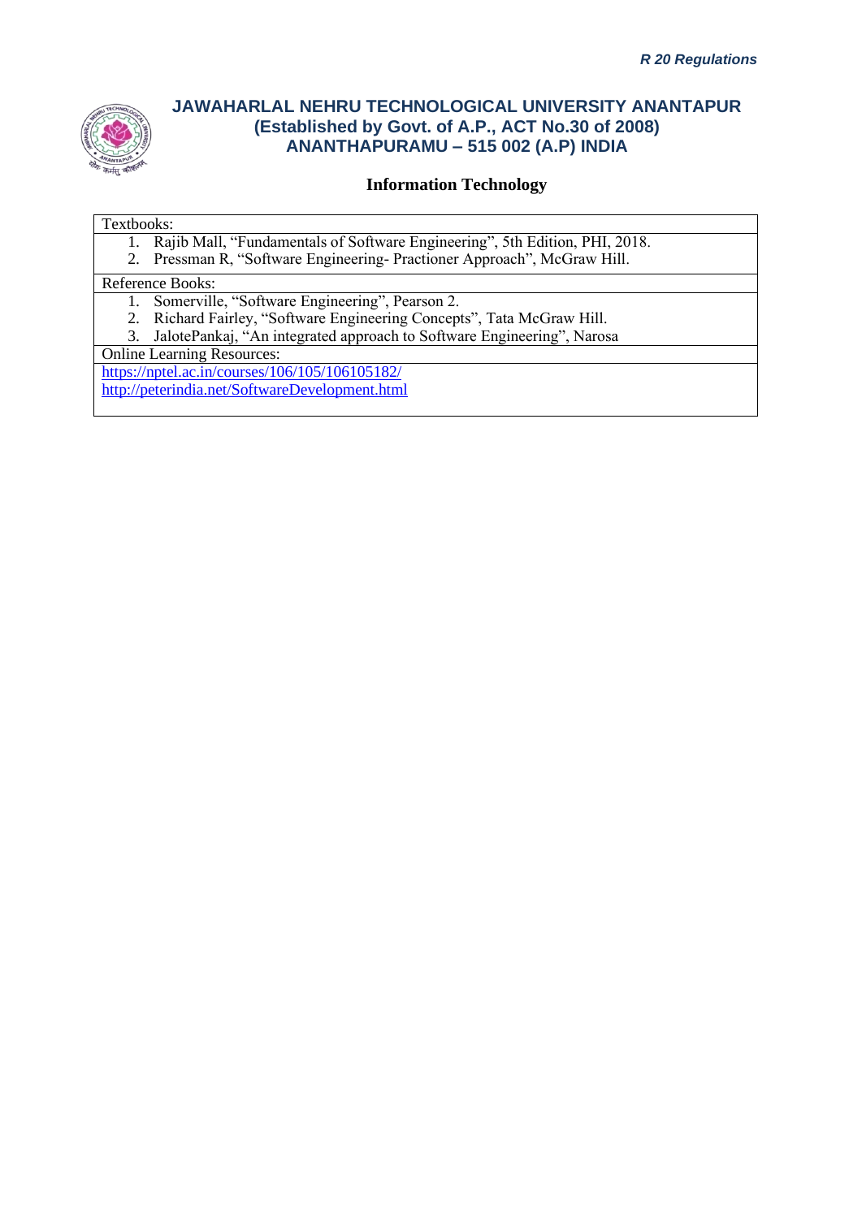# JAWAHARLAL NEHRU TECHNOLOGICAL UNIVERSITY ANANTAPUR
## (Established by Govt. of A.P., ACT No.30 of 2008)
## ANANTHAPURAMU – 515 002 (A.P) INDIA

### Information Technology

**Textbooks:**

1. Rajib Mall, "Fundamentals of Software Engineering", 5th Edition, PHI, 2018.
2. Pressman R, "Software Engineering- Practioner Approach", McGraw Hill.

**Reference Books:**

1. Somerville, "Software Engineering", Pearson 2.
2. Richard Fairley, "Software Engineering Concepts", Tata McGraw Hill.
3. JalotePankaj, "An integrated approach to Software Engineering", Narosa

**Online Learning Resources:**

https://nptel.ac.in/courses/106/105/106105182/

http://peterindia.net/SoftwareDevelopment.html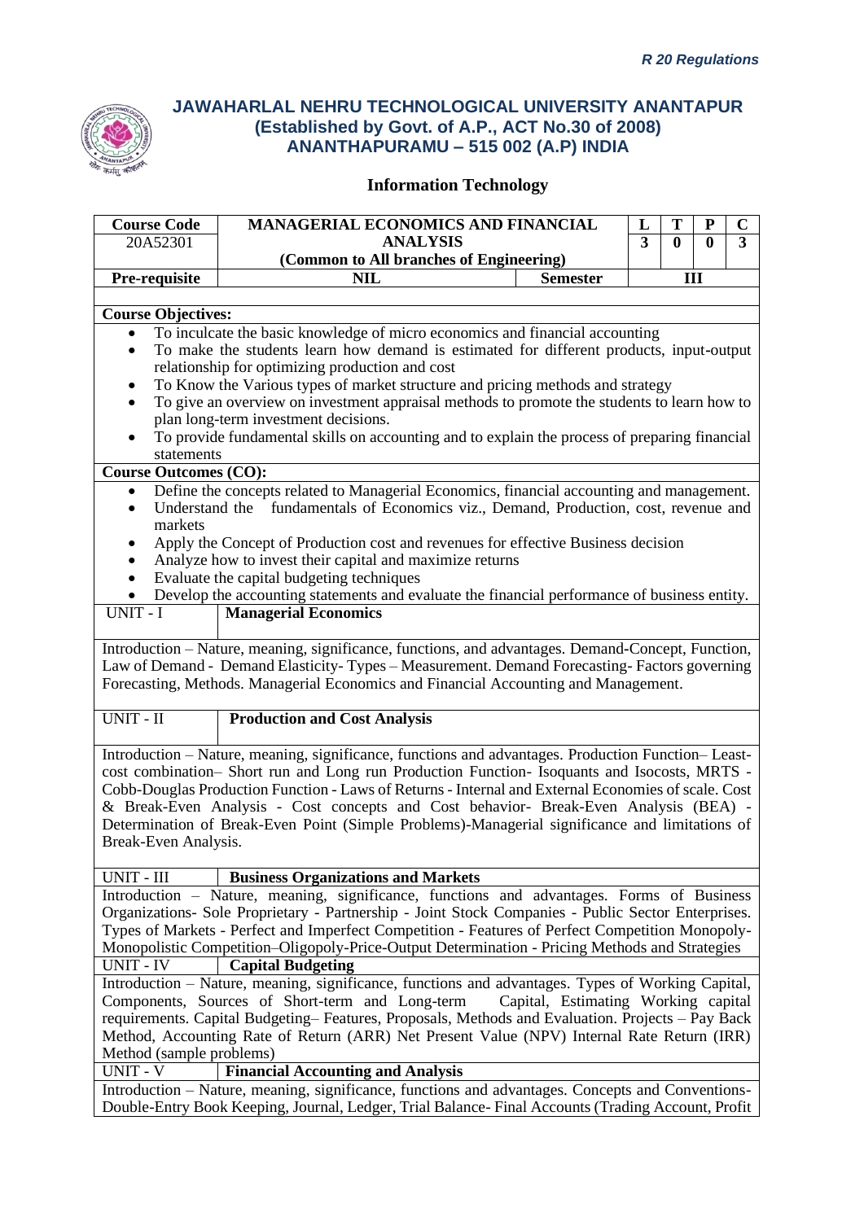*R 20 Regulations*

## JAWAHARLAL NEHRU TECHNOLOGICAL UNIVERSITY ANANTAPUR
## (Established by Govt. of A.P., ACT No.30 of 2008)
## ANANTHAPURAMU – 515 002 (A.P) INDIA

### Information Technology

| Course Code | MANAGERIAL ECONOMICS AND FINANCIAL ANALYSIS (Common to All branches of Engineering) | | L | T | P | C |
|---|---|---|---|---|---|---|
| 20A52301 | | | 3 | 0 | 0 | 3 |
| Pre-requisite | NIL | Semester | III | | | |

**Course Objectives:**

- To inculcate the basic knowledge of micro economics and financial accounting
- To make the students learn how demand is estimated for different products, input-output relationship for optimizing production and cost
- To Know the Various types of market structure and pricing methods and strategy
- To give an overview on investment appraisal methods to promote the students to learn how to plan long-term investment decisions.
- To provide fundamental skills on accounting and to explain the process of preparing financial statements

**Course Outcomes (CO):**

- Define the concepts related to Managerial Economics, financial accounting and management.
- Understand the fundamentals of Economics viz., Demand, Production, cost, revenue and markets
- Apply the Concept of Production cost and revenues for effective Business decision
- Analyze how to invest their capital and maximize returns
- Evaluate the capital budgeting techniques
- Develop the accounting statements and evaluate the financial performance of business entity.

**UNIT - I** **Managerial Economics**

Introduction – Nature, meaning, significance, functions, and advantages. Demand-Concept, Function, Law of Demand - Demand Elasticity- Types – Measurement. Demand Forecasting- Factors governing Forecasting, Methods. Managerial Economics and Financial Accounting and Management.

**UNIT - II** **Production and Cost Analysis**

Introduction – Nature, meaning, significance, functions and advantages. Production Function– Least-cost combination– Short run and Long run Production Function- Isoquants and Isocosts, MRTS - Cobb-Douglas Production Function - Laws of Returns - Internal and External Economies of scale. Cost & Break-Even Analysis - Cost concepts and Cost behavior- Break-Even Analysis (BEA) - Determination of Break-Even Point (Simple Problems)-Managerial significance and limitations of Break-Even Analysis.

**UNIT - III** **Business Organizations and Markets**

Introduction – Nature, meaning, significance, functions and advantages. Forms of Business Organizations- Sole Proprietary - Partnership - Joint Stock Companies - Public Sector Enterprises. Types of Markets - Perfect and Imperfect Competition - Features of Perfect Competition Monopoly- Monopolistic Competition–Oligopoly-Price-Output Determination - Pricing Methods and Strategies

**UNIT - IV** **Capital Budgeting**

Introduction – Nature, meaning, significance, functions and advantages. Types of Working Capital, Components, Sources of Short-term and Long-term Capital, Estimating Working capital requirements. Capital Budgeting– Features, Proposals, Methods and Evaluation. Projects – Pay Back Method, Accounting Rate of Return (ARR) Net Present Value (NPV) Internal Rate Return (IRR) Method (sample problems)

**UNIT - V** **Financial Accounting and Analysis**

Introduction – Nature, meaning, significance, functions and advantages. Concepts and Conventions-Double-Entry Book Keeping, Journal, Ledger, Trial Balance- Final Accounts (Trading Account, Profit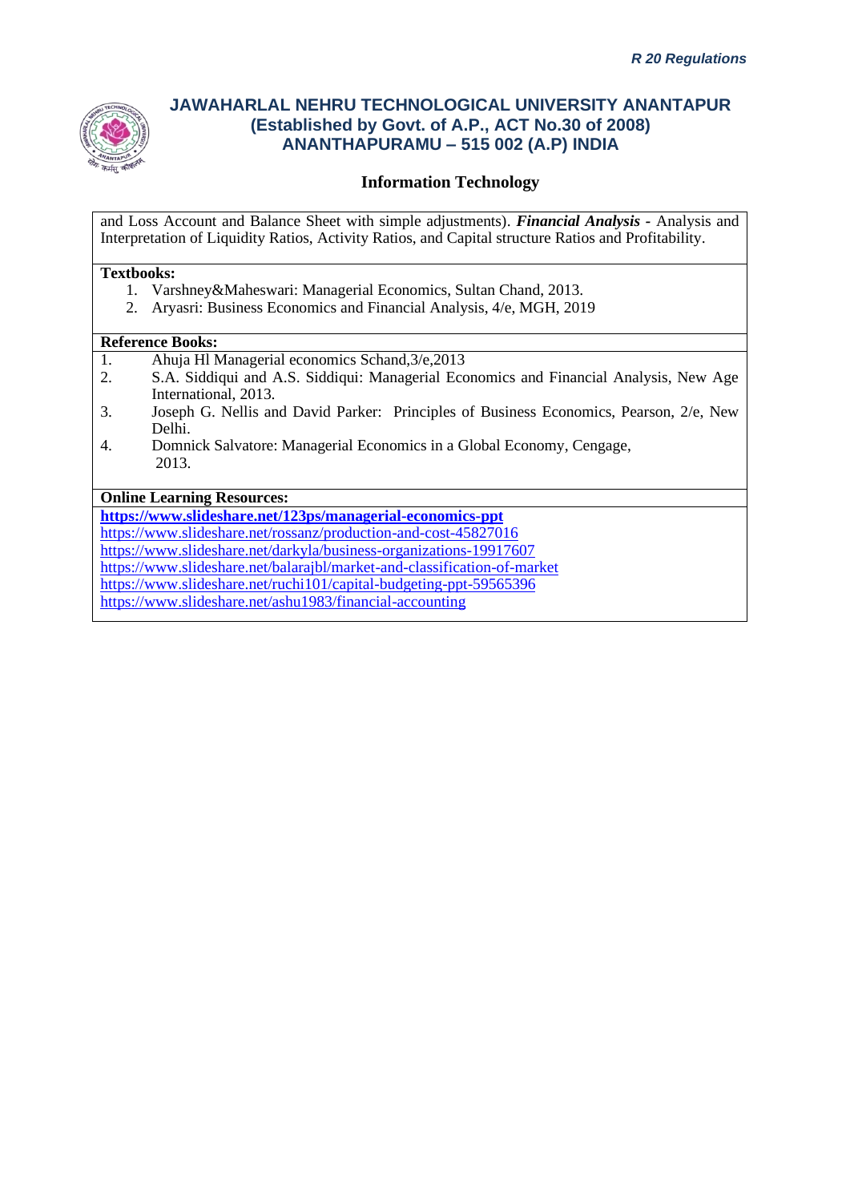and Loss Account and Balance Sheet with simple adjustments). ***Financial Analysis*** - Analysis and Interpretation of Liquidity Ratios, Activity Ratios, and Capital structure Ratios and Profitability.

**Textbooks:**

1. Varshney&Maheswari: Managerial Economics, Sultan Chand, 2013.
2. Aryasri: Business Economics and Financial Analysis, 4/e, MGH, 2019

**Reference Books:**

1. Ahuja Hl Managerial economics Schand,3/e,2013
2. S.A. Siddiqui and A.S. Siddiqui: Managerial Economics and Financial Analysis, New Age International, 2013.
3. Joseph G. Nellis and David Parker: Principles of Business Economics, Pearson, 2/e, New Delhi.
4. Domnick Salvatore: Managerial Economics in a Global Economy, Cengage, 2013.

**Online Learning Resources:**

**https://www.slideshare.net/123ps/managerial-economics-ppt**
https://www.slideshare.net/rossanz/production-and-cost-45827016
https://www.slideshare.net/darkyla/business-organizations-19917607
https://www.slideshare.net/balarajbl/market-and-classification-of-market
https://www.slideshare.net/ruchi101/capital-budgeting-ppt-59565396
https://www.slideshare.net/ashu1983/financial-accounting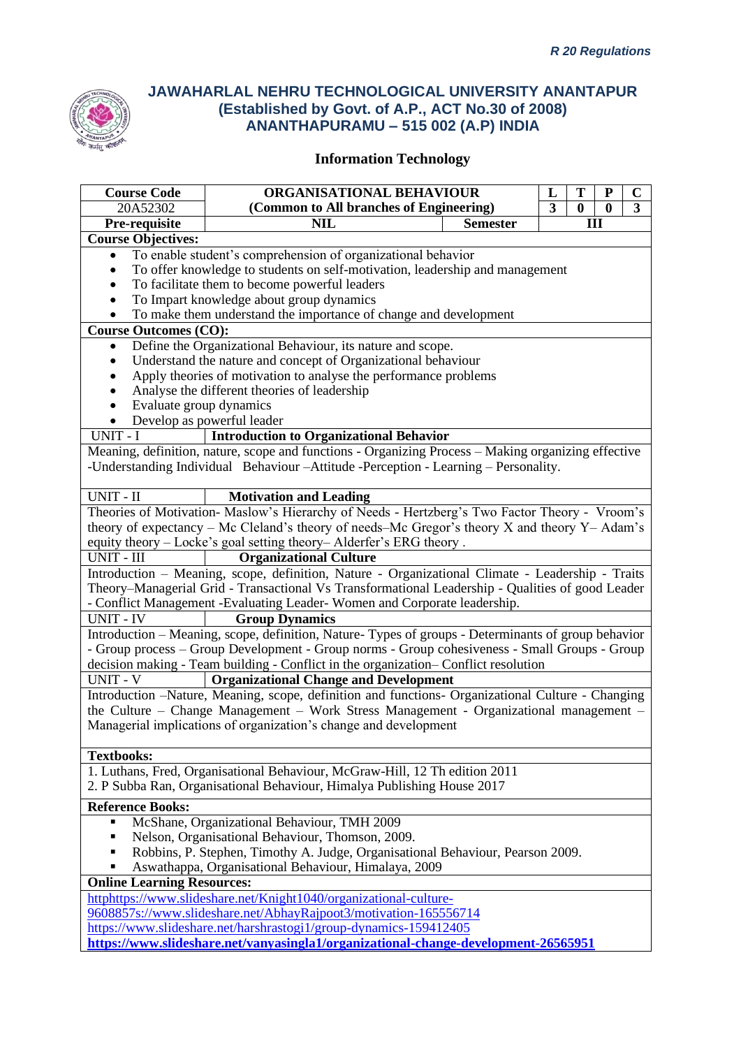# JAWAHARLAL NEHRU TECHNOLOGICAL UNIVERSITY ANANTAPUR
## (Established by Govt. of A.P., ACT No.30 of 2008)
## ANANTHAPURAMU – 515 002 (A.P) INDIA

### Information Technology

| Course Code | ORGANISATIONAL BEHAVIOUR | | L | T | P | C |
|---|---|---|---|---|---|---|
| 20A52302 | (Common to All branches of Engineering) | | 3 | 0 | 0 | 3 |
| Pre-requisite | NIL | Semester | III | | | |

**Course Objectives:**

- To enable student's comprehension of organizational behavior
- To offer knowledge to students on self-motivation, leadership and management
- To facilitate them to become powerful leaders
- To Impart knowledge about group dynamics
- To make them understand the importance of change and development

**Course Outcomes (CO):**

- Define the Organizational Behaviour, its nature and scope.
- Understand the nature and concept of Organizational behaviour
- Apply theories of motivation to analyse the performance problems
- Analyse the different theories of leadership
- Evaluate group dynamics
- Develop as powerful leader

**UNIT - I — Introduction to Organizational Behavior**

Meaning, definition, nature, scope and functions - Organizing Process – Making organizing effective -Understanding Individual Behaviour –Attitude -Perception - Learning – Personality.

**UNIT - II — Motivation and Leading**

Theories of Motivation- Maslow's Hierarchy of Needs - Hertzberg's Two Factor Theory - Vroom's theory of expectancy – Mc Cleland's theory of needs–Mc Gregor's theory X and theory Y– Adam's equity theory – Locke's goal setting theory– Alderfer's ERG theory .

**UNIT - III — Organizational Culture**

Introduction – Meaning, scope, definition, Nature - Organizational Climate - Leadership - Traits Theory–Managerial Grid - Transactional Vs Transformational Leadership - Qualities of good Leader - Conflict Management -Evaluating Leader- Women and Corporate leadership.

**UNIT - IV — Group Dynamics**

Introduction – Meaning, scope, definition, Nature- Types of groups - Determinants of group behavior - Group process – Group Development - Group norms - Group cohesiveness - Small Groups - Group decision making - Team building - Conflict in the organization– Conflict resolution

**UNIT - V — Organizational Change and Development**

Introduction –Nature, Meaning, scope, definition and functions- Organizational Culture - Changing the Culture – Change Management – Work Stress Management - Organizational management – Managerial implications of organization's change and development

**Textbooks:**

1. Luthans, Fred, Organisational Behaviour, McGraw-Hill, 12 Th edition 2011
2. P Subba Ran, Organisational Behaviour, Himalya Publishing House 2017

**Reference Books:**

- McShane, Organizational Behaviour, TMH 2009
- Nelson, Organisational Behaviour, Thomson, 2009.
- Robbins, P. Stephen, Timothy A. Judge, Organisational Behaviour, Pearson 2009.
- Aswathappa, Organisational Behaviour, Himalaya, 2009

**Online Learning Resources:**

httphttps://www.slideshare.net/Knight1040/organizational-culture-9608857s://www.slideshare.net/AbhayRajpoot3/motivation-165556714
https://www.slideshare.net/harshrastogi1/group-dynamics-159412405
**https://www.slideshare.net/vanyasingla1/organizational-change-development-26565951**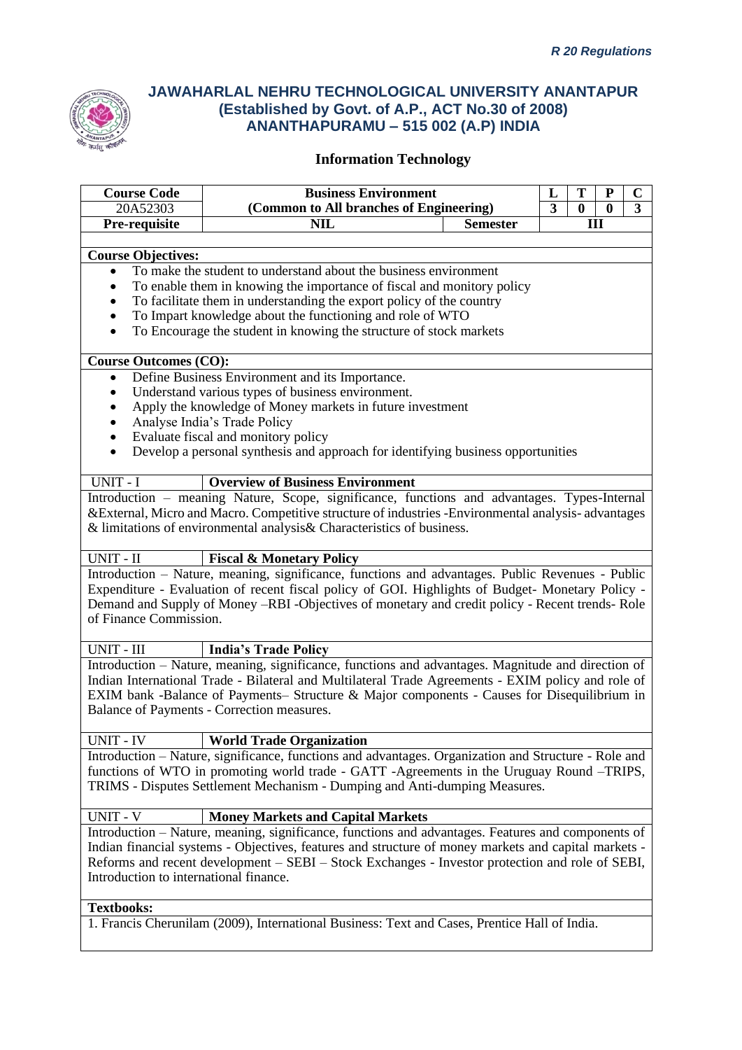# JAWAHARLAL NEHRU TECHNOLOGICAL UNIVERSITY ANANTAPUR
## (Established by Govt. of A.P., ACT No.30 of 2008)
## ANANTHAPURAMU – 515 002 (A.P) INDIA

### Information Technology

| Course Code | Business Environment | | L | T | P | C |
|---|---|---|---|---|---|---|
| 20A52303 | (Common to All branches of Engineering) | | 3 | 0 | 0 | 3 |
| Pre-requisite | NIL | Semester | III | | | |

**Course Objectives:**

- To make the student to understand about the business environment
- To enable them in knowing the importance of fiscal and monitory policy
- To facilitate them in understanding the export policy of the country
- To Impart knowledge about the functioning and role of WTO
- To Encourage the student in knowing the structure of stock markets

**Course Outcomes (CO):**

- Define Business Environment and its Importance.
- Understand various types of business environment.
- Apply the knowledge of Money markets in future investment
- Analyse India's Trade Policy
- Evaluate fiscal and monitory policy
- Develop a personal synthesis and approach for identifying business opportunities

**UNIT - I  Overview of Business Environment**

Introduction – meaning Nature, Scope, significance, functions and advantages. Types-Internal &External, Micro and Macro. Competitive structure of industries -Environmental analysis- advantages & limitations of environmental analysis& Characteristics of business.

**UNIT - II  Fiscal & Monetary Policy**

Introduction – Nature, meaning, significance, functions and advantages. Public Revenues - Public Expenditure - Evaluation of recent fiscal policy of GOI. Highlights of Budget- Monetary Policy - Demand and Supply of Money –RBI -Objectives of monetary and credit policy - Recent trends- Role of Finance Commission.

**UNIT - III  India's Trade Policy**

Introduction – Nature, meaning, significance, functions and advantages. Magnitude and direction of Indian International Trade - Bilateral and Multilateral Trade Agreements - EXIM policy and role of EXIM bank -Balance of Payments– Structure & Major components - Causes for Disequilibrium in Balance of Payments - Correction measures.

**UNIT - IV  World Trade Organization**

Introduction – Nature, significance, functions and advantages. Organization and Structure - Role and functions of WTO in promoting world trade - GATT -Agreements in the Uruguay Round –TRIPS, TRIMS - Disputes Settlement Mechanism - Dumping and Anti-dumping Measures.

**UNIT - V  Money Markets and Capital Markets**

Introduction – Nature, meaning, significance, functions and advantages. Features and components of Indian financial systems - Objectives, features and structure of money markets and capital markets - Reforms and recent development – SEBI – Stock Exchanges - Investor protection and role of SEBI, Introduction to international finance.

**Textbooks:**

1. Francis Cherunilam (2009), International Business: Text and Cases, Prentice Hall of India.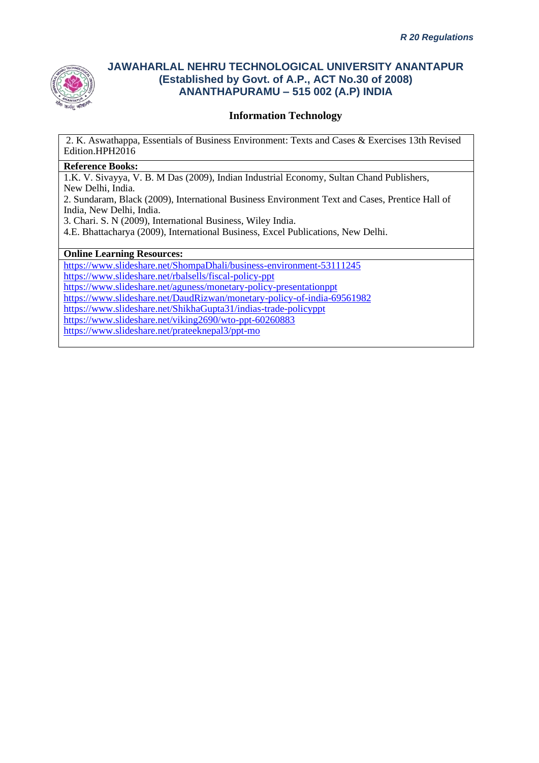2. K. Aswathappa, Essentials of Business Environment: Texts and Cases & Exercises 13th Revised Edition.HPH2016

**Reference Books:**

1.K. V. Sivayya, V. B. M Das (2009), Indian Industrial Economy, Sultan Chand Publishers, New Delhi, India.
2. Sundaram, Black (2009), International Business Environment Text and Cases, Prentice Hall of India, New Delhi, India.
3. Chari. S. N (2009), International Business, Wiley India.
4.E. Bhattacharya (2009), International Business, Excel Publications, New Delhi.

**Online Learning Resources:**

https://www.slideshare.net/ShompaDhali/business-environment-53111245
https://www.slideshare.net/rbalsells/fiscal-policy-ppt
https://www.slideshare.net/aguness/monetary-policy-presentationppt
https://www.slideshare.net/DaudRizwan/monetary-policy-of-india-69561982
https://www.slideshare.net/ShikhaGupta31/indias-trade-policyppt
https://www.slideshare.net/viking2690/wto-ppt-60260883
https://www.slideshare.net/prateeknepal3/ppt-mo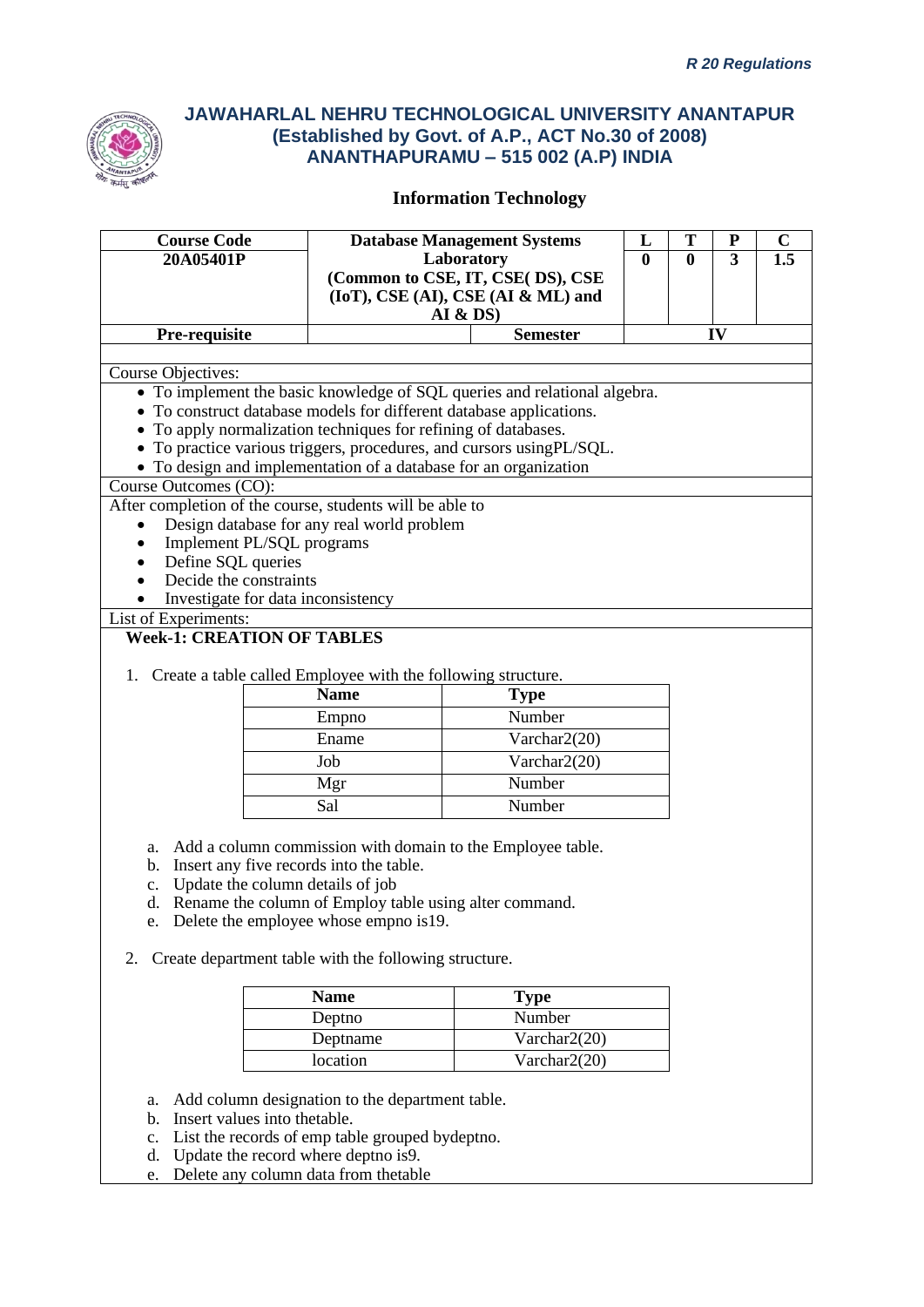*R 20 Regulations*

**JAWAHARLAL NEHRU TECHNOLOGICAL UNIVERSITY ANANTAPUR**
**(Established by Govt. of A.P., ACT No.30 of 2008)**
**ANANTHAPURAMU – 515 002 (A.P) INDIA**

**Information Technology**

| Course Code | Database Management Systems Laboratory (Common to CSE, IT, CSE( DS), CSE (IoT), CSE (AI), CSE (AI & ML) and AI & DS) | | L | T | P | C |
|---|---|---|---|---|---|---|
| 20A05401P | | | 0 | 0 | 3 | 1.5 |
| Pre-requisite | | Semester | IV | | | |

Course Objectives:

- To implement the basic knowledge of SQL queries and relational algebra.
- To construct database models for different database applications.
- To apply normalization techniques for refining of databases.
- To practice various triggers, procedures, and cursors usingPL/SQL.
- To design and implementation of a database for an organization

Course Outcomes (CO):

After completion of the course, students will be able to

- Design database for any real world problem
- Implement PL/SQL programs
- Define SQL queries
- Decide the constraints
- Investigate for data inconsistency

List of Experiments:

**Week-1: CREATION OF TABLES**

1. Create a table called Employee with the following structure.

| Name | Type |
|---|---|
| Empno | Number |
| Ename | Varchar2(20) |
| Job | Varchar2(20) |
| Mgr | Number |
| Sal | Number |

   a. Add a column commission with domain to the Employee table.
   b. Insert any five records into the table.
   c. Update the column details of job
   d. Rename the column of Employ table using alter command.
   e. Delete the employee whose empno is19.

2. Create department table with the following structure.

| Name | Type |
|---|---|
| Deptno | Number |
| Deptname | Varchar2(20) |
| location | Varchar2(20) |

   a. Add column designation to the department table.
   b. Insert values into thetable.
   c. List the records of emp table grouped bydeptno.
   d. Update the record where deptno is9.
   e. Delete any column data from thetable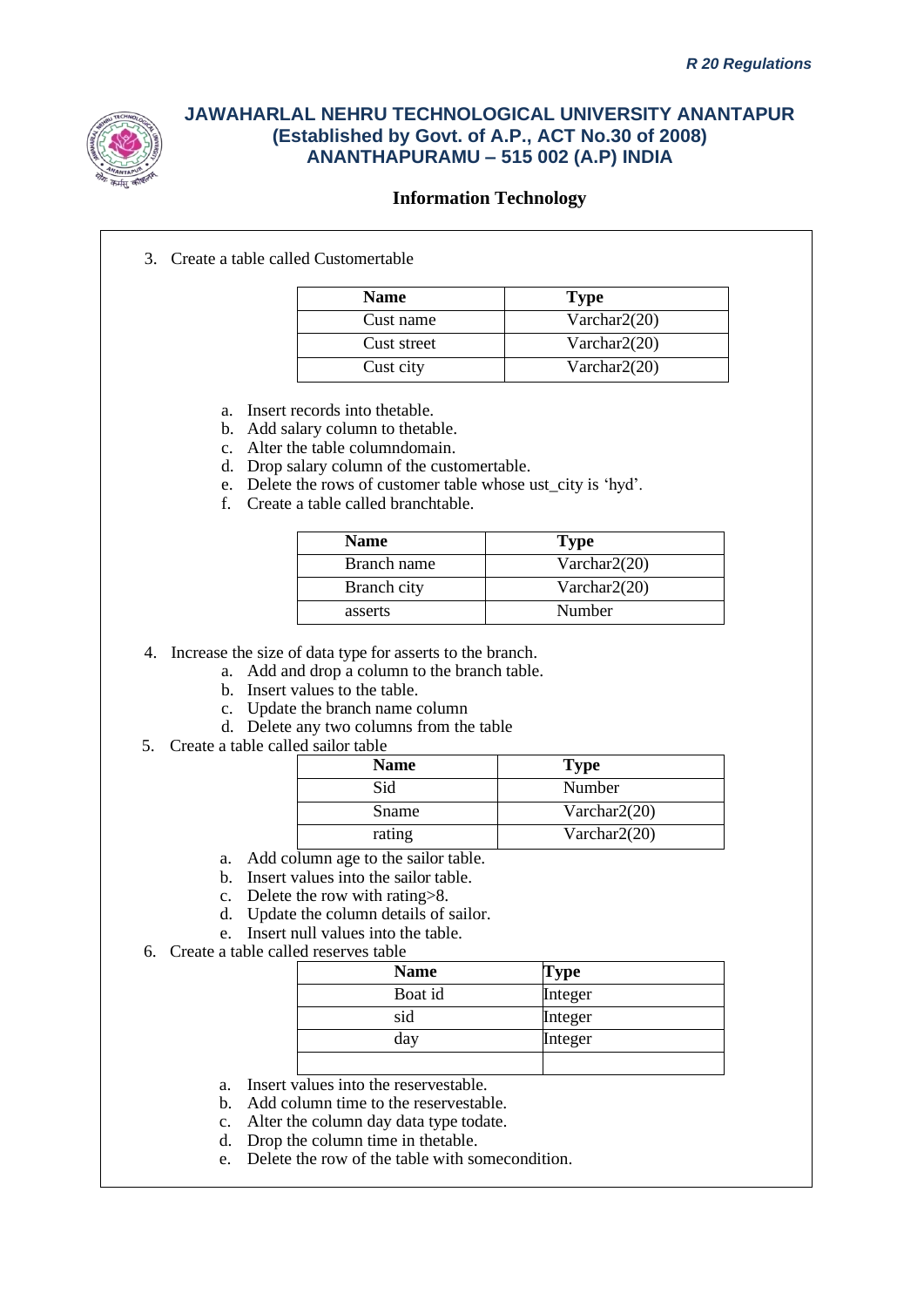3. Create a table called Customertable

| Name | Type |
|---|---|
| Cust name | Varchar2(20) |
| Cust street | Varchar2(20) |
| Cust city | Varchar2(20) |

   a. Insert records into thetable.
   b. Add salary column to thetable.
   c. Alter the table columndomain.
   d. Drop salary column of the customertable.
   e. Delete the rows of customer table whose ust_city is 'hyd'.
   f. Create a table called branchtable.

| Name | Type |
|---|---|
| Branch name | Varchar2(20) |
| Branch city | Varchar2(20) |
| asserts | Number |

4. Increase the size of data type for asserts to the branch.
   a. Add and drop a column to the branch table.
   b. Insert values to the table.
   c. Update the branch name column
   d. Delete any two columns from the table
5. Create a table called sailor table

| Name | Type |
|---|---|
| Sid | Number |
| Sname | Varchar2(20) |
| rating | Varchar2(20) |

   a. Add column age to the sailor table.
   b. Insert values into the sailor table.
   c. Delete the row with rating>8.
   d. Update the column details of sailor.
   e. Insert null values into the table.
6. Create a table called reserves table

| Name | Type |
|---|---|
| Boat id | Integer |
| sid | Integer |
| day | Integer |
| | |

   a. Insert values into the reservestable.
   b. Add column time to the reservestable.
   c. Alter the column day data type todate.
   d. Drop the column time in thetable.
   e. Delete the row of the table with somecondition.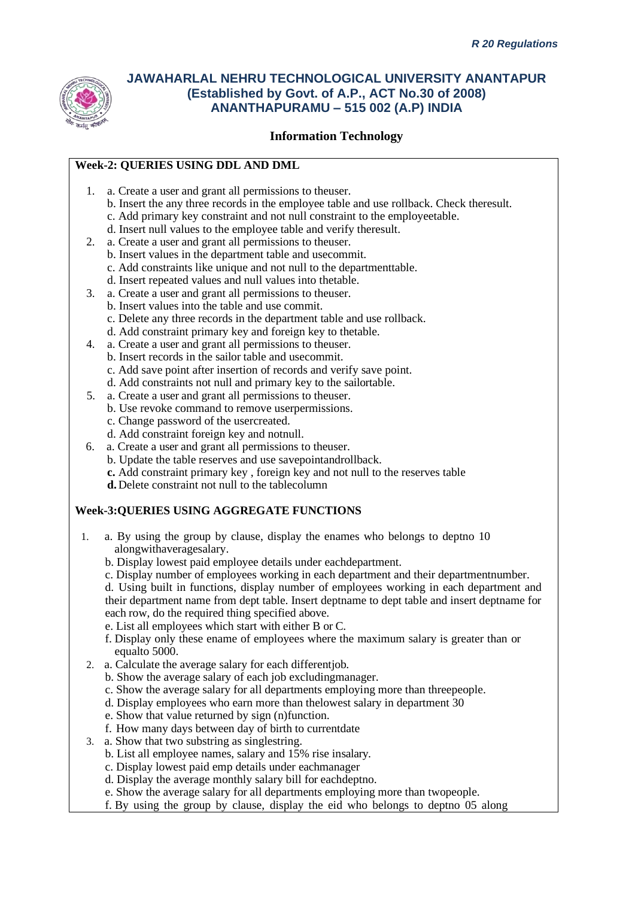# JAWAHARLAL NEHRU TECHNOLOGICAL UNIVERSITY ANANTAPUR
## (Established by Govt. of A.P., ACT No.30 of 2008)
## ANANTHAPURAMU – 515 002 (A.P) INDIA

### Information Technology

**Week-2: QUERIES USING DDL AND DML**

1. a. Create a user and grant all permissions to theuser.
   b. Insert the any three records in the employee table and use rollback. Check theresult.
   c. Add primary key constraint and not null constraint to the employeetable.
   d. Insert null values to the employee table and verify theresult.
2. a. Create a user and grant all permissions to theuser.
   b. Insert values in the department table and usecommit.
   c. Add constraints like unique and not null to the departmenttable.
   d. Insert repeated values and null values into thetable.
3. a. Create a user and grant all permissions to theuser.
   b. Insert values into the table and use commit.
   c. Delete any three records in the department table and use rollback.
   d. Add constraint primary key and foreign key to thetable.
4. a. Create a user and grant all permissions to theuser.
   b. Insert records in the sailor table and usecommit.
   c. Add save point after insertion of records and verify save point.
   d. Add constraints not null and primary key to the sailortable.
5. a. Create a user and grant all permissions to theuser.
   b. Use revoke command to remove userpermissions.
   c. Change password of the usercreated.
   d. Add constraint foreign key and notnull.
6. a. Create a user and grant all permissions to theuser.
   b. Update the table reserves and use savepointandrollback.
   **c.** Add constraint primary key , foreign key and not null to the reserves table
   **d.** Delete constraint not null to the tablecolumn

**Week-3:QUERIES USING AGGREGATE FUNCTIONS**

1. a. By using the group by clause, display the enames who belongs to deptno 10 alongwithaveragesalary.
   b. Display lowest paid employee details under eachdepartment.
   c. Display number of employees working in each department and their departmentnumber.
   d. Using built in functions, display number of employees working in each department and their department name from dept table. Insert deptname to dept table and insert deptname for each row, do the required thing specified above.
   e. List all employees which start with either B or C.
   f. Display only these ename of employees where the maximum salary is greater than or equalto 5000.
2. a. Calculate the average salary for each differentjob.
   b. Show the average salary of each job excludingmanager.
   c. Show the average salary for all departments employing more than threepeople.
   d. Display employees who earn more than thelowest salary in department 30
   e. Show that value returned by sign (n)function.
   f. How many days between day of birth to currentdate
3. a. Show that two substring as singlestring.
   b. List all employee names, salary and 15% rise insalary.
   c. Display lowest paid emp details under eachmanager
   d. Display the average monthly salary bill for eachdeptno.
   e. Show the average salary for all departments employing more than twopeople.
   f. By using the group by clause, display the eid who belongs to deptno 05 along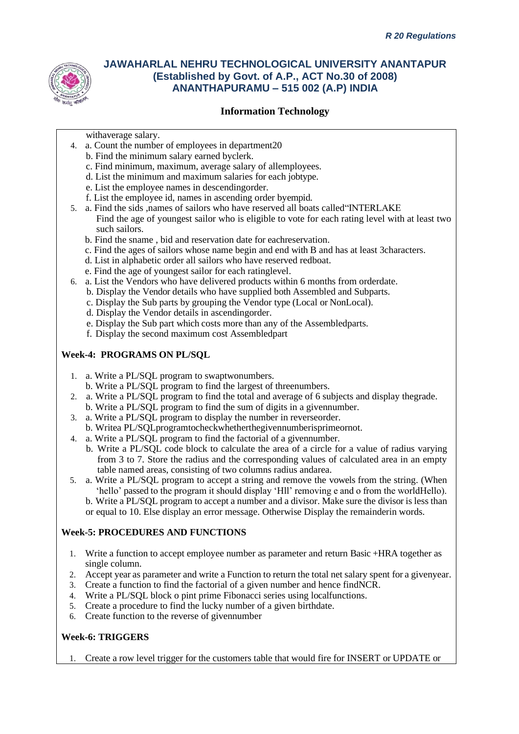withaverage salary.

4. a. Count the number of employees in department20
   b. Find the minimum salary earned byclerk.
   c. Find minimum, maximum, average salary of allemployees.
   d. List the minimum and maximum salaries for each jobtype.
   e. List the employee names in descendingorder.
   f. List the employee id, names in ascending order byempid.
5. a. Find the sids ,names of sailors who have reserved all boats called"INTERLAKE
   Find the age of youngest sailor who is eligible to vote for each rating level with at least two such sailors.
   b. Find the sname , bid and reservation date for eachreservation.
   c. Find the ages of sailors whose name begin and end with B and has at least 3characters.
   d. List in alphabetic order all sailors who have reserved redboat.
   e. Find the age of youngest sailor for each ratinglevel.
6. a. List the Vendors who have delivered products within 6 months from orderdate.
   b. Display the Vendor details who have supplied both Assembled and Subparts.
   c. Display the Sub parts by grouping the Vendor type (Local or NonLocal).
   d. Display the Vendor details in ascendingorder.
   e. Display the Sub part which costs more than any of the Assembledparts.
   f. Display the second maximum cost Assembledpart

## Week-4: PROGRAMS ON PL/SQL

1. a. Write a PL/SQL program to swaptwonumbers.
   b. Write a PL/SQL program to find the largest of threenumbers.
2. a. Write a PL/SQL program to find the total and average of 6 subjects and display thegrade.
   b. Write a PL/SQL program to find the sum of digits in a givennumber.
3. a. Write a PL/SQL program to display the number in reverseorder.
   b. Writea PL/SQLprogramtocheckwhetherthegivennumberisprimeornot.
4. a. Write a PL/SQL program to find the factorial of a givennumber.
   b. Write a PL/SQL code block to calculate the area of a circle for a value of radius varying from 3 to 7. Store the radius and the corresponding values of calculated area in an empty table named areas, consisting of two columns radius andarea.
5. a. Write a PL/SQL program to accept a string and remove the vowels from the string. (When 'hello' passed to the program it should display 'Hll' removing e and o from the worldHello).
   b. Write a PL/SQL program to accept a number and a divisor. Make sure the divisor is less than or equal to 10. Else display an error message. Otherwise Display the remainderin words.

## Week-5: PROCEDURES AND FUNCTIONS

1. Write a function to accept employee number as parameter and return Basic +HRA together as single column.
2. Accept year as parameter and write a Function to return the total net salary spent for a givenyear.
3. Create a function to find the factorial of a given number and hence findNCR.
4. Write a PL/SQL block o pint prime Fibonacci series using localfunctions.
5. Create a procedure to find the lucky number of a given birthdate.
6. Create function to the reverse of givennumber

## Week-6: TRIGGERS

1. Create a row level trigger for the customers table that would fire for INSERT or UPDATE or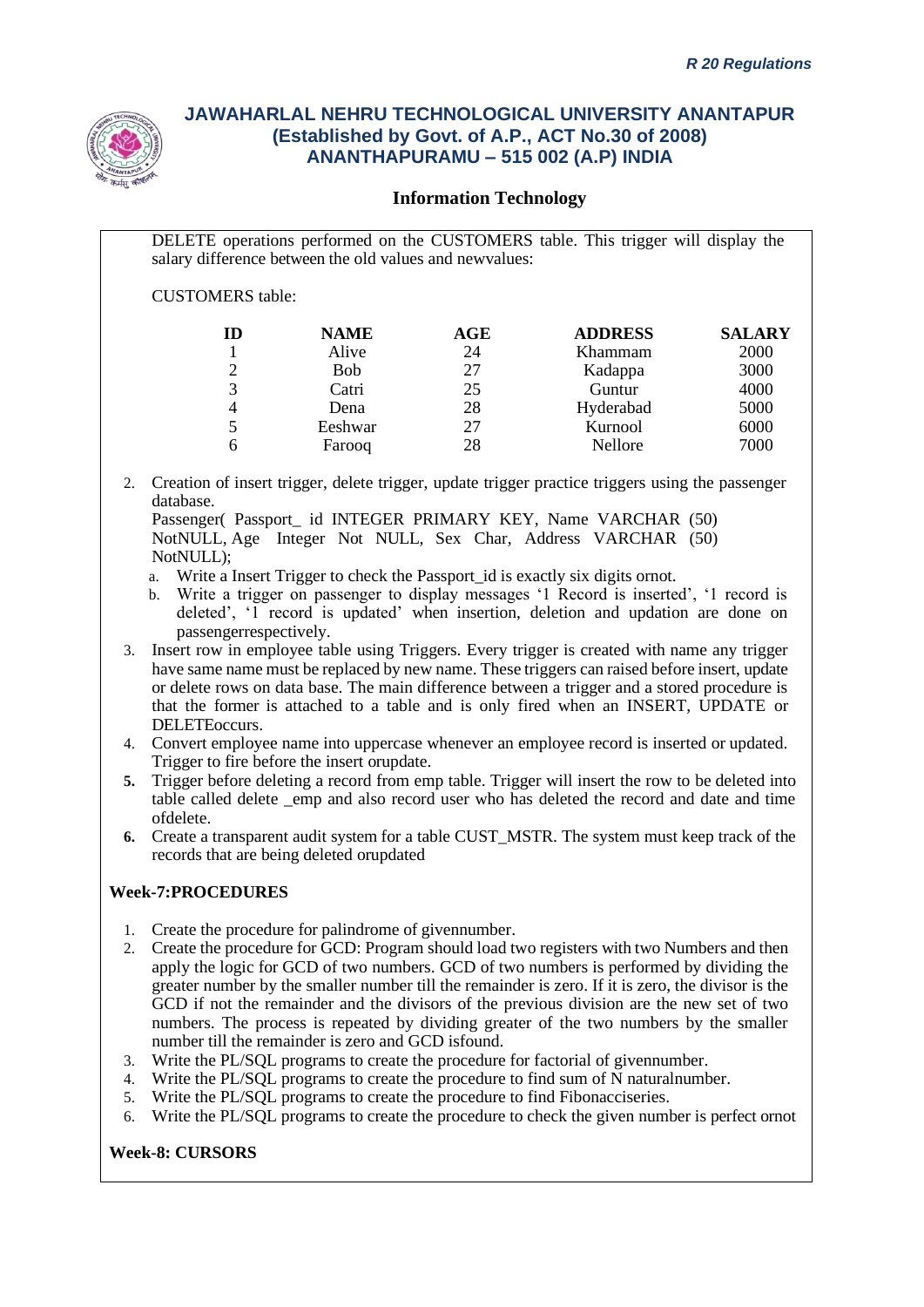DELETE operations performed on the CUSTOMERS table. This trigger will display the salary difference between the old values and newvalues:

CUSTOMERS table:

| ID | NAME | AGE | ADDRESS | SALARY |
|---|---|---|---|---|
| 1 | Alive | 24 | Khammam | 2000 |
| 2 | Bob | 27 | Kadappa | 3000 |
| 3 | Catri | 25 | Guntur | 4000 |
| 4 | Dena | 28 | Hyderabad | 5000 |
| 5 | Eeshwar | 27 | Kurnool | 6000 |
| 6 | Farooq | 28 | Nellore | 7000 |

2. Creation of insert trigger, delete trigger, update trigger practice triggers using the passenger database.
   Passenger( Passport_ id INTEGER PRIMARY KEY, Name VARCHAR (50) NotNULL, Age Integer Not NULL, Sex Char, Address VARCHAR (50) NotNULL);
   a. Write a Insert Trigger to check the Passport_id is exactly six digits ornot.
   b. Write a trigger on passenger to display messages '1 Record is inserted', '1 record is deleted', '1 record is updated' when insertion, deletion and updation are done on passengerrespectively.
3. Insert row in employee table using Triggers. Every trigger is created with name any trigger have same name must be replaced by new name. These triggers can raised before insert, update or delete rows on data base. The main difference between a trigger and a stored procedure is that the former is attached to a table and is only fired when an INSERT, UPDATE or DELETEoccurs.
4. Convert employee name into uppercase whenever an employee record is inserted or updated. Trigger to fire before the insert orupdate.
5. Trigger before deleting a record from emp table. Trigger will insert the row to be deleted into table called delete _emp and also record user who has deleted the record and date and time ofdelete.
6. Create a transparent audit system for a table CUST_MSTR. The system must keep track of the records that are being deleted orupdated

**Week-7:PROCEDURES**

1. Create the procedure for palindrome of givennumber.
2. Create the procedure for GCD: Program should load two registers with two Numbers and then apply the logic for GCD of two numbers. GCD of two numbers is performed by dividing the greater number by the smaller number till the remainder is zero. If it is zero, the divisor is the GCD if not the remainder and the divisors of the previous division are the new set of two numbers. The process is repeated by dividing greater of the two numbers by the smaller number till the remainder is zero and GCD isfound.
3. Write the PL/SQL programs to create the procedure for factorial of givennumber.
4. Write the PL/SQL programs to create the procedure to find sum of N naturalnumber.
5. Write the PL/SQL programs to create the procedure to find Fibonacciseries.
6. Write the PL/SQL programs to create the procedure to check the given number is perfect ornot

**Week-8: CURSORS**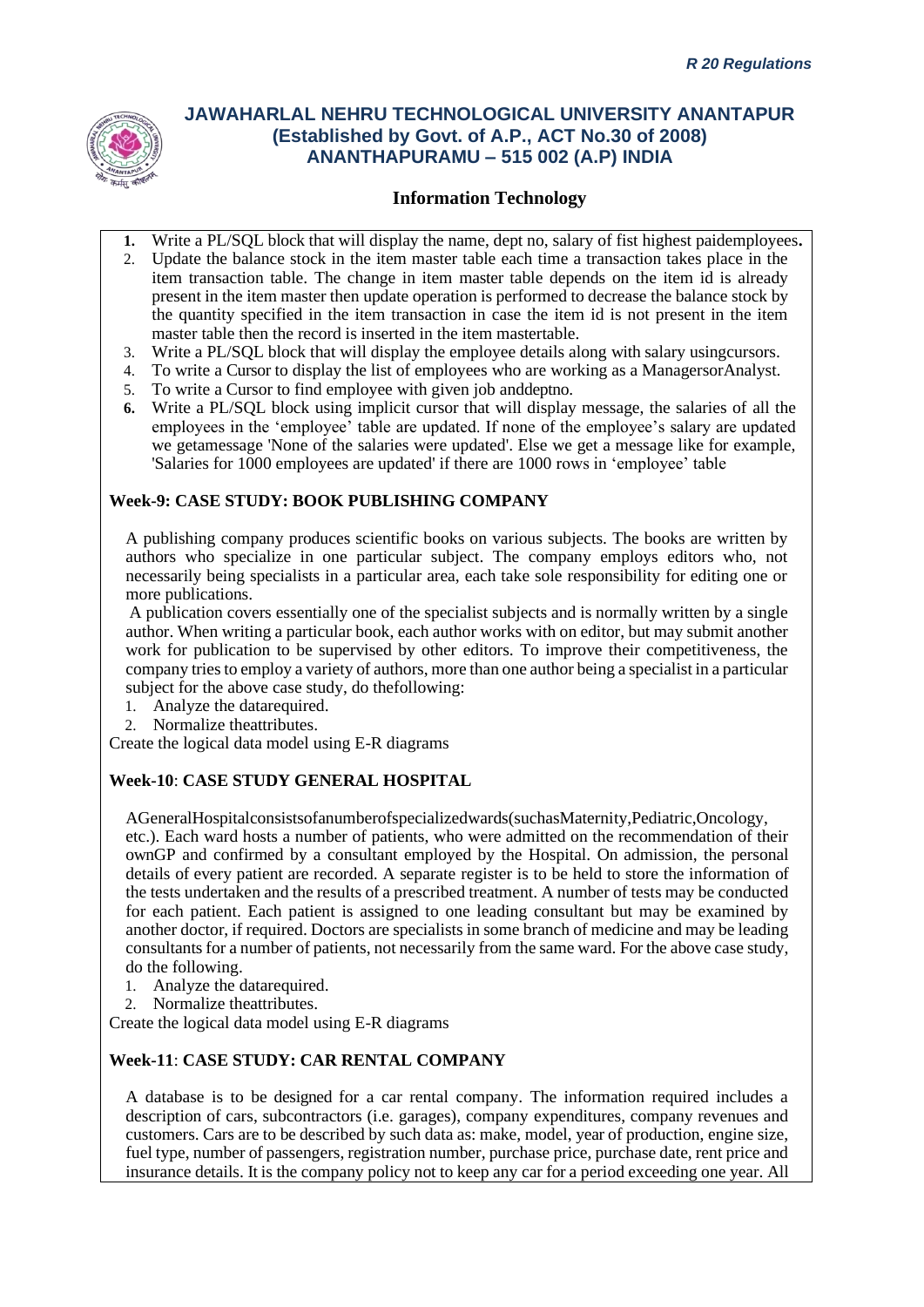# JAWAHARLAL NEHRU TECHNOLOGICAL UNIVERSITY ANANTAPUR
## (Established by Govt. of A.P., ACT No.30 of 2008)
## ANANTHAPURAMU – 515 002 (A.P) INDIA

### Information Technology

1. Write a PL/SQL block that will display the name, dept no, salary of fist highest paidemployees**.**
2. Update the balance stock in the item master table each time a transaction takes place in the item transaction table. The change in item master table depends on the item id is already present in the item master then update operation is performed to decrease the balance stock by the quantity specified in the item transaction in case the item id is not present in the item master table then the record is inserted in the item mastertable.
3. Write a PL/SQL block that will display the employee details along with salary usingcursors.
4. To write a Cursor to display the list of employees who are working as a ManagersorAnalyst.
5. To write a Cursor to find employee with given job anddeptno.
6. Write a PL/SQL block using implicit cursor that will display message, the salaries of all the employees in the 'employee' table are updated. If none of the employee's salary are updated we getamessage 'None of the salaries were updated'. Else we get a message like for example, 'Salaries for 1000 employees are updated' if there are 1000 rows in 'employee' table

**Week-9: CASE STUDY: BOOK PUBLISHING COMPANY**

A publishing company produces scientific books on various subjects. The books are written by authors who specialize in one particular subject. The company employs editors who, not necessarily being specialists in a particular area, each take sole responsibility for editing one or more publications.

A publication covers essentially one of the specialist subjects and is normally written by a single author. When writing a particular book, each author works with on editor, but may submit another work for publication to be supervised by other editors. To improve their competitiveness, the company tries to employ a variety of authors, more than one author being a specialist in a particular subject for the above case study, do thefollowing:

1. Analyze the datarequired.
2. Normalize theattributes.

Create the logical data model using E-R diagrams

**Week-10**: **CASE STUDY GENERAL HOSPITAL**

AGeneralHospitalconsistsofanumberofspecializedwards(suchasMaternity,Pediatric,Oncology, etc.). Each ward hosts a number of patients, who were admitted on the recommendation of their ownGP and confirmed by a consultant employed by the Hospital. On admission, the personal details of every patient are recorded. A separate register is to be held to store the information of the tests undertaken and the results of a prescribed treatment. A number of tests may be conducted for each patient. Each patient is assigned to one leading consultant but may be examined by another doctor, if required. Doctors are specialists in some branch of medicine and may be leading consultants for a number of patients, not necessarily from the same ward. For the above case study, do the following.

1. Analyze the datarequired.
2. Normalize theattributes.

Create the logical data model using E-R diagrams

**Week-11**: **CASE STUDY: CAR RENTAL COMPANY**

A database is to be designed for a car rental company. The information required includes a description of cars, subcontractors (i.e. garages), company expenditures, company revenues and customers. Cars are to be described by such data as: make, model, year of production, engine size, fuel type, number of passengers, registration number, purchase price, purchase date, rent price and insurance details. It is the company policy not to keep any car for a period exceeding one year. All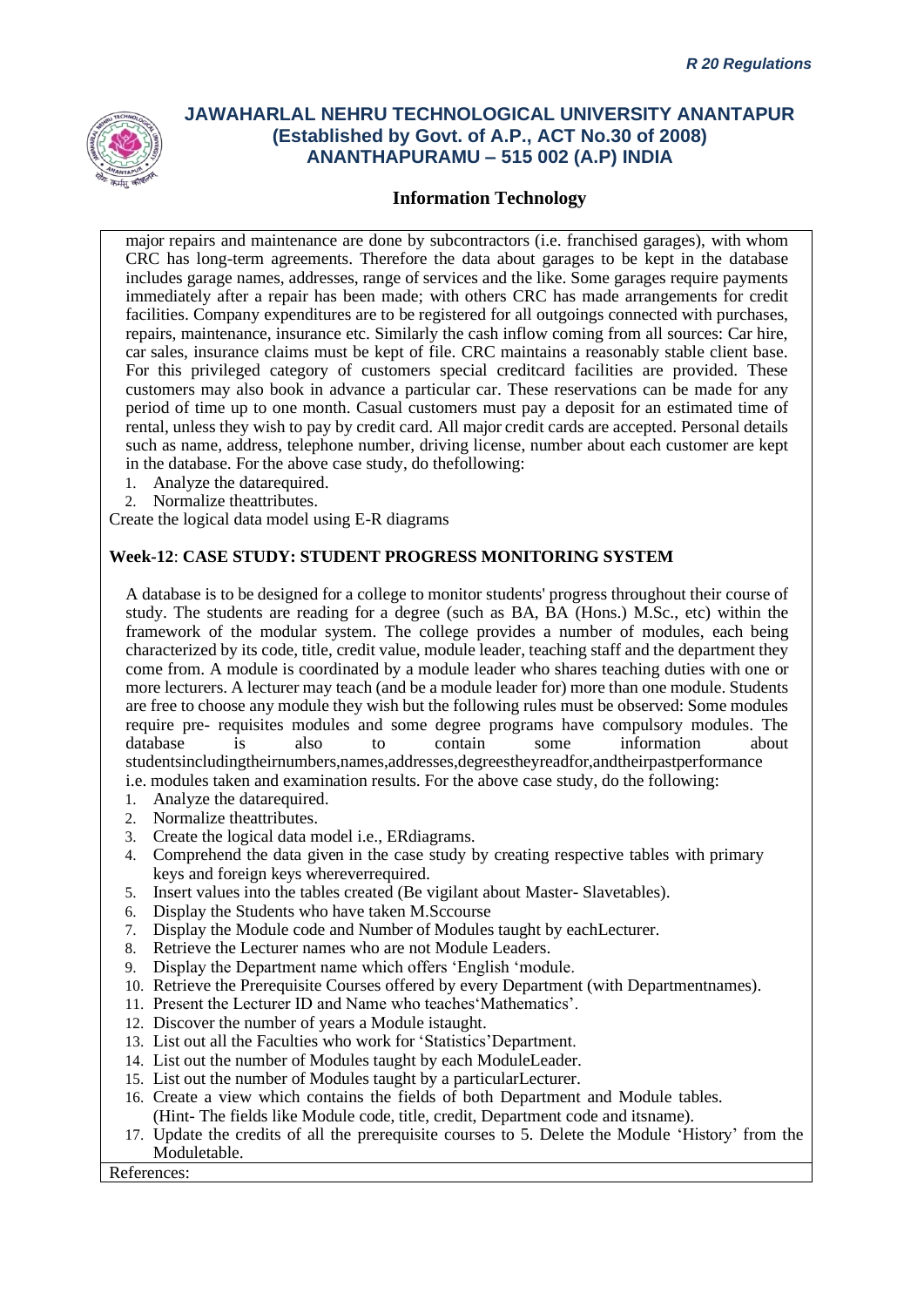major repairs and maintenance are done by subcontractors (i.e. franchised garages), with whom CRC has long-term agreements. Therefore the data about garages to be kept in the database includes garage names, addresses, range of services and the like. Some garages require payments immediately after a repair has been made; with others CRC has made arrangements for credit facilities. Company expenditures are to be registered for all outgoings connected with purchases, repairs, maintenance, insurance etc. Similarly the cash inflow coming from all sources: Car hire, car sales, insurance claims must be kept of file. CRC maintains a reasonably stable client base. For this privileged category of customers special creditcard facilities are provided. These customers may also book in advance a particular car. These reservations can be made for any period of time up to one month. Casual customers must pay a deposit for an estimated time of rental, unless they wish to pay by credit card. All major credit cards are accepted. Personal details such as name, address, telephone number, driving license, number about each customer are kept in the database. For the above case study, do thefollowing:

1. Analyze the datarequired.
2. Normalize theattributes.

Create the logical data model using E-R diagrams

**Week-12**: **CASE STUDY: STUDENT PROGRESS MONITORING SYSTEM**

A database is to be designed for a college to monitor students' progress throughout their course of study. The students are reading for a degree (such as BA, BA (Hons.) M.Sc., etc) within the framework of the modular system. The college provides a number of modules, each being characterized by its code, title, credit value, module leader, teaching staff and the department they come from. A module is coordinated by a module leader who shares teaching duties with one or more lecturers. A lecturer may teach (and be a module leader for) more than one module. Students are free to choose any module they wish but the following rules must be observed: Some modules require pre- requisites modules and some degree programs have compulsory modules. The database is also to contain some information about studentsincludingtheirnumbers,names,addresses,degreestheyreadfor,andtheirpastperformance i.e. modules taken and examination results. For the above case study, do the following:

1. Analyze the datarequired.
2. Normalize theattributes.
3. Create the logical data model i.e., ERdiagrams.
4. Comprehend the data given in the case study by creating respective tables with primary keys and foreign keys whereverrequired.
5. Insert values into the tables created (Be vigilant about Master- Slavetables).
6. Display the Students who have taken M.Sccourse
7. Display the Module code and Number of Modules taught by eachLecturer.
8. Retrieve the Lecturer names who are not Module Leaders.
9. Display the Department name which offers 'English 'module.
10. Retrieve the Prerequisite Courses offered by every Department (with Departmentnames).
11. Present the Lecturer ID and Name who teaches'Mathematics'.
12. Discover the number of years a Module istaught.
13. List out all the Faculties who work for 'Statistics'Department.
14. List out the number of Modules taught by each ModuleLeader.
15. List out the number of Modules taught by a particularLecturer.
16. Create a view which contains the fields of both Department and Module tables. (Hint- The fields like Module code, title, credit, Department code and itsname).
17. Update the credits of all the prerequisite courses to 5. Delete the Module 'History' from the Moduletable.

References: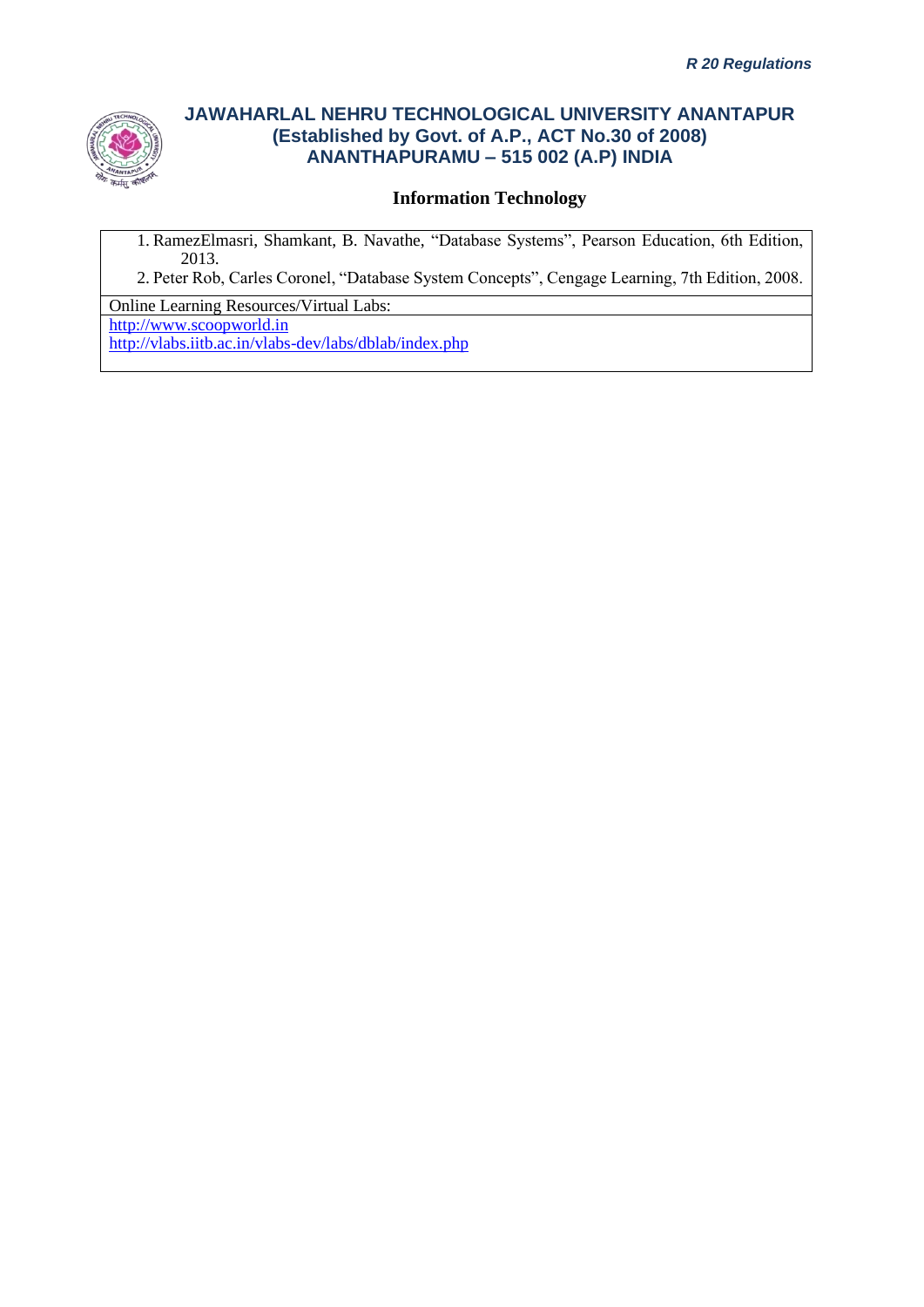1. RamezElmasri, Shamkant, B. Navathe, “Database Systems”, Pearson Education, 6th Edition, 2013.
2. Peter Rob, Carles Coronel, “Database System Concepts”, Cengage Learning, 7th Edition, 2008.

Online Learning Resources/Virtual Labs:

http://www.scoopworld.in
http://vlabs.iitb.ac.in/vlabs-dev/labs/dblab/index.php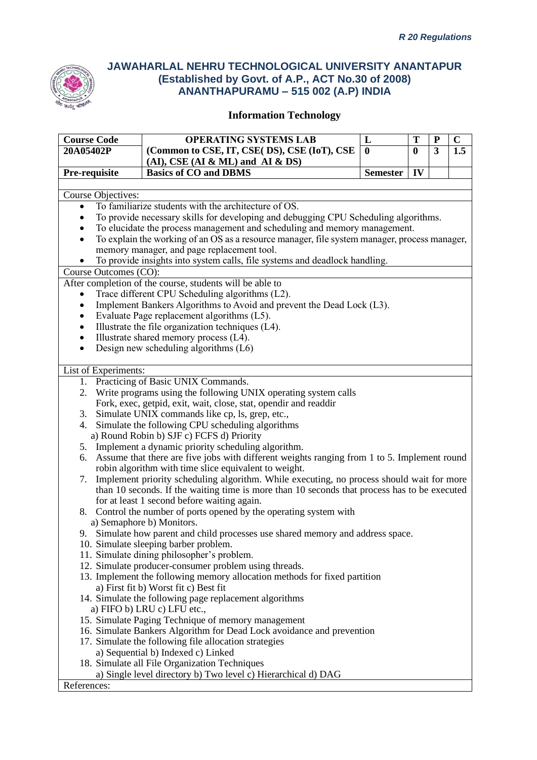*R 20 Regulations*

# JAWAHARLAL NEHRU TECHNOLOGICAL UNIVERSITY ANANTAPUR
## (Established by Govt. of A.P., ACT No.30 of 2008)
## ANANTHAPURAMU – 515 002 (A.P) INDIA

### Information Technology

| Course Code | OPERATING SYSTEMS LAB | L | T | P | C |
|---|---|---|---|---|---|
| 20A05402P | (Common to CSE, IT, CSE( DS), CSE (IoT), CSE (AI), CSE (AI & ML) and AI & DS) | 0 | 0 | 3 | 1.5 |
| Pre-requisite | Basics of CO and DBMS | Semester | IV | | |

Course Objectives:

- To familiarize students with the architecture of OS.
- To provide necessary skills for developing and debugging CPU Scheduling algorithms.
- To elucidate the process management and scheduling and memory management.
- To explain the working of an OS as a resource manager, file system manager, process manager, memory manager, and page replacement tool.
- To provide insights into system calls, file systems and deadlock handling.

Course Outcomes (CO):

After completion of the course, students will be able to

- Trace different CPU Scheduling algorithms (L2).
- Implement Bankers Algorithms to Avoid and prevent the Dead Lock (L3).
- Evaluate Page replacement algorithms (L5).
- Illustrate the file organization techniques (L4).
- Illustrate shared memory process (L4).
- Design new scheduling algorithms (L6)

List of Experiments:

1. Practicing of Basic UNIX Commands.
2. Write programs using the following UNIX operating system calls
   Fork, exec, getpid, exit, wait, close, stat, opendir and readdir
3. Simulate UNIX commands like cp, ls, grep, etc.,
4. Simulate the following CPU scheduling algorithms
   a) Round Robin b) SJF c) FCFS d) Priority
5. Implement a dynamic priority scheduling algorithm.
6. Assume that there are five jobs with different weights ranging from 1 to 5. Implement round robin algorithm with time slice equivalent to weight.
7. Implement priority scheduling algorithm. While executing, no process should wait for more than 10 seconds. If the waiting time is more than 10 seconds that process has to be executed for at least 1 second before waiting again.
8. Control the number of ports opened by the operating system with
   a) Semaphore b) Monitors.
9. Simulate how parent and child processes use shared memory and address space.
10. Simulate sleeping barber problem.
11. Simulate dining philosopher's problem.
12. Simulate producer-consumer problem using threads.
13. Implement the following memory allocation methods for fixed partition
    a) First fit b) Worst fit c) Best fit
14. Simulate the following page replacement algorithms
    a) FIFO b) LRU c) LFU etc.,
15. Simulate Paging Technique of memory management
16. Simulate Bankers Algorithm for Dead Lock avoidance and prevention
17. Simulate the following file allocation strategies
    a) Sequential b) Indexed c) Linked
18. Simulate all File Organization Techniques
    a) Single level directory b) Two level c) Hierarchical d) DAG

References: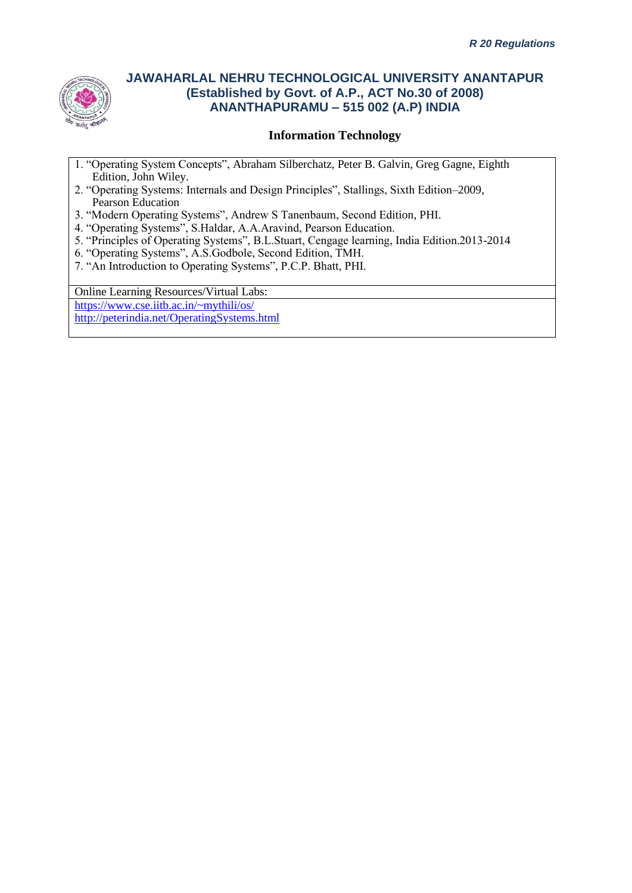1. "Operating System Concepts", Abraham Silberchatz, Peter B. Galvin, Greg Gagne, Eighth Edition, John Wiley.
2. "Operating Systems: Internals and Design Principles", Stallings, Sixth Edition–2009, Pearson Education
3. "Modern Operating Systems", Andrew S Tanenbaum, Second Edition, PHI.
4. "Operating Systems", S.Haldar, A.A.Aravind, Pearson Education.
5. "Principles of Operating Systems", B.L.Stuart, Cengage learning, India Edition.2013-2014
6. "Operating Systems", A.S.Godbole, Second Edition, TMH.
7. "An Introduction to Operating Systems", P.C.P. Bhatt, PHI.

Online Learning Resources/Virtual Labs:

https://www.cse.iitb.ac.in/~mythili/os/

http://peterindia.net/OperatingSystems.html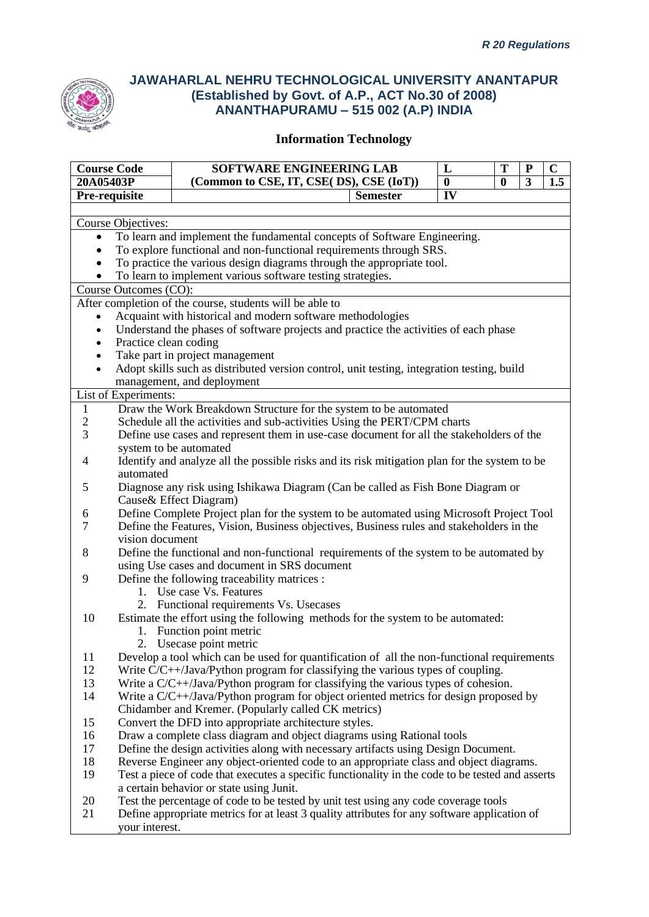*R 20 Regulations*

# JAWAHARLAL NEHRU TECHNOLOGICAL UNIVERSITY ANANTAPUR
## (Established by Govt. of A.P., ACT No.30 of 2008)
## ANANTHAPURAMU – 515 002 (A.P) INDIA

### Information Technology

| Course Code | SOFTWARE ENGINEERING LAB | | L | T | P | C |
|---|---|---|---|---|---|---|
| 20A05403P | (Common to CSE, IT, CSE( DS), CSE (IoT)) | | 0 | 0 | 3 | 1.5 |
| Pre-requisite | | Semester | IV | | | |

**Course Objectives:**

- To learn and implement the fundamental concepts of Software Engineering.
- To explore functional and non-functional requirements through SRS.
- To practice the various design diagrams through the appropriate tool.
- To learn to implement various software testing strategies.

**Course Outcomes (CO):**

After completion of the course, students will be able to

- Acquaint with historical and modern software methodologies
- Understand the phases of software projects and practice the activities of each phase
- Practice clean coding
- Take part in project management
- Adopt skills such as distributed version control, unit testing, integration testing, build management, and deployment

**List of Experiments:**

1. Draw the Work Breakdown Structure for the system to be automated
2. Schedule all the activities and sub-activities Using the PERT/CPM charts
3. Define use cases and represent them in use-case document for all the stakeholders of the system to be automated
4. Identify and analyze all the possible risks and its risk mitigation plan for the system to be automated
5. Diagnose any risk using Ishikawa Diagram (Can be called as Fish Bone Diagram or Cause& Effect Diagram)
6. Define Complete Project plan for the system to be automated using Microsoft Project Tool
7. Define the Features, Vision, Business objectives, Business rules and stakeholders in the vision document
8. Define the functional and non-functional requirements of the system to be automated by using Use cases and document in SRS document
9. Define the following traceability matrices :
   1. Use case Vs. Features
   2. Functional requirements Vs. Usecases
10. Estimate the effort using the following methods for the system to be automated:
    1. Function point metric
    2. Usecase point metric
11. Develop a tool which can be used for quantification of all the non-functional requirements
12. Write C/C++/Java/Python program for classifying the various types of coupling.
13. Write a C/C++/Java/Python program for classifying the various types of cohesion.
14. Write a C/C++/Java/Python program for object oriented metrics for design proposed by Chidamber and Kremer. (Popularly called CK metrics)
15. Convert the DFD into appropriate architecture styles.
16. Draw a complete class diagram and object diagrams using Rational tools
17. Define the design activities along with necessary artifacts using Design Document.
18. Reverse Engineer any object-oriented code to an appropriate class and object diagrams.
19. Test a piece of code that executes a specific functionality in the code to be tested and asserts a certain behavior or state using Junit.
20. Test the percentage of code to be tested by unit test using any code coverage tools
21. Define appropriate metrics for at least 3 quality attributes for any software application of your interest.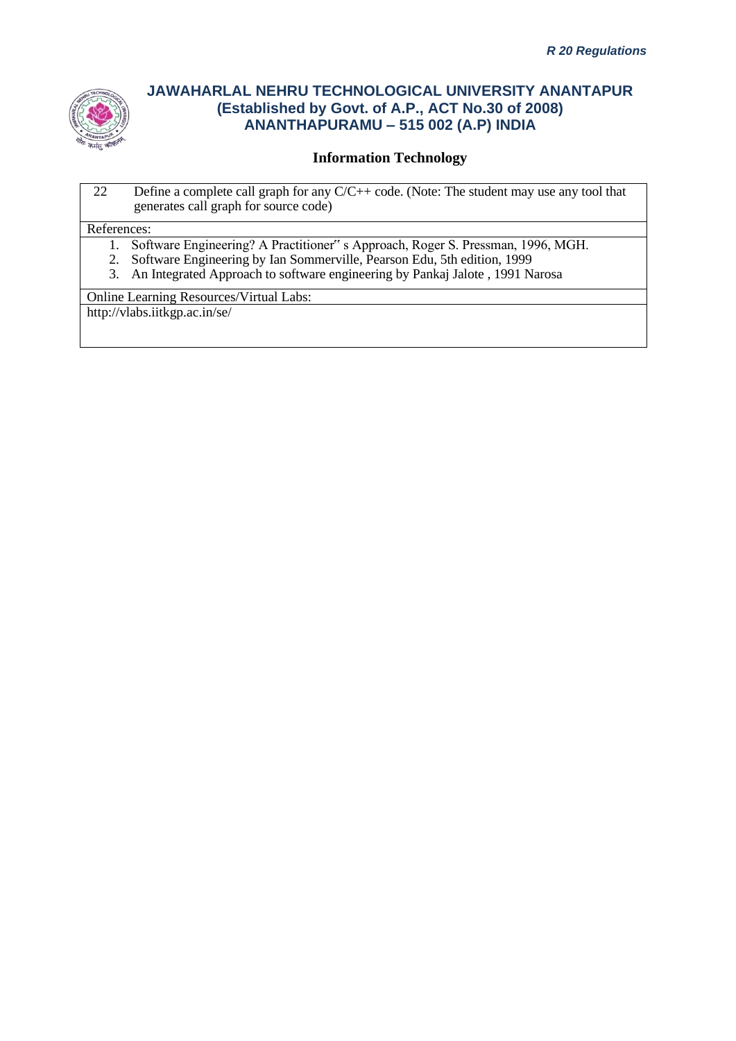| 22 | Define a complete call graph for any C/C++ code. (Note: The student may use any tool that generates call graph for source code) |
|---|---|

References:

1. Software Engineering? A Practitioner" s Approach, Roger S. Pressman, 1996, MGH.
2. Software Engineering by Ian Sommerville, Pearson Edu, 5th edition, 1999
3. An Integrated Approach to software engineering by Pankaj Jalote , 1991 Narosa

Online Learning Resources/Virtual Labs:

http://vlabs.iitkgp.ac.in/se/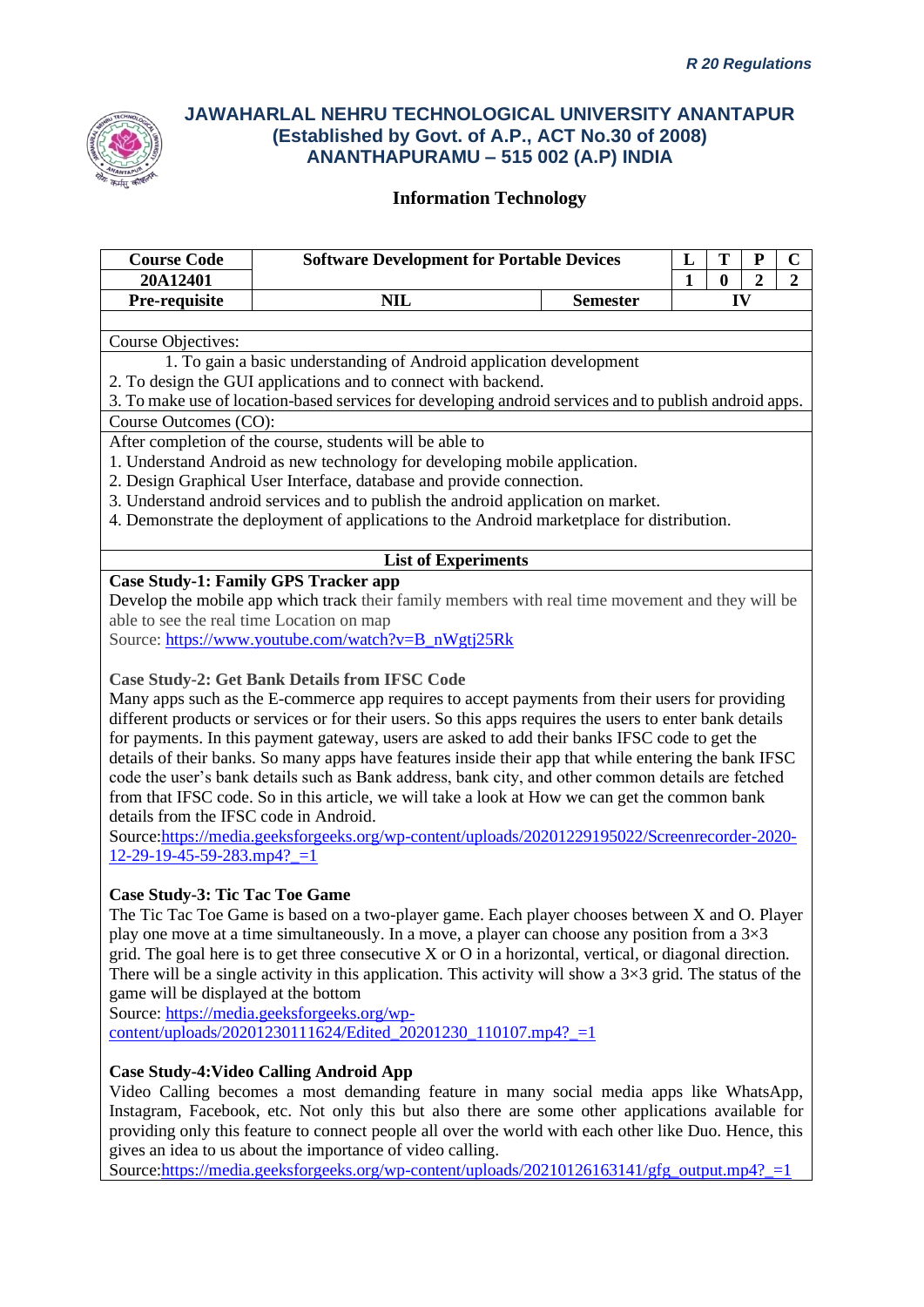# JAWAHARLAL NEHRU TECHNOLOGICAL UNIVERSITY ANANTAPUR
## (Established by Govt. of A.P., ACT No.30 of 2008)
## ANANTHAPURAMU – 515 002 (A.P) INDIA

### Information Technology

| Course Code | Software Development for Portable Devices | | L | T | P | C |
|---|---|---|---|---|---|---|
| 20A12401 | | | 1 | 0 | 2 | 2 |
| Pre-requisite | NIL | Semester | IV | | | |

Course Objectives:

1. To gain a basic understanding of Android application development
2. To design the GUI applications and to connect with backend.
3. To make use of location-based services for developing android services and to publish android apps.

Course Outcomes (CO):

After completion of the course, students will be able to

1. Understand Android as new technology for developing mobile application.
2. Design Graphical User Interface, database and provide connection.
3. Understand android services and to publish the android application on market.
4. Demonstrate the deployment of applications to the Android marketplace for distribution.

**List of Experiments**

**Case Study-1: Family GPS Tracker app**

Develop the mobile app which track their family members with real time movement and they will be able to see the real time Location on map

Source: https://www.youtube.com/watch?v=B_nWgtj25Rk

**Case Study-2: Get Bank Details from IFSC Code**

Many apps such as the E-commerce app requires to accept payments from their users for providing different products or services or for their users. So this apps requires the users to enter bank details for payments. In this payment gateway, users are asked to add their banks IFSC code to get the details of their banks. So many apps have features inside their app that while entering the bank IFSC code the user's bank details such as Bank address, bank city, and other common details are fetched from that IFSC code. So in this article, we will take a look at How we can get the common bank details from the IFSC code in Android.

Source:https://media.geeksforgeeks.org/wp-content/uploads/20201229195022/Screenrecorder-2020-12-29-19-45-59-283.mp4?_=1

**Case Study-3: Tic Tac Toe Game**

The Tic Tac Toe Game is based on a two-player game. Each player chooses between X and O. Player play one move at a time simultaneously. In a move, a player can choose any position from a 3×3 grid. The goal here is to get three consecutive X or O in a horizontal, vertical, or diagonal direction. There will be a single activity in this application. This activity will show a 3×3 grid. The status of the game will be displayed at the bottom

Source: https://media.geeksforgeeks.org/wp-content/uploads/20201230111624/Edited_20201230_110107.mp4?_=1

**Case Study-4:Video Calling Android App**

Video Calling becomes a most demanding feature in many social media apps like WhatsApp, Instagram, Facebook, etc. Not only this but also there are some other applications available for providing only this feature to connect people all over the world with each other like Duo. Hence, this gives an idea to us about the importance of video calling.

Source:https://media.geeksforgeeks.org/wp-content/uploads/20210126163141/gfg_output.mp4?_=1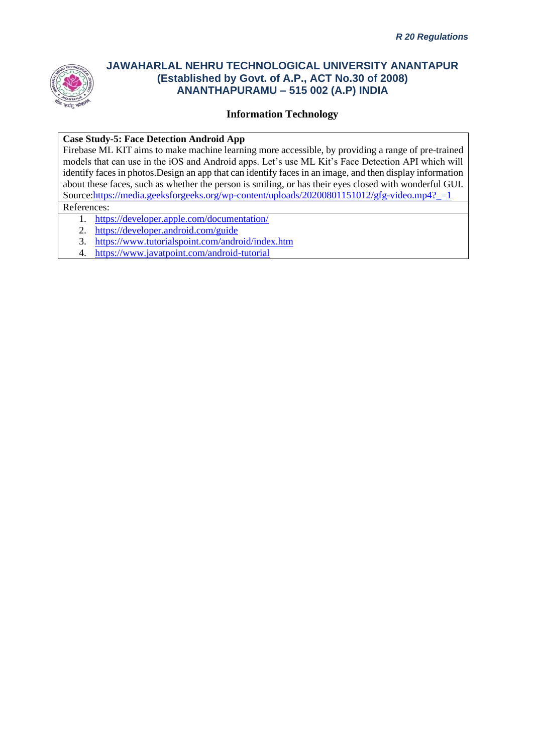**JAWAHARLAL NEHRU TECHNOLOGICAL UNIVERSITY ANANTAPUR**
**(Established by Govt. of A.P., ACT No.30 of 2008)**
**ANANTHAPURAMU – 515 002 (A.P) INDIA**

**Information Technology**

**Case Study-5: Face Detection Android App**

Firebase ML KIT aims to make machine learning more accessible, by providing a range of pre-trained models that can use in the iOS and Android apps. Let's use ML Kit's Face Detection API which will identify faces in photos.Design an app that can identify faces in an image, and then display information about these faces, such as whether the person is smiling, or has their eyes closed with wonderful GUI.
Source:https://media.geeksforgeeks.org/wp-content/uploads/20200801151012/gfg-video.mp4?_=1

References:

1. https://developer.apple.com/documentation/
2. https://developer.android.com/guide
3. https://www.tutorialspoint.com/android/index.htm
4. https://www.javatpoint.com/android-tutorial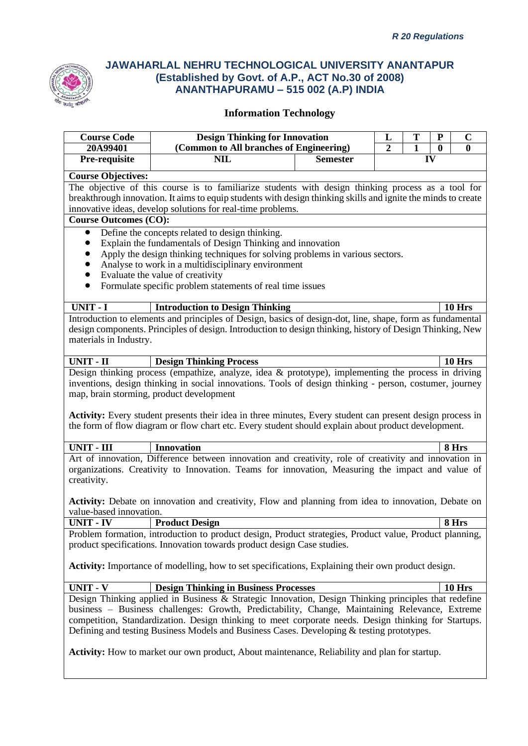*R 20 Regulations*

## JAWAHARLAL NEHRU TECHNOLOGICAL UNIVERSITY ANANTAPUR
## (Established by Govt. of A.P., ACT No.30 of 2008)
## ANANTHAPURAMU – 515 002 (A.P) INDIA

### Information Technology

| Course Code | Design Thinking for Innovation | | L | T | P | C |
|---|---|---|---|---|---|---|
| 20A99401 | (Common to All branches of Engineering) | | 2 | 1 | 0 | 0 |
| Pre-requisite | NIL | Semester | IV | | | |

**Course Objectives:**

The objective of this course is to familiarize students with design thinking process as a tool for breakthrough innovation. It aims to equip students with design thinking skills and ignite the minds to create innovative ideas, develop solutions for real-time problems.

**Course Outcomes (CO):**

- Define the concepts related to design thinking.
- Explain the fundamentals of Design Thinking and innovation
- Apply the design thinking techniques for solving problems in various sectors.
- Analyse to work in a multidisciplinary environment
- Evaluate the value of creativity
- Formulate specific problem statements of real time issues

| UNIT - I | Introduction to Design Thinking | 10 Hrs |
|---|---|---|

Introduction to elements and principles of Design, basics of design-dot, line, shape, form as fundamental design components. Principles of design. Introduction to design thinking, history of Design Thinking, New materials in Industry.

| UNIT - II | Design Thinking Process | 10 Hrs |
|---|---|---|

Design thinking process (empathize, analyze, idea & prototype), implementing the process in driving inventions, design thinking in social innovations. Tools of design thinking - person, costumer, journey map, brain storming, product development

**Activity:** Every student presents their idea in three minutes, Every student can present design process in the form of flow diagram or flow chart etc. Every student should explain about product development.

| UNIT - III | Innovation | 8 Hrs |
|---|---|---|

Art of innovation, Difference between innovation and creativity, role of creativity and innovation in organizations. Creativity to Innovation. Teams for innovation, Measuring the impact and value of creativity.

**Activity:** Debate on innovation and creativity, Flow and planning from idea to innovation, Debate on value-based innovation.

| UNIT - IV | Product Design | 8 Hrs |
|---|---|---|

Problem formation, introduction to product design, Product strategies, Product value, Product planning, product specifications. Innovation towards product design Case studies.

**Activity:** Importance of modelling, how to set specifications, Explaining their own product design.

| UNIT - V | Design Thinking in Business Processes | 10 Hrs |
|---|---|---|

Design Thinking applied in Business & Strategic Innovation, Design Thinking principles that redefine business – Business challenges: Growth, Predictability, Change, Maintaining Relevance, Extreme competition, Standardization. Design thinking to meet corporate needs. Design thinking for Startups. Defining and testing Business Models and Business Cases. Developing & testing prototypes.

**Activity:** How to market our own product, About maintenance, Reliability and plan for startup.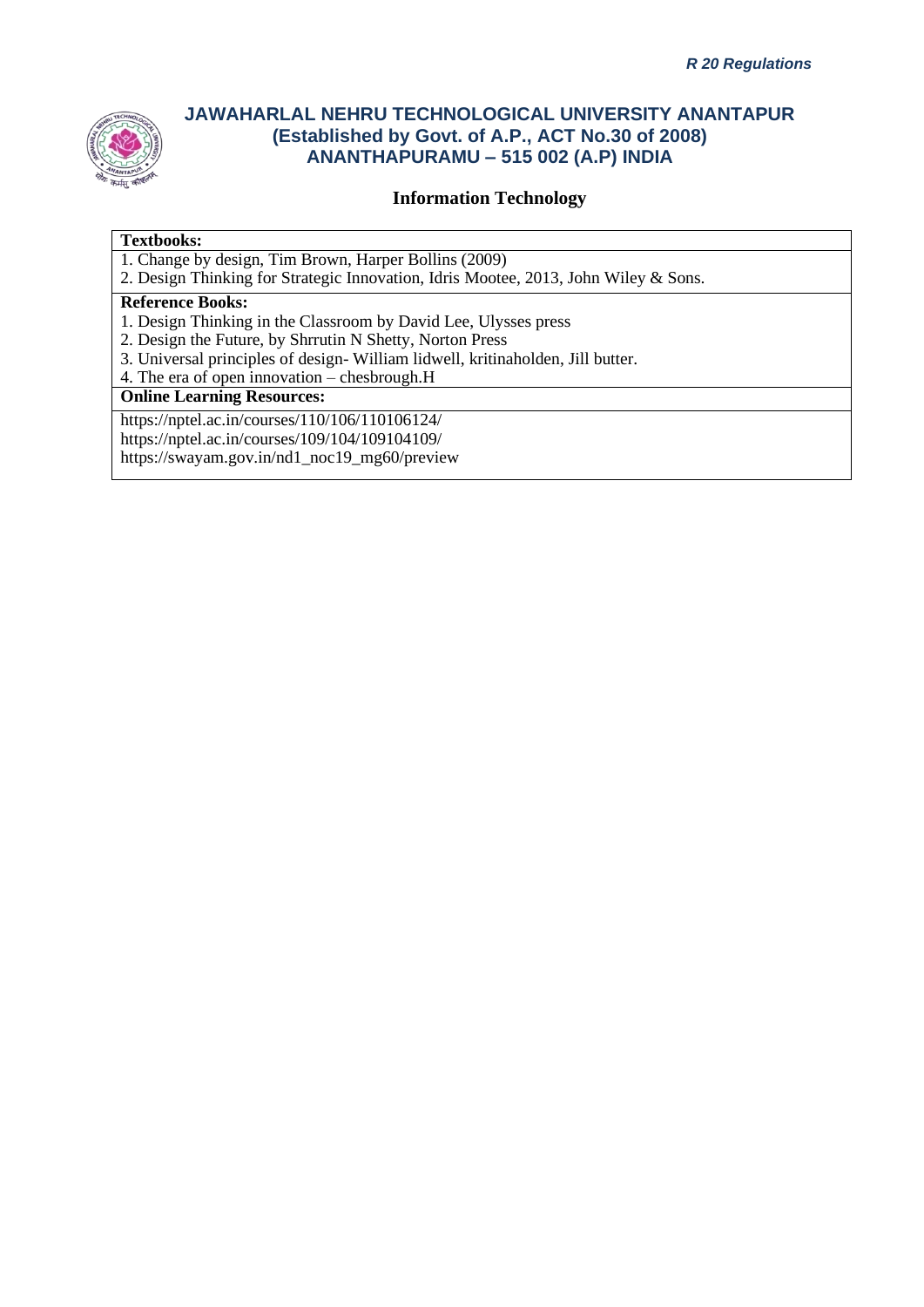# Information Technology

**Textbooks:**

1. Change by design, Tim Brown, Harper Bollins (2009)
2. Design Thinking for Strategic Innovation, Idris Mootee, 2013, John Wiley & Sons.

**Reference Books:**

1. Design Thinking in the Classroom by David Lee, Ulysses press
2. Design the Future, by Shrrutin N Shetty, Norton Press
3. Universal principles of design- William lidwell, kritinaholden, Jill butter.
4. The era of open innovation – chesbrough.H

**Online Learning Resources:**

https://nptel.ac.in/courses/110/106/110106124/
https://nptel.ac.in/courses/109/104/109104109/
https://swayam.gov.in/nd1_noc19_mg60/preview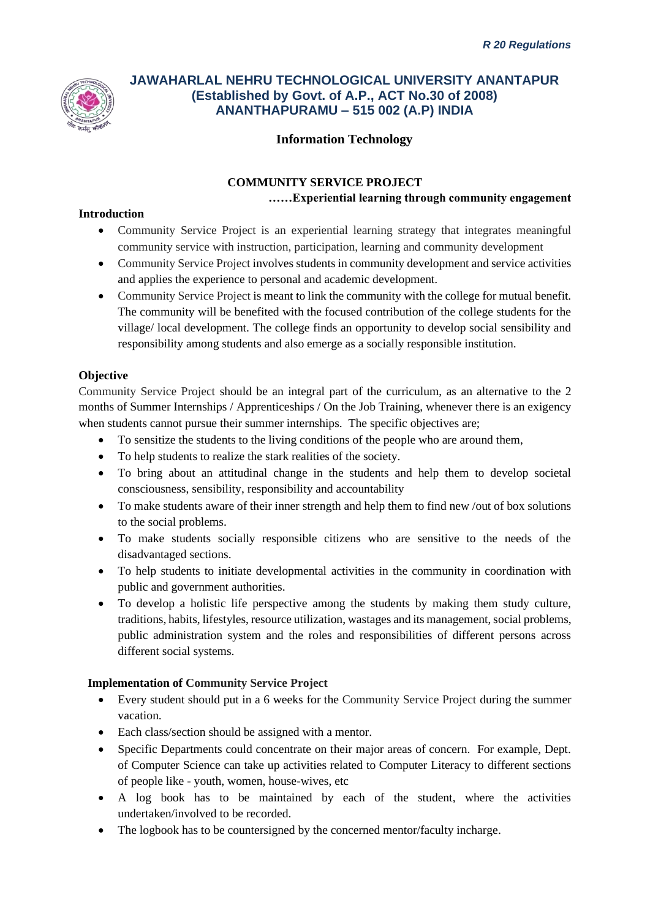*R 20 Regulations*

**JAWAHARLAL NEHRU TECHNOLOGICAL UNIVERSITY ANANTAPUR**
**(Established by Govt. of A.P., ACT No.30 of 2008)**
**ANANTHAPURAMU – 515 002 (A.P) INDIA**

**Information Technology**

# COMMUNITY SERVICE PROJECT

**……Experiential learning through community engagement**

## Introduction

- Community Service Project is an experiential learning strategy that integrates meaningful community service with instruction, participation, learning and community development
- Community Service Project involves students in community development and service activities and applies the experience to personal and academic development.
- Community Service Project is meant to link the community with the college for mutual benefit. The community will be benefited with the focused contribution of the college students for the village/ local development. The college finds an opportunity to develop social sensibility and responsibility among students and also emerge as a socially responsible institution.

## Objective

Community Service Project should be an integral part of the curriculum, as an alternative to the 2 months of Summer Internships / Apprenticeships / On the Job Training, whenever there is an exigency when students cannot pursue their summer internships. The specific objectives are;

- To sensitize the students to the living conditions of the people who are around them,
- To help students to realize the stark realities of the society.
- To bring about an attitudinal change in the students and help them to develop societal consciousness, sensibility, responsibility and accountability
- To make students aware of their inner strength and help them to find new /out of box solutions to the social problems.
- To make students socially responsible citizens who are sensitive to the needs of the disadvantaged sections.
- To help students to initiate developmental activities in the community in coordination with public and government authorities.
- To develop a holistic life perspective among the students by making them study culture, traditions, habits, lifestyles, resource utilization, wastages and its management, social problems, public administration system and the roles and responsibilities of different persons across different social systems.

## Implementation of Community Service Project

- Every student should put in a 6 weeks for the Community Service Project during the summer vacation.
- Each class/section should be assigned with a mentor.
- Specific Departments could concentrate on their major areas of concern. For example, Dept. of Computer Science can take up activities related to Computer Literacy to different sections of people like - youth, women, house-wives, etc
- A log book has to be maintained by each of the student, where the activities undertaken/involved to be recorded.
- The logbook has to be countersigned by the concerned mentor/faculty incharge.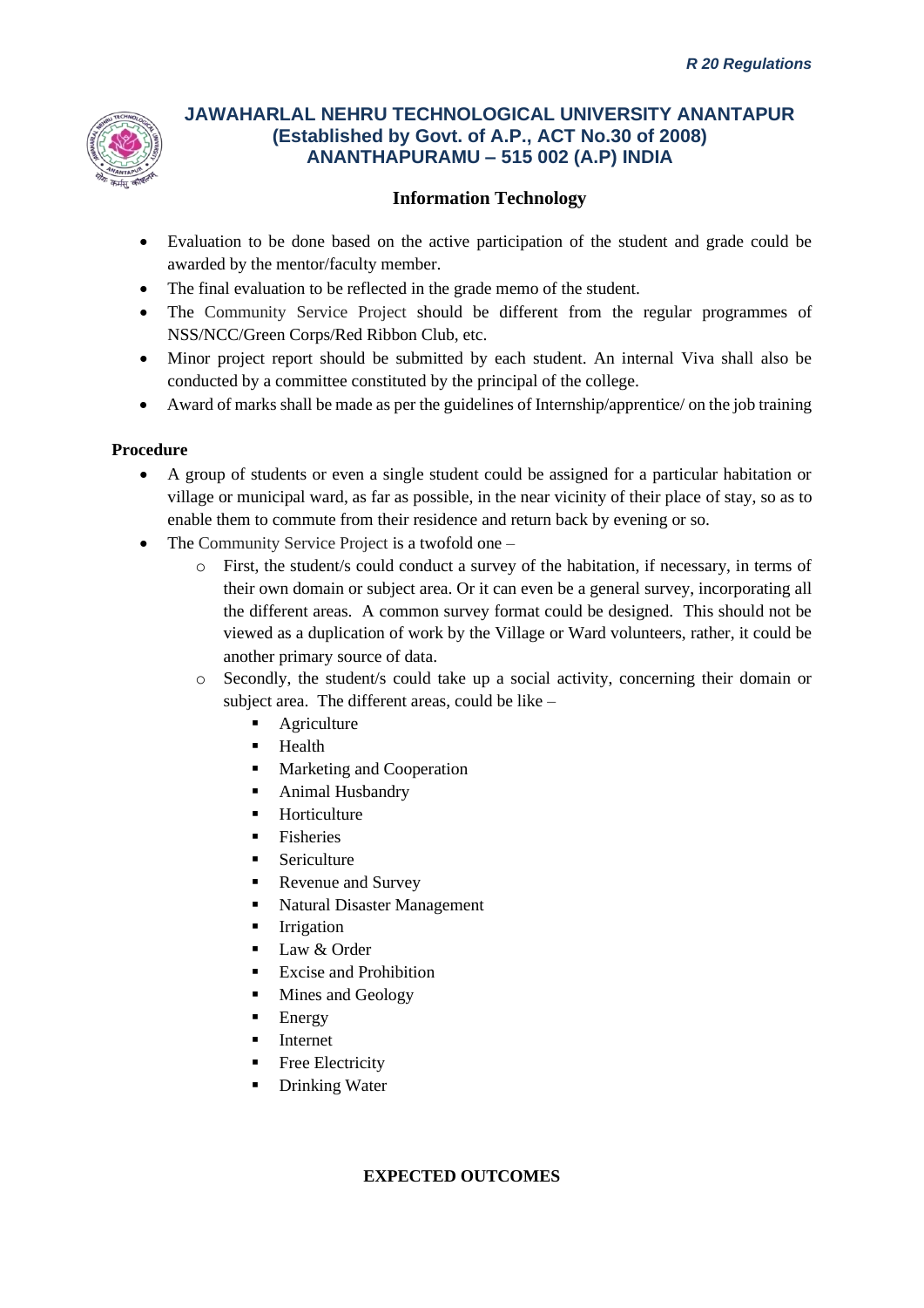## Information Technology

- Evaluation to be done based on the active participation of the student and grade could be awarded by the mentor/faculty member.
- The final evaluation to be reflected in the grade memo of the student.
- The Community Service Project should be different from the regular programmes of NSS/NCC/Green Corps/Red Ribbon Club, etc.
- Minor project report should be submitted by each student. An internal Viva shall also be conducted by a committee constituted by the principal of the college.
- Award of marks shall be made as per the guidelines of Internship/apprentice/ on the job training

**Procedure**

- A group of students or even a single student could be assigned for a particular habitation or village or municipal ward, as far as possible, in the near vicinity of their place of stay, so as to enable them to commute from their residence and return back by evening or so.
- The Community Service Project is a twofold one –
    - First, the student/s could conduct a survey of the habitation, if necessary, in terms of their own domain or subject area. Or it can even be a general survey, incorporating all the different areas. A common survey format could be designed. This should not be viewed as a duplication of work by the Village or Ward volunteers, rather, it could be another primary source of data.
    - Secondly, the student/s could take up a social activity, concerning their domain or subject area. The different areas, could be like –
        - Agriculture
        - Health
        - Marketing and Cooperation
        - Animal Husbandry
        - Horticulture
        - Fisheries
        - Sericulture
        - Revenue and Survey
        - Natural Disaster Management
        - Irrigation
        - Law & Order
        - Excise and Prohibition
        - Mines and Geology
        - Energy
        - Internet
        - Free Electricity
        - Drinking Water

**EXPECTED OUTCOMES**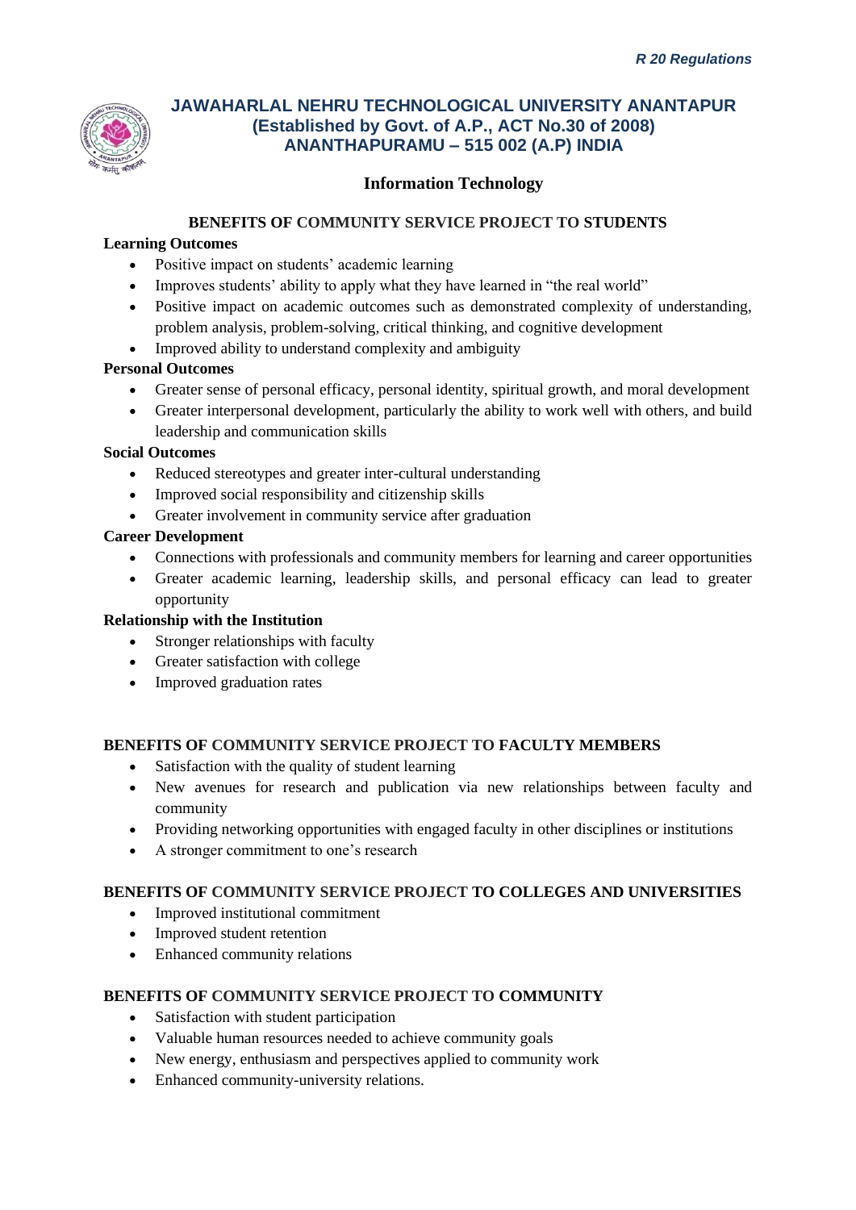## Information Technology

### BENEFITS OF COMMUNITY SERVICE PROJECT TO STUDENTS

**Learning Outcomes**

- Positive impact on students' academic learning
- Improves students' ability to apply what they have learned in "the real world"
- Positive impact on academic outcomes such as demonstrated complexity of understanding, problem analysis, problem-solving, critical thinking, and cognitive development
- Improved ability to understand complexity and ambiguity

**Personal Outcomes**

- Greater sense of personal efficacy, personal identity, spiritual growth, and moral development
- Greater interpersonal development, particularly the ability to work well with others, and build leadership and communication skills

**Social Outcomes**

- Reduced stereotypes and greater inter-cultural understanding
- Improved social responsibility and citizenship skills
- Greater involvement in community service after graduation

**Career Development**

- Connections with professionals and community members for learning and career opportunities
- Greater academic learning, leadership skills, and personal efficacy can lead to greater opportunity

**Relationship with the Institution**

- Stronger relationships with faculty
- Greater satisfaction with college
- Improved graduation rates

### BENEFITS OF COMMUNITY SERVICE PROJECT TO FACULTY MEMBERS

- Satisfaction with the quality of student learning
- New avenues for research and publication via new relationships between faculty and community
- Providing networking opportunities with engaged faculty in other disciplines or institutions
- A stronger commitment to one's research

### BENEFITS OF COMMUNITY SERVICE PROJECT TO COLLEGES AND UNIVERSITIES

- Improved institutional commitment
- Improved student retention
- Enhanced community relations

### BENEFITS OF COMMUNITY SERVICE PROJECT TO COMMUNITY

- Satisfaction with student participation
- Valuable human resources needed to achieve community goals
- New energy, enthusiasm and perspectives applied to community work
- Enhanced community-university relations.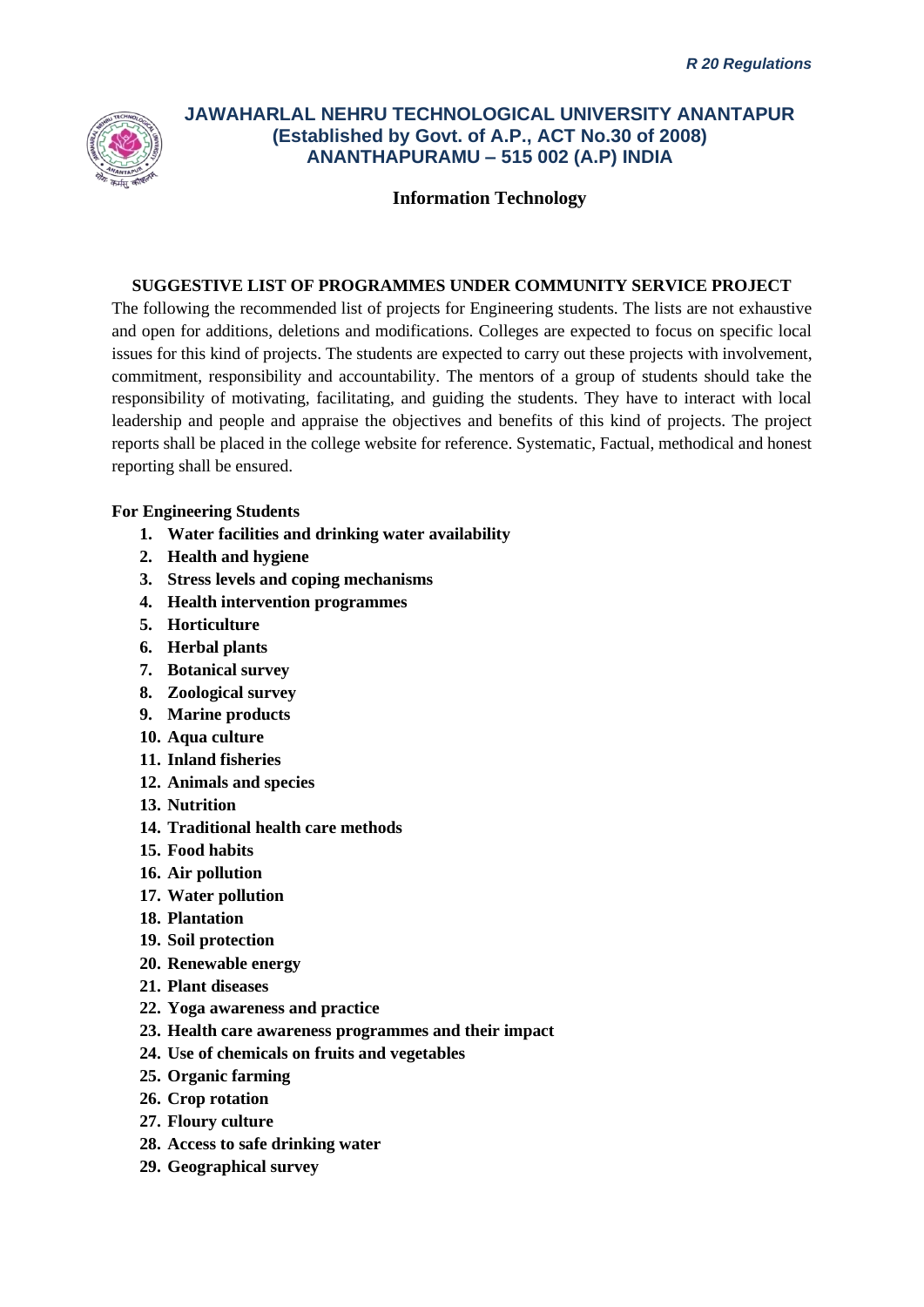# JAWAHARLAL NEHRU TECHNOLOGICAL UNIVERSITY ANANTAPUR
**(Established by Govt. of A.P., ACT No.30 of 2008)**
**ANANTHAPURAMU – 515 002 (A.P) INDIA**

**Information Technology**

## SUGGESTIVE LIST OF PROGRAMMES UNDER COMMUNITY SERVICE PROJECT

The following the recommended list of projects for Engineering students. The lists are not exhaustive and open for additions, deletions and modifications. Colleges are expected to focus on specific local issues for this kind of projects. The students are expected to carry out these projects with involvement, commitment, responsibility and accountability. The mentors of a group of students should take the responsibility of motivating, facilitating, and guiding the students. They have to interact with local leadership and people and appraise the objectives and benefits of this kind of projects. The project reports shall be placed in the college website for reference. Systematic, Factual, methodical and honest reporting shall be ensured.

**For Engineering Students**

1. **Water facilities and drinking water availability**
2. **Health and hygiene**
3. **Stress levels and coping mechanisms**
4. **Health intervention programmes**
5. **Horticulture**
6. **Herbal plants**
7. **Botanical survey**
8. **Zoological survey**
9. **Marine products**
10. **Aqua culture**
11. **Inland fisheries**
12. **Animals and species**
13. **Nutrition**
14. **Traditional health care methods**
15. **Food habits**
16. **Air pollution**
17. **Water pollution**
18. **Plantation**
19. **Soil protection**
20. **Renewable energy**
21. **Plant diseases**
22. **Yoga awareness and practice**
23. **Health care awareness programmes and their impact**
24. **Use of chemicals on fruits and vegetables**
25. **Organic farming**
26. **Crop rotation**
27. **Floury culture**
28. **Access to safe drinking water**
29. **Geographical survey**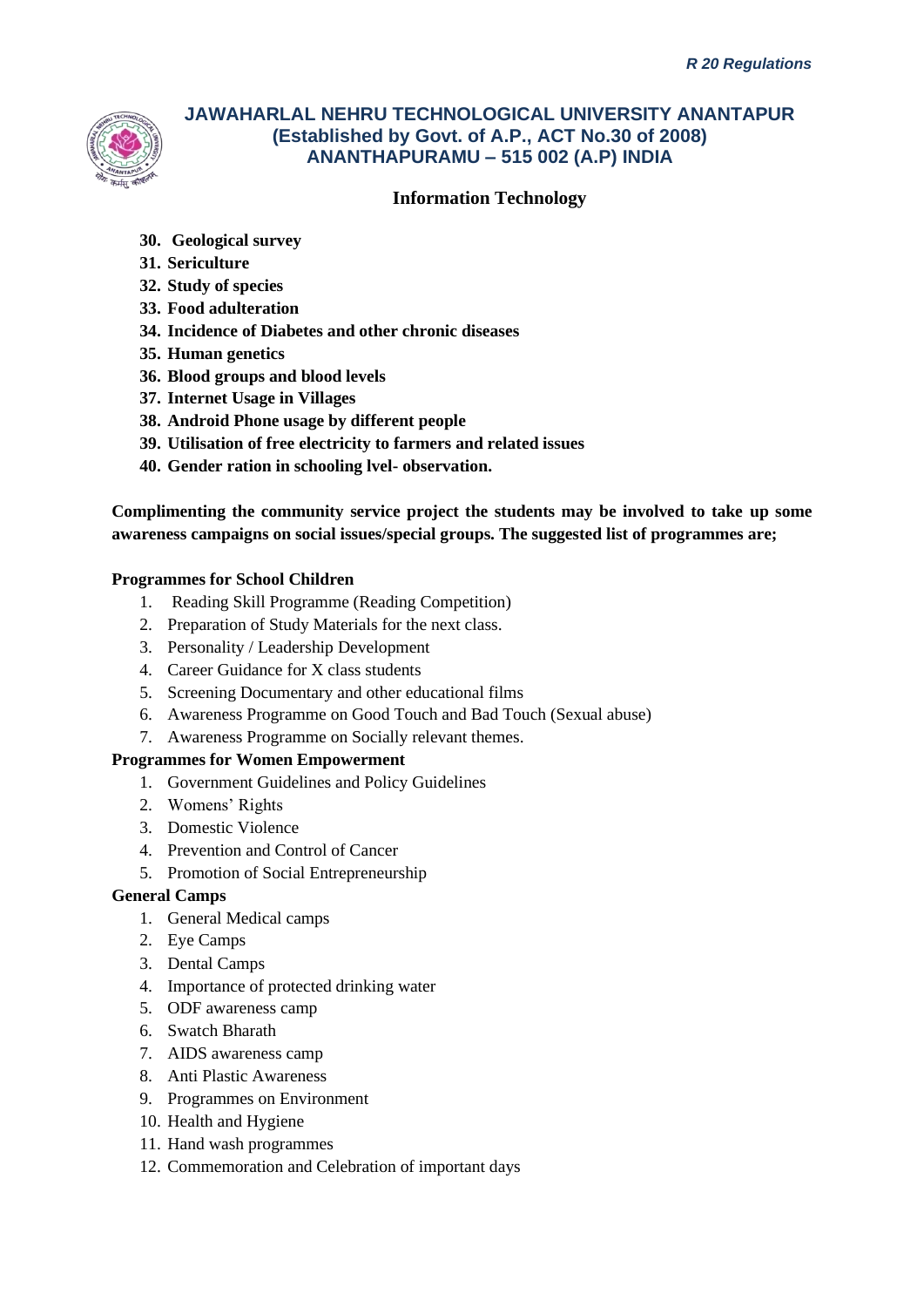**Information Technology**

30. **Geological survey**
31. **Sericulture**
32. **Study of species**
33. **Food adulteration**
34. **Incidence of Diabetes and other chronic diseases**
35. **Human genetics**
36. **Blood groups and blood levels**
37. **Internet Usage in Villages**
38. **Android Phone usage by different people**
39. **Utilisation of free electricity to farmers and related issues**
40. **Gender ration in schooling lvel- observation.**

**Complimenting the community service project the students may be involved to take up some awareness campaigns on social issues/special groups. The suggested list of programmes are;**

**Programmes for School Children**

1. Reading Skill Programme (Reading Competition)
2. Preparation of Study Materials for the next class.
3. Personality / Leadership Development
4. Career Guidance for X class students
5. Screening Documentary and other educational films
6. Awareness Programme on Good Touch and Bad Touch (Sexual abuse)
7. Awareness Programme on Socially relevant themes.

**Programmes for Women Empowerment**

1. Government Guidelines and Policy Guidelines
2. Womens' Rights
3. Domestic Violence
4. Prevention and Control of Cancer
5. Promotion of Social Entrepreneurship

**General Camps**

1. General Medical camps
2. Eye Camps
3. Dental Camps
4. Importance of protected drinking water
5. ODF awareness camp
6. Swatch Bharath
7. AIDS awareness camp
8. Anti Plastic Awareness
9. Programmes on Environment
10. Health and Hygiene
11. Hand wash programmes
12. Commemoration and Celebration of important days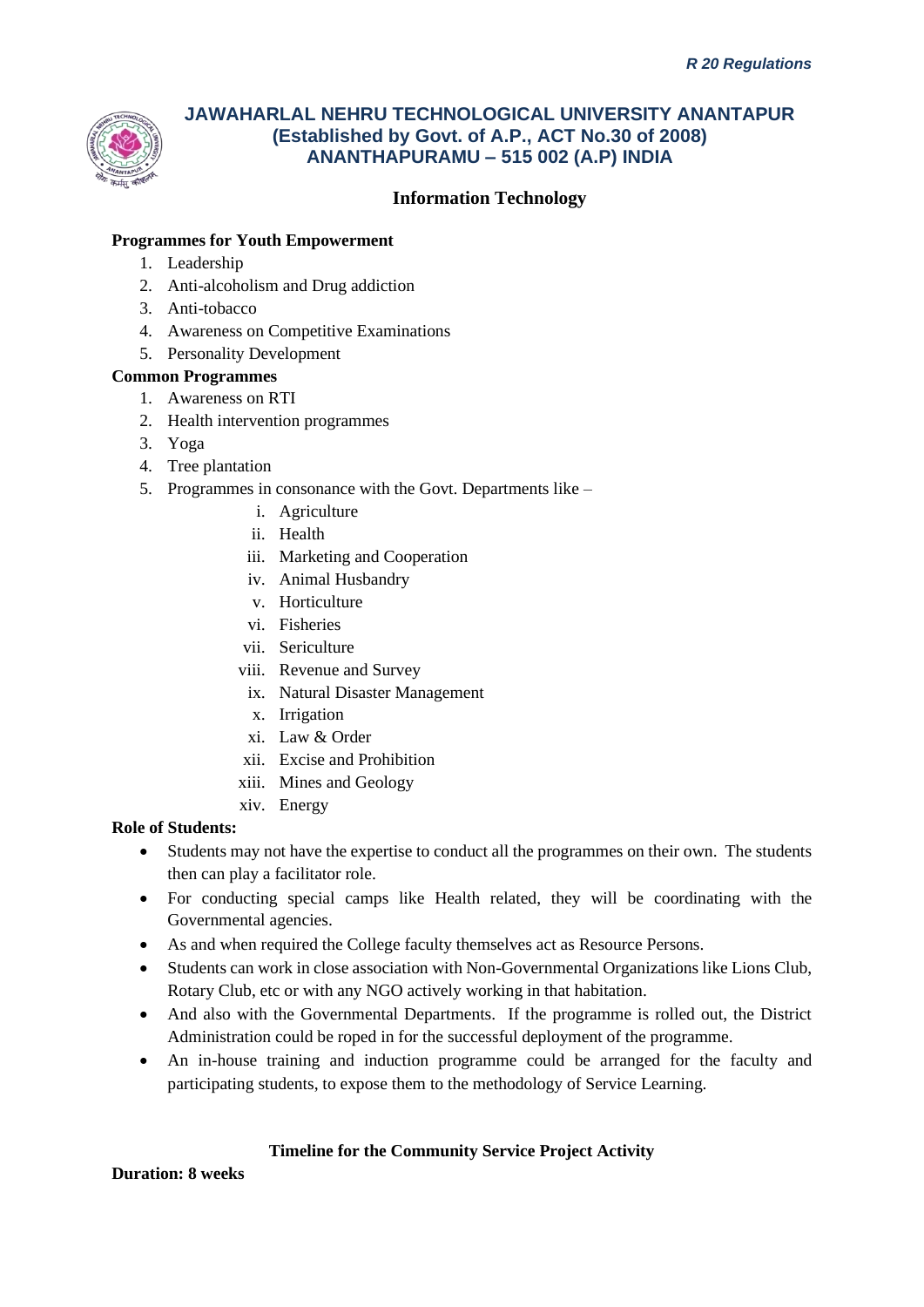**Information Technology**

**Programmes for Youth Empowerment**

1. Leadership
2. Anti-alcoholism and Drug addiction
3. Anti-tobacco
4. Awareness on Competitive Examinations
5. Personality Development

**Common Programmes**

1. Awareness on RTI
2. Health intervention programmes
3. Yoga
4. Tree plantation
5. Programmes in consonance with the Govt. Departments like –
   - i. Agriculture
   - ii. Health
   - iii. Marketing and Cooperation
   - iv. Animal Husbandry
   - v. Horticulture
   - vi. Fisheries
   - vii. Sericulture
   - viii. Revenue and Survey
   - ix. Natural Disaster Management
   - x. Irrigation
   - xi. Law & Order
   - xii. Excise and Prohibition
   - xiii. Mines and Geology
   - xiv. Energy

**Role of Students:**

- Students may not have the expertise to conduct all the programmes on their own. The students then can play a facilitator role.
- For conducting special camps like Health related, they will be coordinating with the Governmental agencies.
- As and when required the College faculty themselves act as Resource Persons.
- Students can work in close association with Non-Governmental Organizations like Lions Club, Rotary Club, etc or with any NGO actively working in that habitation.
- And also with the Governmental Departments. If the programme is rolled out, the District Administration could be roped in for the successful deployment of the programme.
- An in-house training and induction programme could be arranged for the faculty and participating students, to expose them to the methodology of Service Learning.

**Timeline for the Community Service Project Activity**

**Duration: 8 weeks**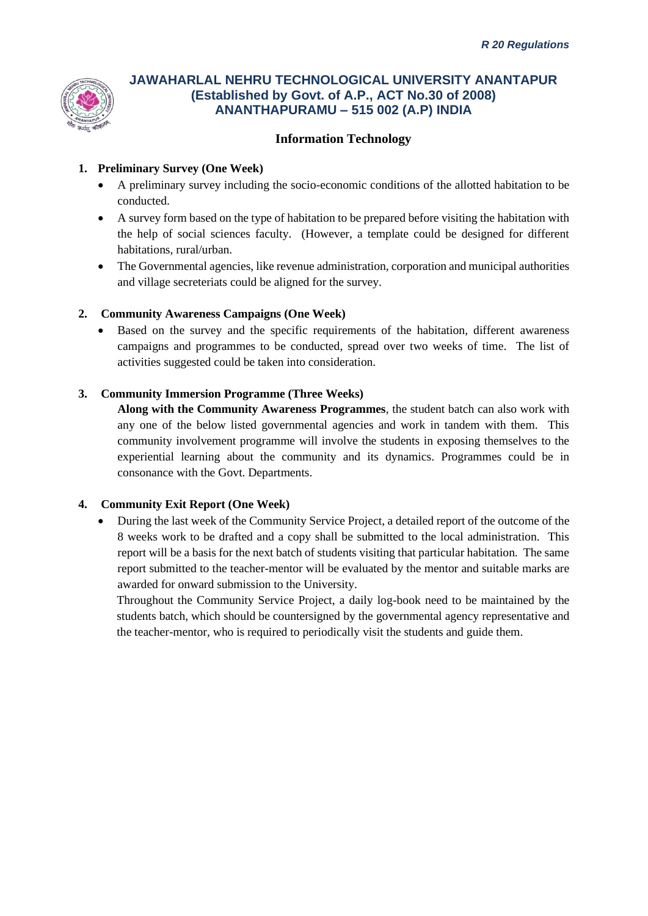# JAWAHARLAL NEHRU TECHNOLOGICAL UNIVERSITY ANANTAPUR
## (Established by Govt. of A.P., ACT No.30 of 2008)
## ANANTHAPURAMU – 515 002 (A.P) INDIA

### Information Technology

1. **Preliminary Survey (One Week)**
   - A preliminary survey including the socio-economic conditions of the allotted habitation to be conducted.
   - A survey form based on the type of habitation to be prepared before visiting the habitation with the help of social sciences faculty. (However, a template could be designed for different habitations, rural/urban.
   - The Governmental agencies, like revenue administration, corporation and municipal authorities and village secreteriats could be aligned for the survey.

2. **Community Awareness Campaigns (One Week)**
   - Based on the survey and the specific requirements of the habitation, different awareness campaigns and programmes to be conducted, spread over two weeks of time. The list of activities suggested could be taken into consideration.

3. **Community Immersion Programme (Three Weeks)**

   **Along with the Community Awareness Programmes**, the student batch can also work with any one of the below listed governmental agencies and work in tandem with them. This community involvement programme will involve the students in exposing themselves to the experiential learning about the community and its dynamics. Programmes could be in consonance with the Govt. Departments.

4. **Community Exit Report (One Week)**
   - During the last week of the Community Service Project, a detailed report of the outcome of the 8 weeks work to be drafted and a copy shall be submitted to the local administration. This report will be a basis for the next batch of students visiting that particular habitation. The same report submitted to the teacher-mentor will be evaluated by the mentor and suitable marks are awarded for onward submission to the University.

   Throughout the Community Service Project, a daily log-book need to be maintained by the students batch, which should be countersigned by the governmental agency representative and the teacher-mentor, who is required to periodically visit the students and guide them.